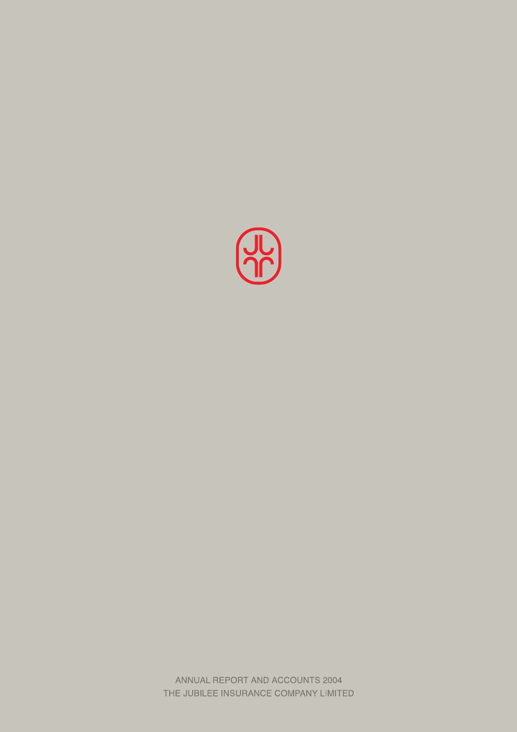ANNUAL REPORT AND ACCOUNTS 2004

THE JUBILEE INSURANCE COMPANY LIMITED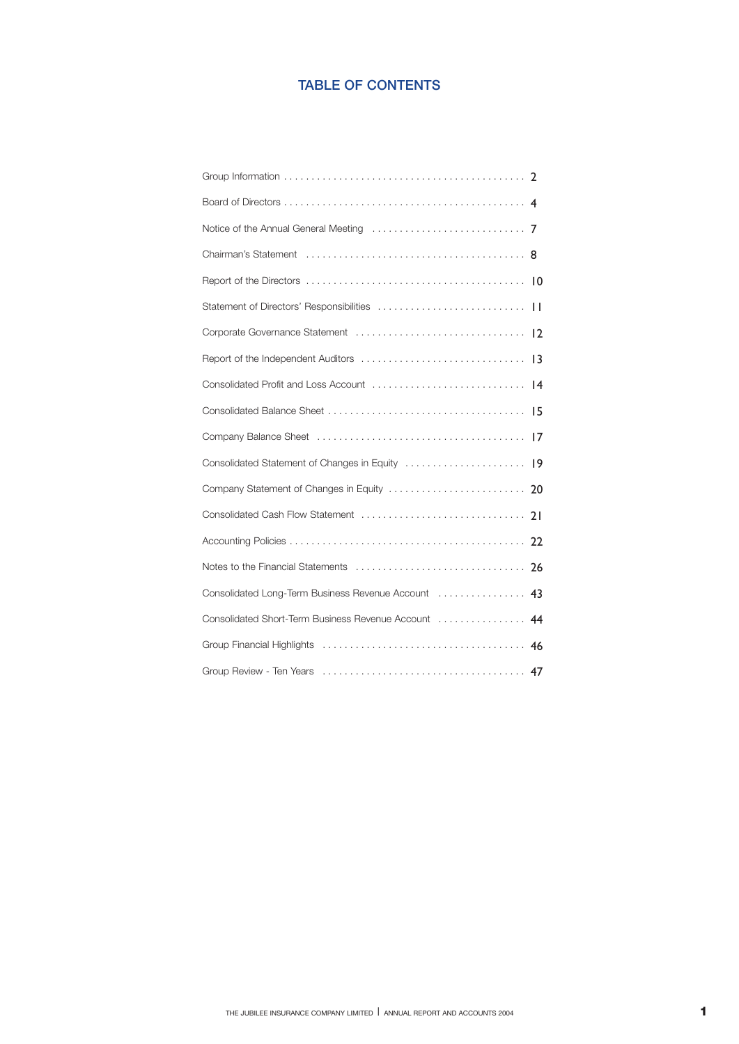# TABLE OF CONTENTS

| | |
|---|---|
| Group Information | 2 |
| Board of Directors | 4 |
| Notice of the Annual General Meeting | 7 |
| Chairman's Statement | 8 |
| Report of the Directors | 10 |
| Statement of Directors' Responsibilities | 11 |
| Corporate Governance Statement | 12 |
| Report of the Independent Auditors | 13 |
| Consolidated Profit and Loss Account | 14 |
| Consolidated Balance Sheet | 15 |
| Company Balance Sheet | 17 |
| Consolidated Statement of Changes in Equity | 19 |
| Company Statement of Changes in Equity | 20 |
| Consolidated Cash Flow Statement | 21 |
| Accounting Policies | 22 |
| Notes to the Financial Statements | 26 |
| Consolidated Long-Term Business Revenue Account | 43 |
| Consolidated Short-Term Business Revenue Account | 44 |
| Group Financial Highlights | 46 |
| Group Review - Ten Years | 47 |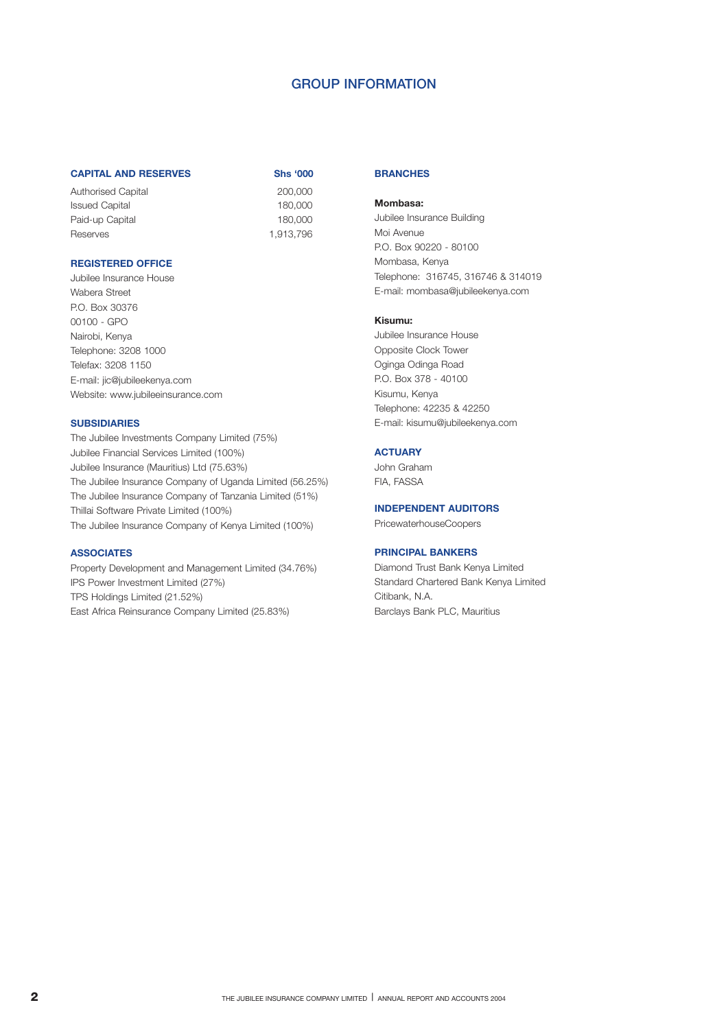# GROUP INFORMATION

### CAPITAL AND RESERVES

| | Shs '000 |
|---|---|
| Authorised Capital | 200,000 |
| Issued Capital | 180,000 |
| Paid-up Capital | 180,000 |
| Reserves | 1,913,796 |

### REGISTERED OFFICE

Jubilee Insurance House
Wabera Street
P.O. Box 30376
00100 - GPO
Nairobi, Kenya
Telephone: 3208 1000
Telefax: 3208 1150
E-mail: jic@jubileekenya.com
Website: www.jubileeinsurance.com

### SUBSIDIARIES

The Jubilee Investments Company Limited (75%)
Jubilee Financial Services Limited (100%)
Jubilee Insurance (Mauritius) Ltd (75.63%)
The Jubilee Insurance Company of Uganda Limited (56.25%)
The Jubilee Insurance Company of Tanzania Limited (51%)
Thillai Software Private Limited (100%)
The Jubilee Insurance Company of Kenya Limited (100%)

### ASSOCIATES

Property Development and Management Limited (34.76%)
IPS Power Investment Limited (27%)
TPS Holdings Limited (21.52%)
East Africa Reinsurance Company Limited (25.83%)

### BRANCHES

**Mombasa:**
Jubilee Insurance Building
Moi Avenue
P.O. Box 90220 - 80100
Mombasa, Kenya
Telephone: 316745, 316746 & 314019
E-mail: mombasa@jubileekenya.com

**Kisumu:**
Jubilee Insurance House
Opposite Clock Tower
Oginga Odinga Road
P.O. Box 378 - 40100
Kisumu, Kenya
Telephone: 42235 & 42250
E-mail: kisumu@jubileekenya.com

### ACTUARY

John Graham
FIA, FASSA

### INDEPENDENT AUDITORS

PricewaterhouseCoopers

### PRINCIPAL BANKERS

Diamond Trust Bank Kenya Limited
Standard Chartered Bank Kenya Limited
Citibank, N.A.
Barclays Bank PLC, Mauritius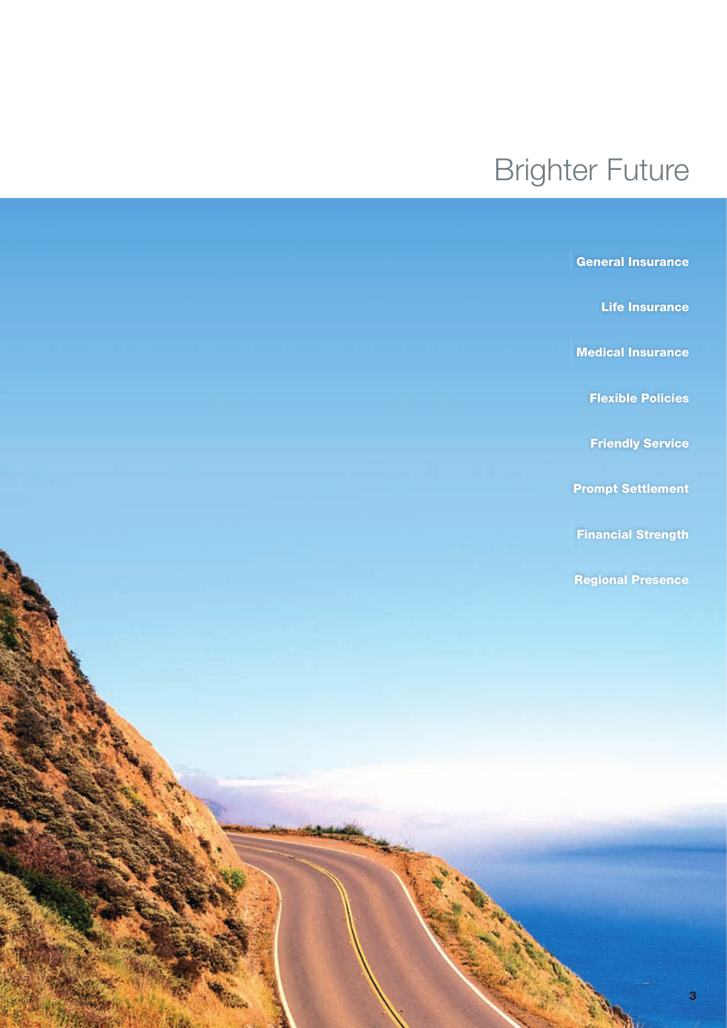# Brighter Future

**General Insurance**

**Life Insurance**

**Medical Insurance**

**Flexible Policies**

**Friendly Service**

**Prompt Settlement**

**Financial Strength**

**Regional Presence**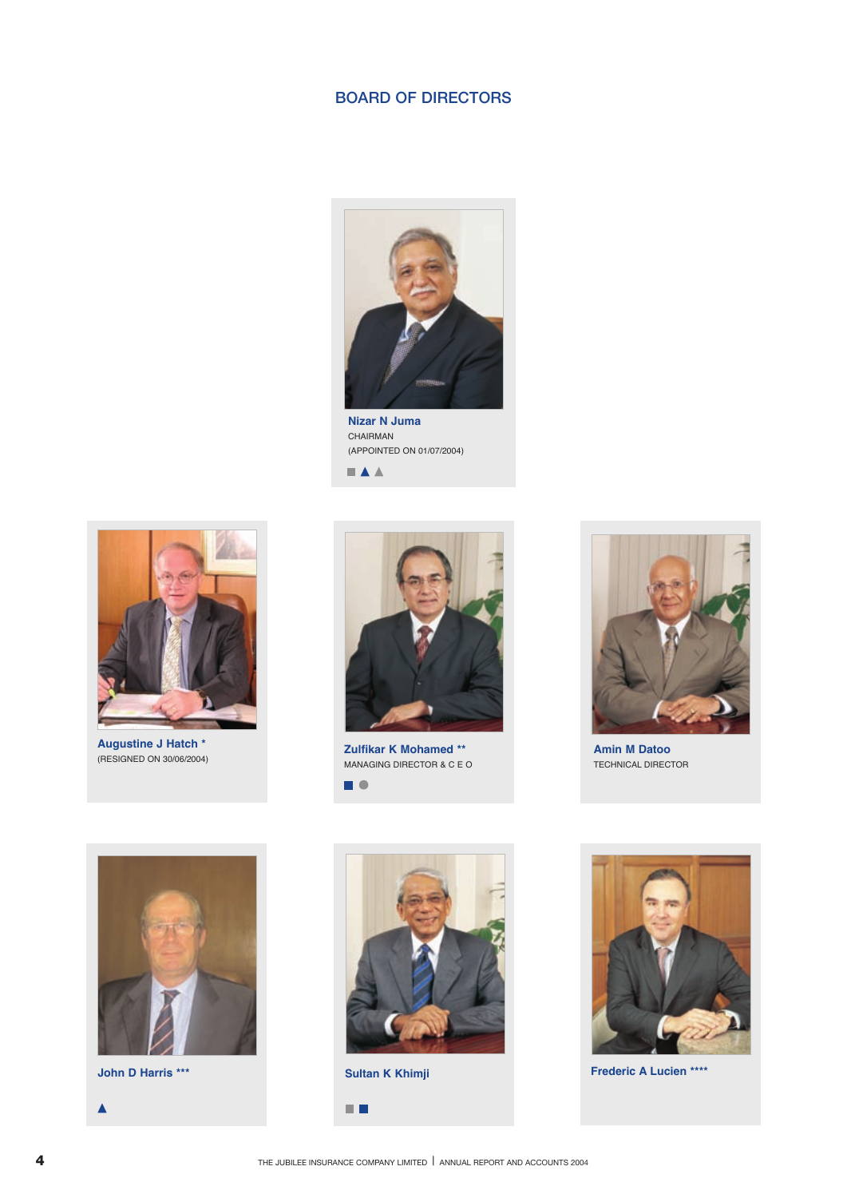# BOARD OF DIRECTORS

**Nizar N Juma**
CHAIRMAN
(APPOINTED ON 01/07/2004)

■ ▲ ▲

**Augustine J Hatch \***
(RESIGNED ON 30/06/2004)

**Zulfikar K Mohamed \*\***
MANAGING DIRECTOR & C E O

■ ●

**Amin M Datoo**
TECHNICAL DIRECTOR

**John D Harris \*\*\***

▲

**Sultan K Khimji**

■ ■

**Frederic A Lucien \*\*\*\***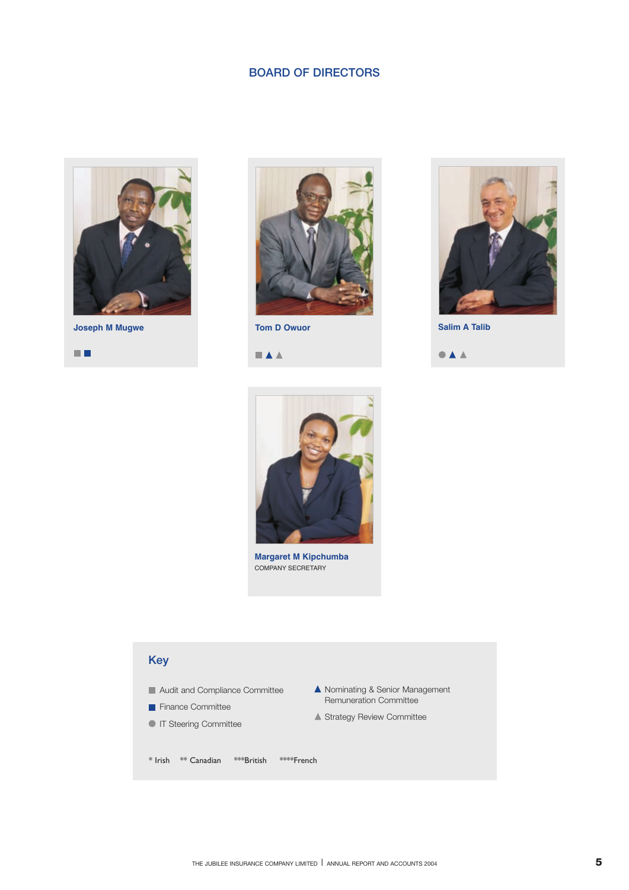## BOARD OF DIRECTORS

**Joseph M Mugwe**

■ ■

**Tom D Owuor**

■ ▲ ▲

**Salim A Talib**

● ▲ ▲

**Margaret M Kipchumba**
COMPANY SECRETARY

### Key

- ■ Audit and Compliance Committee
- ■ Finance Committee
- ● IT Steering Committee
- ▲ Nominating & Senior Management Remuneration Committee
- ▲ Strategy Review Committee

* Irish ** Canadian ***British ****French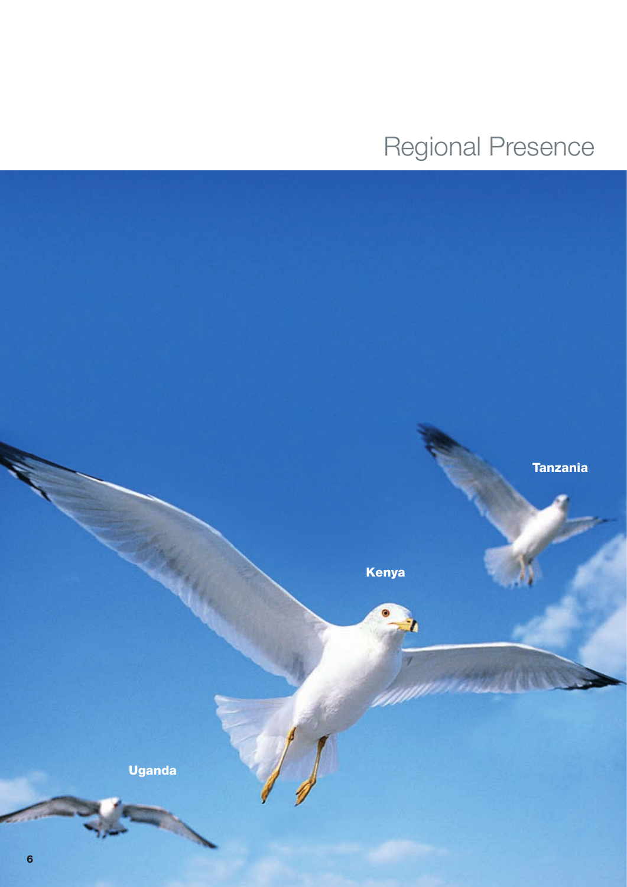# Regional Presence

Tanzania

Kenya

Uganda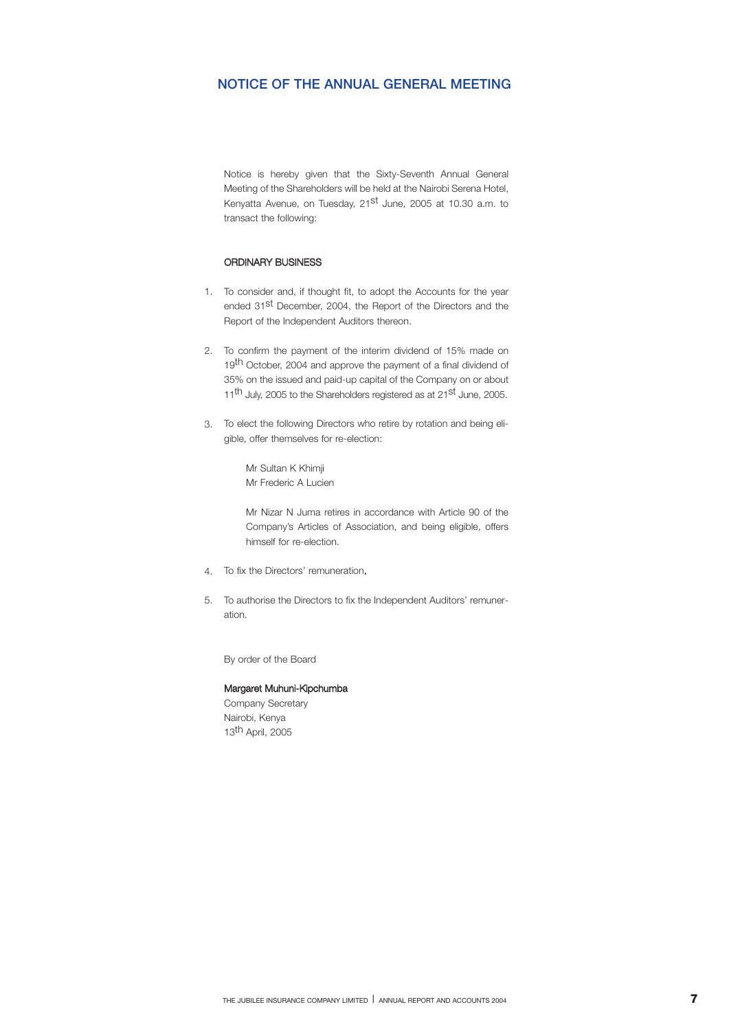# NOTICE OF THE ANNUAL GENERAL MEETING

Notice is hereby given that the Sixty-Seventh Annual General Meeting of the Shareholders will be held at the Nairobi Serena Hotel, Kenyatta Avenue, on Tuesday, 21st June, 2005 at 10.30 a.m. to transact the following:

**ORDINARY BUSINESS**

1. To consider and, if thought fit, to adopt the Accounts for the year ended 31st December, 2004, the Report of the Directors and the Report of the Independent Auditors thereon.

2. To confirm the payment of the interim dividend of 15% made on 19th October, 2004 and approve the payment of a final dividend of 35% on the issued and paid-up capital of the Company on or about 11th July, 2005 to the Shareholders registered as at 21st June, 2005.

3. To elect the following Directors who retire by rotation and being eligible, offer themselves for re-election:

   Mr Sultan K Khimji
   Mr Frederic A Lucien

   Mr Nizar N Juma retires in accordance with Article 90 of the Company's Articles of Association, and being eligible, offers himself for re-election.

4. To fix the Directors' remuneration.

5. To authorise the Directors to fix the Independent Auditors' remuneration.

By order of the Board

**Margaret Muhuni-Kipchumba**
Company Secretary
Nairobi, Kenya
13th April, 2005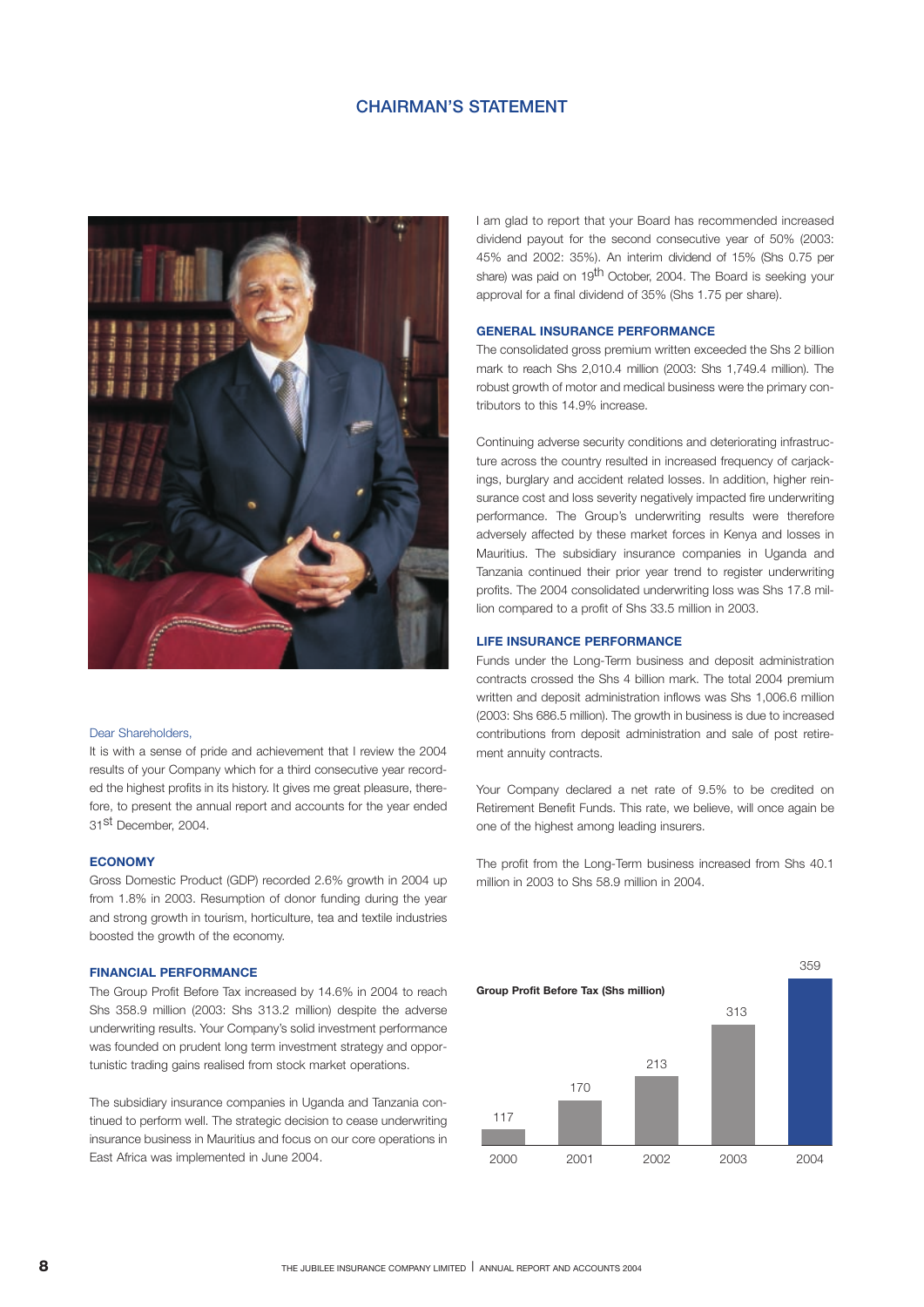# CHAIRMAN'S STATEMENT

Dear Shareholders,

It is with a sense of pride and achievement that I review the 2004 results of your Company which for a third consecutive year recorded the highest profits in its history. It gives me great pleasure, therefore, to present the annual report and accounts for the year ended 31st December, 2004.

## ECONOMY

Gross Domestic Product (GDP) recorded 2.6% growth in 2004 up from 1.8% in 2003. Resumption of donor funding during the year and strong growth in tourism, horticulture, tea and textile industries boosted the growth of the economy.

## FINANCIAL PERFORMANCE

The Group Profit Before Tax increased by 14.6% in 2004 to reach Shs 358.9 million (2003: Shs 313.2 million) despite the adverse underwriting results. Your Company's solid investment performance was founded on prudent long term investment strategy and opportunistic trading gains realised from stock market operations.

The subsidiary insurance companies in Uganda and Tanzania continued to perform well. The strategic decision to cease underwriting insurance business in Mauritius and focus on our core operations in East Africa was implemented in June 2004.

I am glad to report that your Board has recommended increased dividend payout for the second consecutive year of 50% (2003: 45% and 2002: 35%). An interim dividend of 15% (Shs 0.75 per share) was paid on 19th October, 2004. The Board is seeking your approval for a final dividend of 35% (Shs 1.75 per share).

## GENERAL INSURANCE PERFORMANCE

The consolidated gross premium written exceeded the Shs 2 billion mark to reach Shs 2,010.4 million (2003: Shs 1,749.4 million). The robust growth of motor and medical business were the primary contributors to this 14.9% increase.

Continuing adverse security conditions and deteriorating infrastructure across the country resulted in increased frequency of carjackings, burglary and accident related losses. In addition, higher reinsurance cost and loss severity negatively impacted fire underwriting performance. The Group's underwriting results were therefore adversely affected by these market forces in Kenya and losses in Mauritius. The subsidiary insurance companies in Uganda and Tanzania continued their prior year trend to register underwriting profits. The 2004 consolidated underwriting loss was Shs 17.8 million compared to a profit of Shs 33.5 million in 2003.

## LIFE INSURANCE PERFORMANCE

Funds under the Long-Term business and deposit administration contracts crossed the Shs 4 billion mark. The total 2004 premium written and deposit administration inflows was Shs 1,006.6 million (2003: Shs 686.5 million). The growth in business is due to increased contributions from deposit administration and sale of post retirement annuity contracts.

Your Company declared a net rate of 9.5% to be credited on Retirement Benefit Funds. This rate, we believe, will once again be one of the highest among leading insurers.

The profit from the Long-Term business increased from Shs 40.1 million in 2003 to Shs 58.9 million in 2004.

**Group Profit Before Tax (Shs million)**

| Year | 2000 | 2001 | 2002 | 2003 | 2004 |
|---|---|---|---|---|---|
| Profit | 117 | 170 | 213 | 313 | 359 |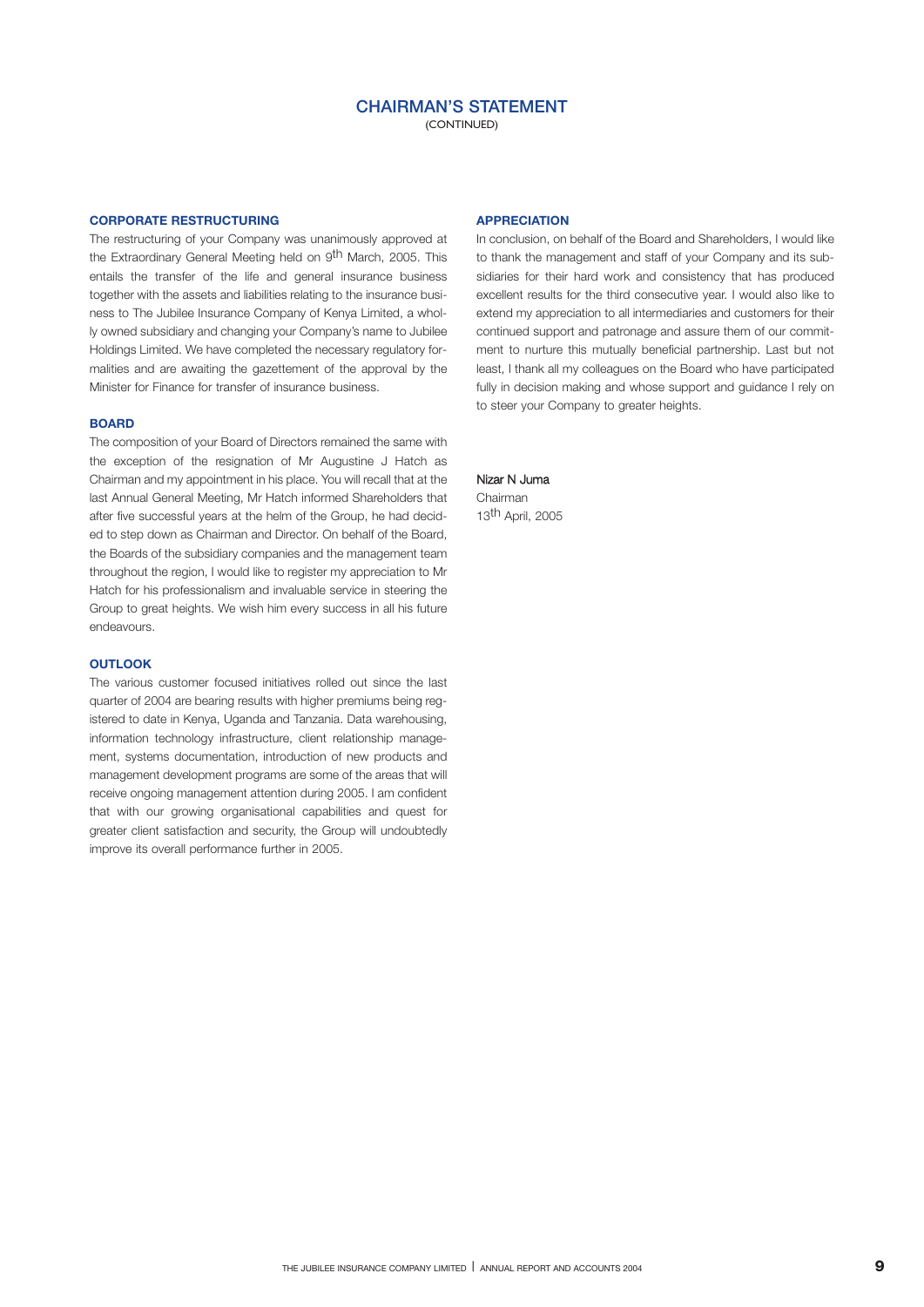# CHAIRMAN'S STATEMENT
(CONTINUED)

### CORPORATE RESTRUCTURING

The restructuring of your Company was unanimously approved at the Extraordinary General Meeting held on 9th March, 2005. This entails the transfer of the life and general insurance business together with the assets and liabilities relating to the insurance business to The Jubilee Insurance Company of Kenya Limited, a wholly owned subsidiary and changing your Company's name to Jubilee Holdings Limited. We have completed the necessary regulatory formalities and are awaiting the gazettement of the approval by the Minister for Finance for transfer of insurance business.

### BOARD

The composition of your Board of Directors remained the same with the exception of the resignation of Mr Augustine J Hatch as Chairman and my appointment in his place. You will recall that at the last Annual General Meeting, Mr Hatch informed Shareholders that after five successful years at the helm of the Group, he had decided to step down as Chairman and Director. On behalf of the Board, the Boards of the subsidiary companies and the management team throughout the region, I would like to register my appreciation to Mr Hatch for his professionalism and invaluable service in steering the Group to great heights. We wish him every success in all his future endeavours.

### OUTLOOK

The various customer focused initiatives rolled out since the last quarter of 2004 are bearing results with higher premiums being registered to date in Kenya, Uganda and Tanzania. Data warehousing, information technology infrastructure, client relationship management, systems documentation, introduction of new products and management development programs are some of the areas that will receive ongoing management attention during 2005. I am confident that with our growing organisational capabilities and quest for greater client satisfaction and security, the Group will undoubtedly improve its overall performance further in 2005.

### APPRECIATION

In conclusion, on behalf of the Board and Shareholders, I would like to thank the management and staff of your Company and its subsidiaries for their hard work and consistency that has produced excellent results for the third consecutive year. I would also like to extend my appreciation to all intermediaries and customers for their continued support and patronage and assure them of our commitment to nurture this mutually beneficial partnership. Last but not least, I thank all my colleagues on the Board who have participated fully in decision making and whose support and guidance I rely on to steer your Company to greater heights.

Nizar N Juma
Chairman
13th April, 2005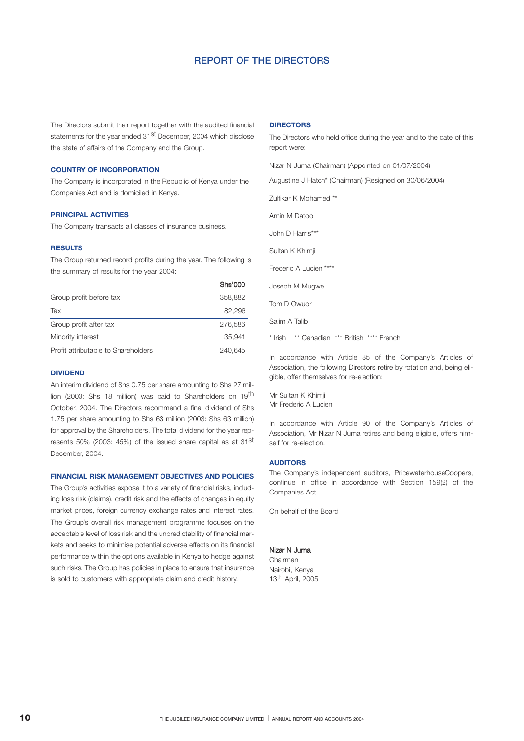# REPORT OF THE DIRECTORS

The Directors submit their report together with the audited financial statements for the year ended 31st December, 2004 which disclose the state of affairs of the Company and the Group.

### COUNTRY OF INCORPORATION

The Company is incorporated in the Republic of Kenya under the Companies Act and is domiciled in Kenya.

### PRINCIPAL ACTIVITIES

The Company transacts all classes of insurance business.

### RESULTS

The Group returned record profits during the year. The following is the summary of results for the year 2004:

| | Shs'000 |
|---|---|
| Group profit before tax | 358,882 |
| Tax | 82,296 |
| Group profit after tax | 276,586 |
| Minority interest | 35,941 |
| Profit attributable to Shareholders | 240,645 |

### DIVIDEND

An interim dividend of Shs 0.75 per share amounting to Shs 27 million (2003: Shs 18 million) was paid to Shareholders on 19th October, 2004. The Directors recommend a final dividend of Shs 1.75 per share amounting to Shs 63 million (2003: Shs 63 million) for approval by the Shareholders. The total dividend for the year represents 50% (2003: 45%) of the issued share capital as at 31st December, 2004.

### FINANCIAL RISK MANAGEMENT OBJECTIVES AND POLICIES

The Group's activities expose it to a variety of financial risks, including loss risk (claims), credit risk and the effects of changes in equity market prices, foreign currency exchange rates and interest rates. The Group's overall risk management programme focuses on the acceptable level of loss risk and the unpredictability of financial markets and seeks to minimise potential adverse effects on its financial performance within the options available in Kenya to hedge against such risks. The Group has policies in place to ensure that insurance is sold to customers with appropriate claim and credit history.

### DIRECTORS

The Directors who held office during the year and to the date of this report were:

Nizar N Juma (Chairman) (Appointed on 01/07/2004)

Augustine J Hatch* (Chairman) (Resigned on 30/06/2004)

Zulfikar K Mohamed **

Amin M Datoo

John D Harris***

Sultan K Khimji

Frederic A Lucien ****

Joseph M Mugwe

Tom D Owuor

Salim A Talib

\* Irish ** Canadian *** British **** French

In accordance with Article 85 of the Company's Articles of Association, the following Directors retire by rotation and, being eligible, offer themselves for re-election:

Mr Sultan K Khimji
Mr Frederic A Lucien

In accordance with Article 90 of the Company's Articles of Association, Mr Nizar N Juma retires and being eligible, offers himself for re-election.

### AUDITORS

The Company's independent auditors, PricewaterhouseCoopers, continue in office in accordance with Section 159(2) of the Companies Act.

On behalf of the Board

**Nizar N Juma**
Chairman
Nairobi, Kenya
13th April, 2005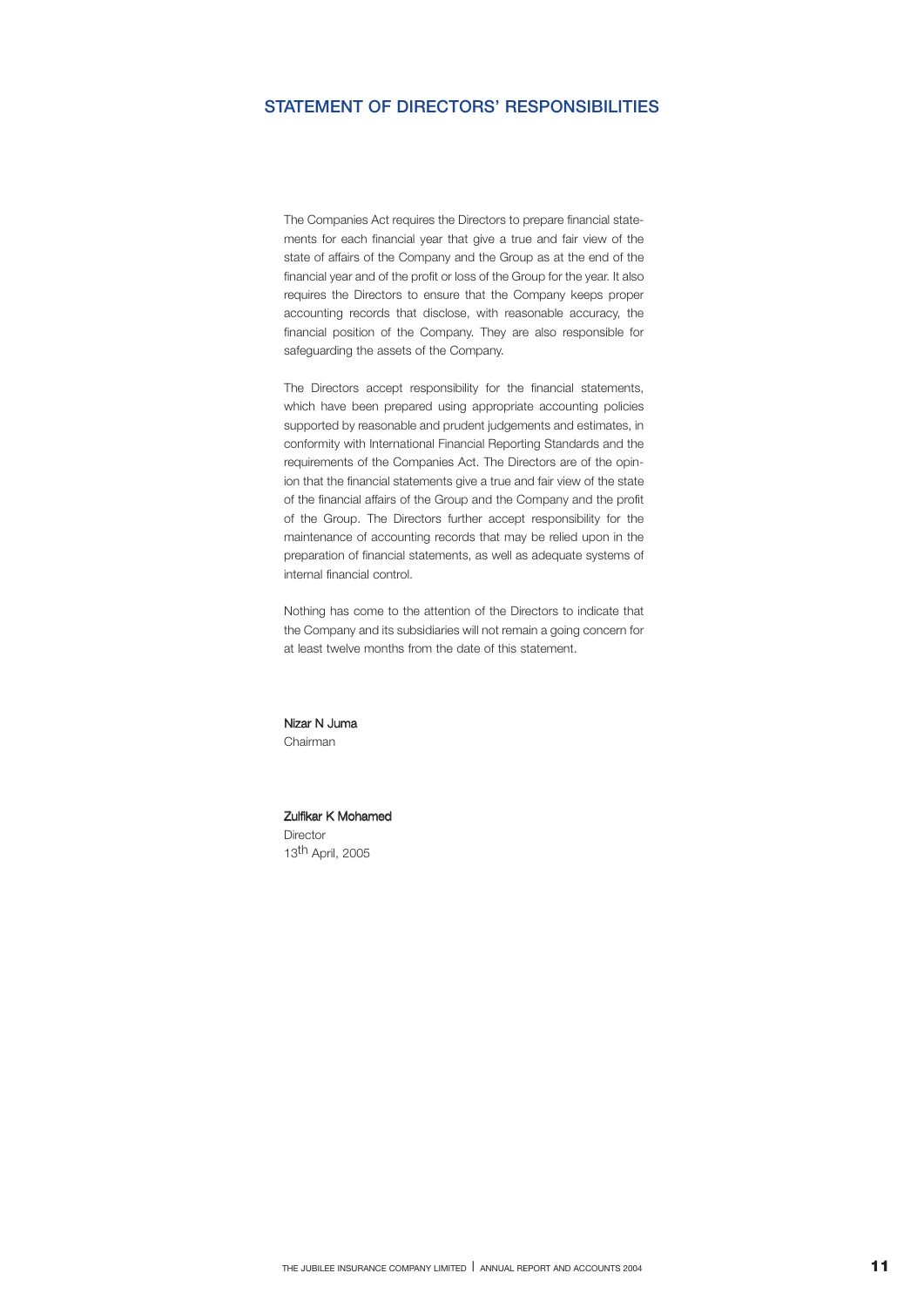# STATEMENT OF DIRECTORS' RESPONSIBILITIES

The Companies Act requires the Directors to prepare financial statements for each financial year that give a true and fair view of the state of affairs of the Company and the Group as at the end of the financial year and of the profit or loss of the Group for the year. It also requires the Directors to ensure that the Company keeps proper accounting records that disclose, with reasonable accuracy, the financial position of the Company. They are also responsible for safeguarding the assets of the Company.

The Directors accept responsibility for the financial statements, which have been prepared using appropriate accounting policies supported by reasonable and prudent judgements and estimates, in conformity with International Financial Reporting Standards and the requirements of the Companies Act. The Directors are of the opinion that the financial statements give a true and fair view of the state of the financial affairs of the Group and the Company and the profit of the Group. The Directors further accept responsibility for the maintenance of accounting records that may be relied upon in the preparation of financial statements, as well as adequate systems of internal financial control.

Nothing has come to the attention of the Directors to indicate that the Company and its subsidiaries will not remain a going concern for at least twelve months from the date of this statement.

**Nizar N Juma**
Chairman

**Zulfikar K Mohamed**
Director
13th April, 2005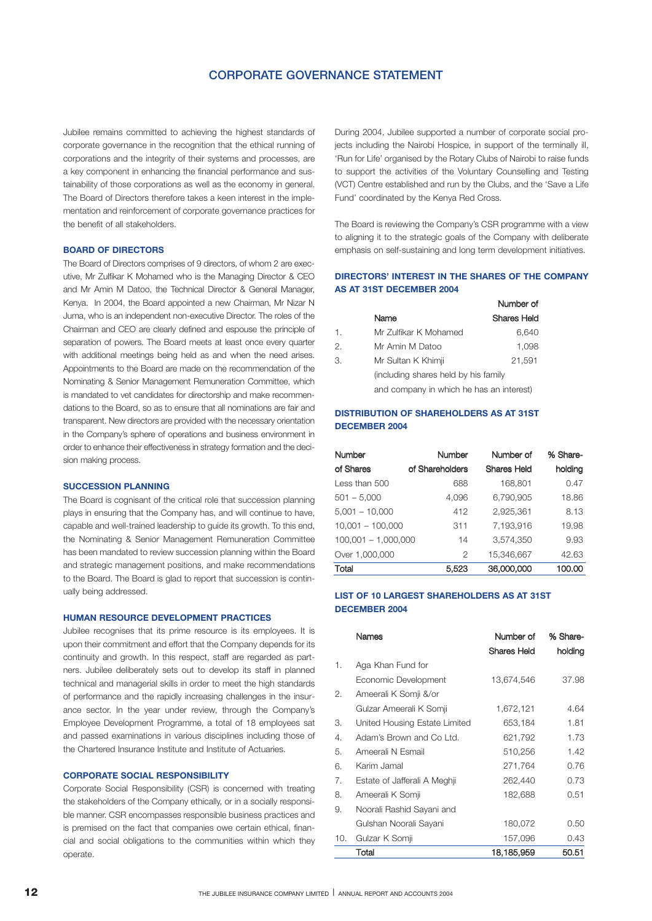# CORPORATE GOVERNANCE STATEMENT

Jubilee remains committed to achieving the highest standards of corporate governance in the recognition that the ethical running of corporations and the integrity of their systems and processes, are a key component in enhancing the financial performance and sustainability of those corporations as well as the economy in general. The Board of Directors therefore takes a keen interest in the implementation and reinforcement of corporate governance practices for the benefit of all stakeholders.

### BOARD OF DIRECTORS

The Board of Directors comprises of 9 directors, of whom 2 are executive, Mr Zulfikar K Mohamed who is the Managing Director & CEO and Mr Amin M Datoo, the Technical Director & General Manager, Kenya. In 2004, the Board appointed a new Chairman, Mr Nizar N Juma, who is an independent non-executive Director. The roles of the Chairman and CEO are clearly defined and espouse the principle of separation of powers. The Board meets at least once every quarter with additional meetings being held as and when the need arises. Appointments to the Board are made on the recommendation of the Nominating & Senior Management Remuneration Committee, which is mandated to vet candidates for directorship and make recommendations to the Board, so as to ensure that all nominations are fair and transparent. New directors are provided with the necessary orientation in the Company's sphere of operations and business environment in order to enhance their effectiveness in strategy formation and the decision making process.

### SUCCESSION PLANNING

The Board is cognisant of the critical role that succession planning plays in ensuring that the Company has, and will continue to have, capable and well-trained leadership to guide its growth. To this end, the Nominating & Senior Management Remuneration Committee has been mandated to review succession planning within the Board and strategic management positions, and make recommendations to the Board. The Board is glad to report that succession is continually being addressed.

### HUMAN RESOURCE DEVELOPMENT PRACTICES

Jubilee recognises that its prime resource is its employees. It is upon their commitment and effort that the Company depends for its continuity and growth. In this respect, staff are regarded as partners. Jubilee deliberately sets out to develop its staff in planned technical and managerial skills in order to meet the high standards of performance and the rapidly increasing challenges in the insurance sector. In the year under review, through the Company's Employee Development Programme, a total of 18 employees sat and passed examinations in various disciplines including those of the Chartered Insurance Institute and Institute of Actuaries.

### CORPORATE SOCIAL RESPONSIBILITY

Corporate Social Responsibility (CSR) is concerned with treating the stakeholders of the Company ethically, or in a socially responsible manner. CSR encompasses responsible business practices and is premised on the fact that companies owe certain ethical, financial and social obligations to the communities within which they operate.

During 2004, Jubilee supported a number of corporate social projects including the Nairobi Hospice, in support of the terminally ill, 'Run for Life' organised by the Rotary Clubs of Nairobi to raise funds to support the activities of the Voluntary Counselling and Testing (VCT) Centre established and run by the Clubs, and the 'Save a Life Fund' coordinated by the Kenya Red Cross.

The Board is reviewing the Company's CSR programme with a view to aligning it to the strategic goals of the Company with deliberate emphasis on self-sustaining and long term development initiatives.

### DIRECTORS' INTEREST IN THE SHARES OF THE COMPANY AS AT 31ST DECEMBER 2004

| | Name | Number of Shares Held |
|---|---|---|
| 1. | Mr Zulfikar K Mohamed | 6,640 |
| 2. | Mr Amin M Datoo | 1,098 |
| 3. | Mr Sultan K Khimji<br>(including shares held by his family and company in which he has an interest) | 21,591 |

### DISTRIBUTION OF SHAREHOLDERS AS AT 31ST DECEMBER 2004

| Number of Shares | Number of Shareholders | Number of Shares Held | % Shareholding |
|---|---|---|---|
| Less than 500 | 688 | 168,801 | 0.47 |
| 501 – 5,000 | 4,096 | 6,790,905 | 18.86 |
| 5,001 – 10,000 | 412 | 2,925,361 | 8.13 |
| 10,001 – 100,000 | 311 | 7,193,916 | 19.98 |
| 100,001 – 1,000,000 | 14 | 3,574,350 | 9.93 |
| Over 1,000,000 | 2 | 15,346,667 | 42.63 |
| Total | 5,523 | 36,000,000 | 100.00 |

### LIST OF 10 LARGEST SHAREHOLDERS AS AT 31ST DECEMBER 2004

| | Names | Number of Shares Held | % Shareholding |
|---|---|---|---|
| 1. | Aga Khan Fund for Economic Development | 13,674,546 | 37.98 |
| 2. | Ameerali K Somji &/or Gulzar Ameerali K Somji | 1,672,121 | 4.64 |
| 3. | United Housing Estate Limited | 653,184 | 1.81 |
| 4. | Adam's Brown and Co Ltd. | 621,792 | 1.73 |
| 5. | Ameerali N Esmail | 510,256 | 1.42 |
| 6. | Karim Jamal | 271,764 | 0.76 |
| 7. | Estate of Jafferali A Meghji | 262,440 | 0.73 |
| 8. | Ameerali K Somji | 182,688 | 0.51 |
| 9. | Noorali Rashid Sayani and Gulshan Noorali Sayani | 180,072 | 0.50 |
| 10. | Gulzar K Somji | 157,096 | 0.43 |
| | Total | 18,185,959 | 50.51 |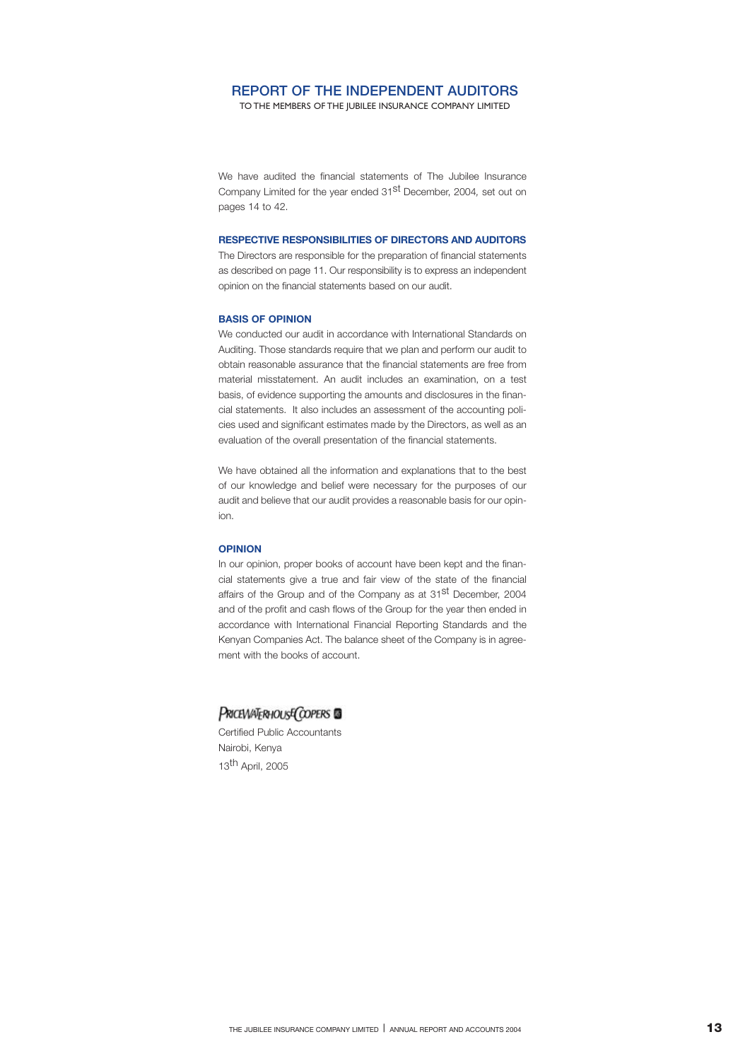# REPORT OF THE INDEPENDENT AUDITORS

TO THE MEMBERS OF THE JUBILEE INSURANCE COMPANY LIMITED

We have audited the financial statements of The Jubilee Insurance Company Limited for the year ended 31st December, 2004, set out on pages 14 to 42.

### RESPECTIVE RESPONSIBILITIES OF DIRECTORS AND AUDITORS

The Directors are responsible for the preparation of financial statements as described on page 11. Our responsibility is to express an independent opinion on the financial statements based on our audit.

### BASIS OF OPINION

We conducted our audit in accordance with International Standards on Auditing. Those standards require that we plan and perform our audit to obtain reasonable assurance that the financial statements are free from material misstatement. An audit includes an examination, on a test basis, of evidence supporting the amounts and disclosures in the financial statements. It also includes an assessment of the accounting policies used and significant estimates made by the Directors, as well as an evaluation of the overall presentation of the financial statements.

We have obtained all the information and explanations that to the best of our knowledge and belief were necessary for the purposes of our audit and believe that our audit provides a reasonable basis for our opinion.

### OPINION

In our opinion, proper books of account have been kept and the financial statements give a true and fair view of the state of the financial affairs of the Group and of the Company as at 31st December, 2004 and of the profit and cash flows of the Group for the year then ended in accordance with International Financial Reporting Standards and the Kenyan Companies Act. The balance sheet of the Company is in agreement with the books of account.

PRICEWATERHOUSECOOPERS

Certified Public Accountants
Nairobi, Kenya
13th April, 2005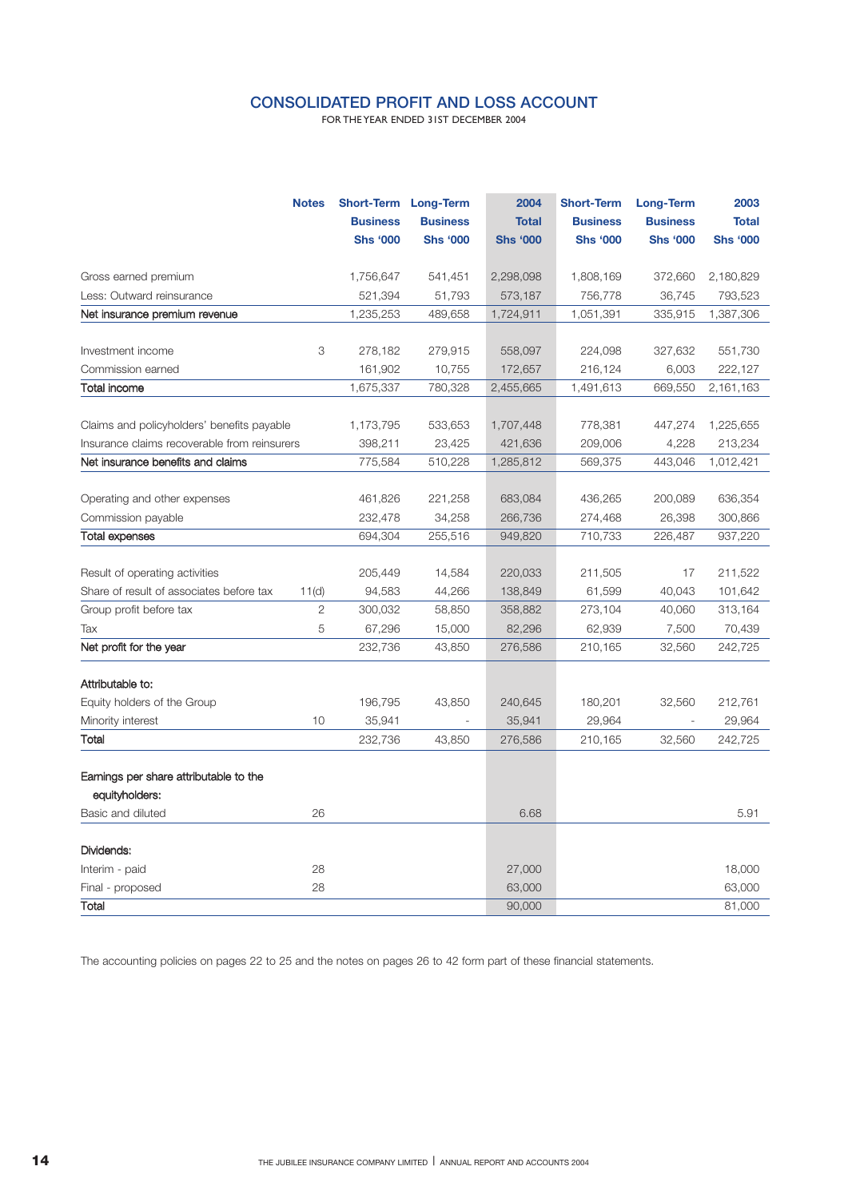# CONSOLIDATED PROFIT AND LOSS ACCOUNT

FOR THE YEAR ENDED 31ST DECEMBER 2004

| | Notes | Short-Term Business Shs '000 | Long-Term Business Shs '000 | 2004 Total Shs '000 | Short-Term Business Shs '000 | Long-Term Business Shs '000 | 2003 Total Shs '000 |
|---|---|---|---|---|---|---|---|
| Gross earned premium | | 1,756,647 | 541,451 | 2,298,098 | 1,808,169 | 372,660 | 2,180,829 |
| Less: Outward reinsurance | | 521,394 | 51,793 | 573,187 | 756,778 | 36,745 | 793,523 |
| **Net insurance premium revenue** | | 1,235,253 | 489,658 | 1,724,911 | 1,051,391 | 335,915 | 1,387,306 |
| | | | | | | | |
| Investment income | 3 | 278,182 | 279,915 | 558,097 | 224,098 | 327,632 | 551,730 |
| Commission earned | | 161,902 | 10,755 | 172,657 | 216,124 | 6,003 | 222,127 |
| **Total income** | | 1,675,337 | 780,328 | 2,455,665 | 1,491,613 | 669,550 | 2,161,163 |
| | | | | | | | |
| Claims and policyholders' benefits payable | | 1,173,795 | 533,653 | 1,707,448 | 778,381 | 447,274 | 1,225,655 |
| Insurance claims recoverable from reinsurers | | 398,211 | 23,425 | 421,636 | 209,006 | 4,228 | 213,234 |
| **Net insurance benefits and claims** | | 775,584 | 510,228 | 1,285,812 | 569,375 | 443,046 | 1,012,421 |
| | | | | | | | |
| Operating and other expenses | | 461,826 | 221,258 | 683,084 | 436,265 | 200,089 | 636,354 |
| Commission payable | | 232,478 | 34,258 | 266,736 | 274,468 | 26,398 | 300,866 |
| **Total expenses** | | 694,304 | 255,516 | 949,820 | 710,733 | 226,487 | 937,220 |
| | | | | | | | |
| Result of operating activities | | 205,449 | 14,584 | 220,033 | 211,505 | 17 | 211,522 |
| Share of result of associates before tax | 11(d) | 94,583 | 44,266 | 138,849 | 61,599 | 40,043 | 101,642 |
| Group profit before tax | 2 | 300,032 | 58,850 | 358,882 | 273,104 | 40,060 | 313,164 |
| Tax | 5 | 67,296 | 15,000 | 82,296 | 62,939 | 7,500 | 70,439 |
| **Net profit for the year** | | 232,736 | 43,850 | 276,586 | 210,165 | 32,560 | 242,725 |
| | | | | | | | |
| **Attributable to:** | | | | | | | |
| Equity holders of the Group | | 196,795 | 43,850 | 240,645 | 180,201 | 32,560 | 212,761 |
| Minority interest | 10 | 35,941 | - | 35,941 | 29,964 | - | 29,964 |
| **Total** | | 232,736 | 43,850 | 276,586 | 210,165 | 32,560 | 242,725 |
| | | | | | | | |
| **Earnings per share attributable to the equityholders:** | | | | | | | |
| Basic and diluted | 26 | | | 6.68 | | | 5.91 |
| | | | | | | | |
| **Dividends:** | | | | | | | |
| Interim - paid | 28 | | | 27,000 | | | 18,000 |
| Final - proposed | 28 | | | 63,000 | | | 63,000 |
| **Total** | | | | 90,000 | | | 81,000 |

The accounting policies on pages 22 to 25 and the notes on pages 26 to 42 form part of these financial statements.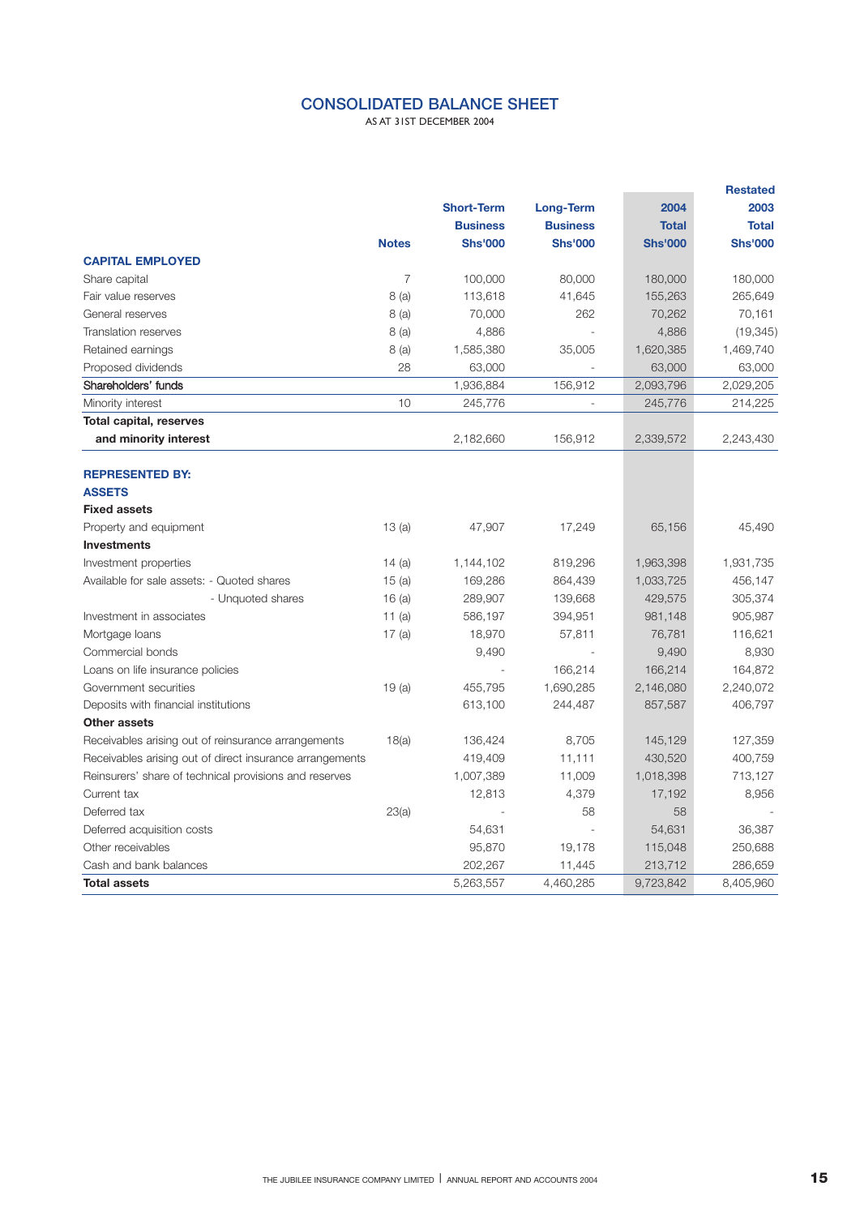# CONSOLIDATED BALANCE SHEET

AS AT 31ST DECEMBER 2004

| | Notes | Short-Term Business Shs'000 | Long-Term Business Shs'000 | 2004 Total Shs'000 | Restated 2003 Total Shs'000 |
|---|---|---|---|---|---|
| **CAPITAL EMPLOYED** | | | | | |
| Share capital | 7 | 100,000 | 80,000 | 180,000 | 180,000 |
| Fair value reserves | 8 (a) | 113,618 | 41,645 | 155,263 | 265,649 |
| General reserves | 8 (a) | 70,000 | 262 | 70,262 | 70,161 |
| Translation reserves | 8 (a) | 4,886 | - | 4,886 | (19,345) |
| Retained earnings | 8 (a) | 1,585,380 | 35,005 | 1,620,385 | 1,469,740 |
| Proposed dividends | 28 | 63,000 | - | 63,000 | 63,000 |
| Shareholders' funds | | 1,936,884 | 156,912 | 2,093,796 | 2,029,205 |
| Minority interest | 10 | 245,776 | - | 245,776 | 214,225 |
| **Total capital, reserves and minority interest** | | 2,182,660 | 156,912 | 2,339,572 | 2,243,430 |
| **REPRESENTED BY:** | | | | | |
| **ASSETS** | | | | | |
| **Fixed assets** | | | | | |
| Property and equipment | 13 (a) | 47,907 | 17,249 | 65,156 | 45,490 |
| **Investments** | | | | | |
| Investment properties | 14 (a) | 1,144,102 | 819,296 | 1,963,398 | 1,931,735 |
| Available for sale assets: - Quoted shares | 15 (a) | 169,286 | 864,439 | 1,033,725 | 456,147 |
| - Unquoted shares | 16 (a) | 289,907 | 139,668 | 429,575 | 305,374 |
| Investment in associates | 11 (a) | 586,197 | 394,951 | 981,148 | 905,987 |
| Mortgage loans | 17 (a) | 18,970 | 57,811 | 76,781 | 116,621 |
| Commercial bonds | | 9,490 | - | 9,490 | 8,930 |
| Loans on life insurance policies | | - | 166,214 | 166,214 | 164,872 |
| Government securities | 19 (a) | 455,795 | 1,690,285 | 2,146,080 | 2,240,072 |
| Deposits with financial institutions | | 613,100 | 244,487 | 857,587 | 406,797 |
| **Other assets** | | | | | |
| Receivables arising out of reinsurance arrangements | 18(a) | 136,424 | 8,705 | 145,129 | 127,359 |
| Receivables arising out of direct insurance arrangements | | 419,409 | 11,111 | 430,520 | 400,759 |
| Reinsurers' share of technical provisions and reserves | | 1,007,389 | 11,009 | 1,018,398 | 713,127 |
| Current tax | | 12,813 | 4,379 | 17,192 | 8,956 |
| Deferred tax | 23(a) | - | 58 | 58 | - |
| Deferred acquisition costs | | 54,631 | - | 54,631 | 36,387 |
| Other receivables | | 95,870 | 19,178 | 115,048 | 250,688 |
| Cash and bank balances | | 202,267 | 11,445 | 213,712 | 286,659 |
| **Total assets** | | 5,263,557 | 4,460,285 | 9,723,842 | 8,405,960 |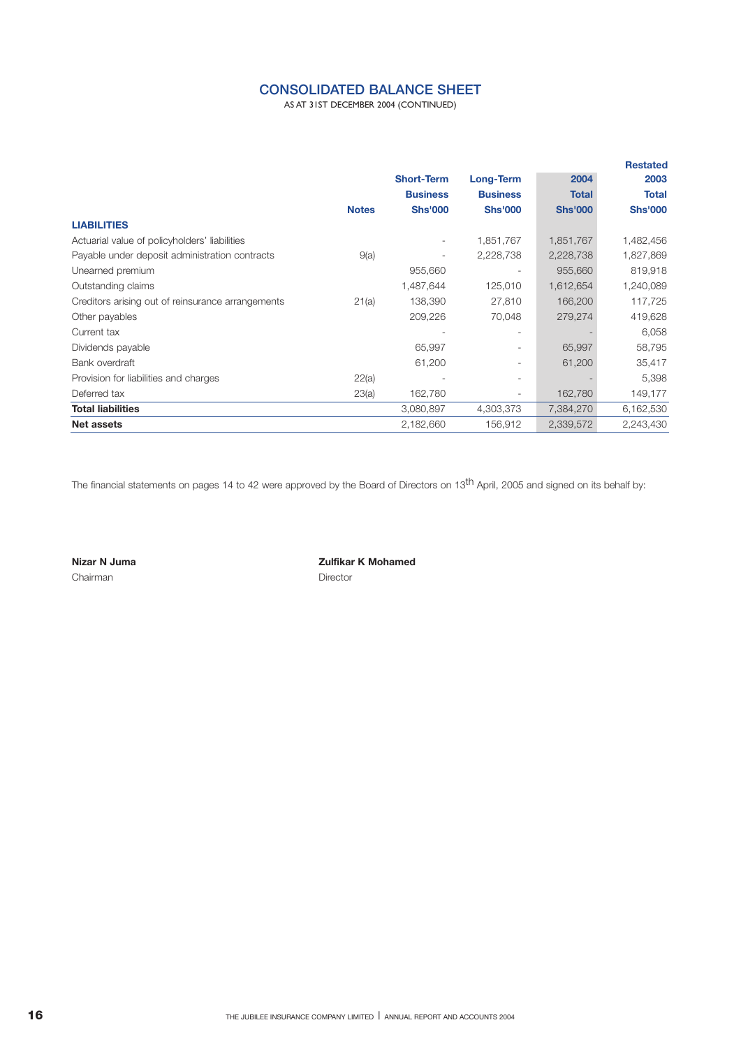# CONSOLIDATED BALANCE SHEET

AS AT 31ST DECEMBER 2004 (CONTINUED)

| | Notes | Short-Term Business Shs'000 | Long-Term Business Shs'000 | 2004 Total Shs'000 | Restated 2003 Total Shs'000 |
|---|---|---|---|---|---|
| **LIABILITIES** | | | | | |
| Actuarial value of policyholders' liabilities | | - | 1,851,767 | 1,851,767 | 1,482,456 |
| Payable under deposit administration contracts | 9(a) | - | 2,228,738 | 2,228,738 | 1,827,869 |
| Unearned premium | | 955,660 | - | 955,660 | 819,918 |
| Outstanding claims | | 1,487,644 | 125,010 | 1,612,654 | 1,240,089 |
| Creditors arising out of reinsurance arrangements | 21(a) | 138,390 | 27,810 | 166,200 | 117,725 |
| Other payables | | 209,226 | 70,048 | 279,274 | 419,628 |
| Current tax | | - | - | - | 6,058 |
| Dividends payable | | 65,997 | - | 65,997 | 58,795 |
| Bank overdraft | | 61,200 | - | 61,200 | 35,417 |
| Provision for liabilities and charges | 22(a) | - | - | - | 5,398 |
| Deferred tax | 23(a) | 162,780 | - | 162,780 | 149,177 |
| **Total liabilities** | | 3,080,897 | 4,303,373 | 7,384,270 | 6,162,530 |
| **Net assets** | | 2,182,660 | 156,912 | 2,339,572 | 2,243,430 |

The financial statements on pages 14 to 42 were approved by the Board of Directors on 13th April, 2005 and signed on its behalf by:

**Nizar N Juma**
Chairman

**Zulfikar K Mohamed**
Director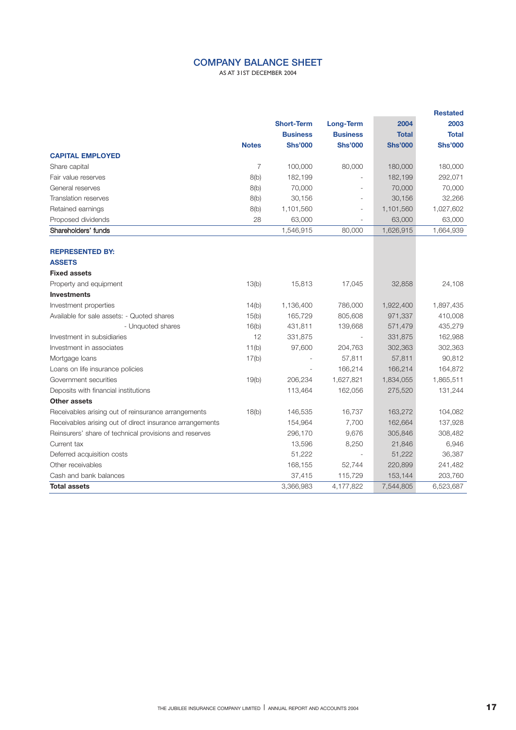# COMPANY BALANCE SHEET

AS AT 31ST DECEMBER 2004

| | Notes | Short-Term Business Shs'000 | Long-Term Business Shs'000 | 2004 Total Shs'000 | Restated 2003 Total Shs'000 |
|---|---|---|---|---|---|
| **CAPITAL EMPLOYED** | | | | | |
| Share capital | 7 | 100,000 | 80,000 | 180,000 | 180,000 |
| Fair value reserves | 8(b) | 182,199 | - | 182,199 | 292,071 |
| General reserves | 8(b) | 70,000 | - | 70,000 | 70,000 |
| Translation reserves | 8(b) | 30,156 | - | 30,156 | 32,266 |
| Retained earnings | 8(b) | 1,101,560 | - | 1,101,560 | 1,027,602 |
| Proposed dividends | 28 | 63,000 | - | 63,000 | 63,000 |
| Shareholders' funds | | 1,546,915 | 80,000 | 1,626,915 | 1,664,939 |
| | | | | | |
| **REPRESENTED BY:** | | | | | |
| **ASSETS** | | | | | |
| **Fixed assets** | | | | | |
| Property and equipment | 13(b) | 15,813 | 17,045 | 32,858 | 24,108 |
| **Investments** | | | | | |
| Investment properties | 14(b) | 1,136,400 | 786,000 | 1,922,400 | 1,897,435 |
| Available for sale assets: - Quoted shares | 15(b) | 165,729 | 805,608 | 971,337 | 410,008 |
| - Unquoted shares | 16(b) | 431,811 | 139,668 | 571,479 | 435,279 |
| Investment in subsidiaries | 12 | 331,875 | - | 331,875 | 162,988 |
| Investment in associates | 11(b) | 97,600 | 204,763 | 302,363 | 302,363 |
| Mortgage loans | 17(b) | - | 57,811 | 57,811 | 90,812 |
| Loans on life insurance policies | | - | 166,214 | 166,214 | 164,872 |
| Government securities | 19(b) | 206,234 | 1,627,821 | 1,834,055 | 1,865,511 |
| Deposits with financial institutions | | 113,464 | 162,056 | 275,520 | 131,244 |
| **Other assets** | | | | | |
| Receivables arising out of reinsurance arrangements | 18(b) | 146,535 | 16,737 | 163,272 | 104,082 |
| Receivables arising out of direct insurance arrangements | | 154,964 | 7,700 | 162,664 | 137,928 |
| Reinsurers' share of technical provisions and reserves | | 296,170 | 9,676 | 305,846 | 308,482 |
| Current tax | | 13,596 | 8,250 | 21,846 | 6,946 |
| Deferred acquisition costs | | 51,222 | - | 51,222 | 36,387 |
| Other receivables | | 168,155 | 52,744 | 220,899 | 241,482 |
| Cash and bank balances | | 37,415 | 115,729 | 153,144 | 203,760 |
| **Total assets** | | 3,366,983 | 4,177,822 | 7,544,805 | 6,523,687 |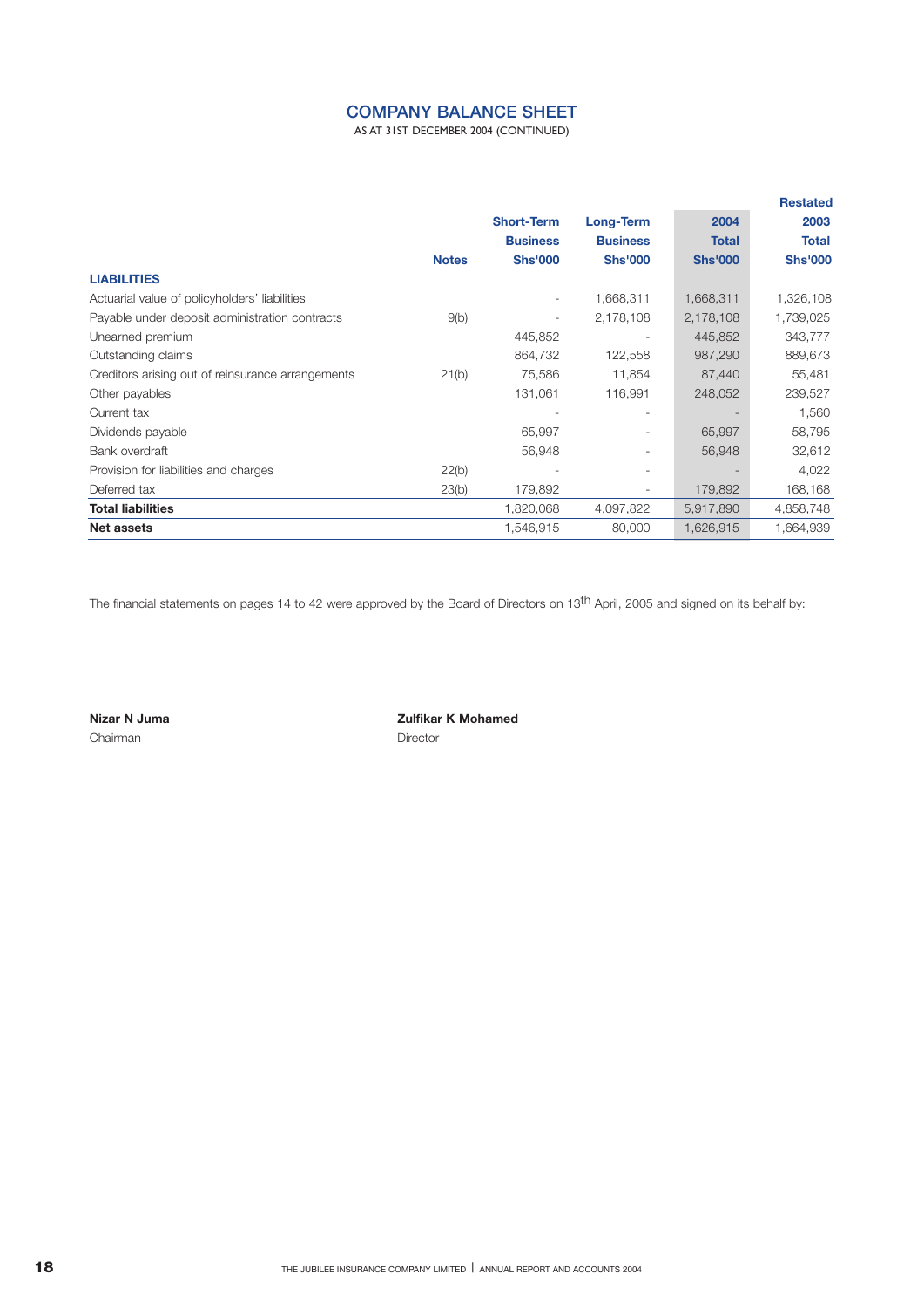## COMPANY BALANCE SHEET

AS AT 31ST DECEMBER 2004 (CONTINUED)

| | Notes | Short-Term Business Shs'000 | Long-Term Business Shs'000 | 2004 Total Shs'000 | Restated 2003 Total Shs'000 |
|---|---|---|---|---|---|
| **LIABILITIES** | | | | | |
| Actuarial value of policyholders' liabilities | | - | 1,668,311 | 1,668,311 | 1,326,108 |
| Payable under deposit administration contracts | 9(b) | - | 2,178,108 | 2,178,108 | 1,739,025 |
| Unearned premium | | 445,852 | - | 445,852 | 343,777 |
| Outstanding claims | | 864,732 | 122,558 | 987,290 | 889,673 |
| Creditors arising out of reinsurance arrangements | 21(b) | 75,586 | 11,854 | 87,440 | 55,481 |
| Other payables | | 131,061 | 116,991 | 248,052 | 239,527 |
| Current tax | | - | - | - | 1,560 |
| Dividends payable | | 65,997 | - | 65,997 | 58,795 |
| Bank overdraft | | 56,948 | - | 56,948 | 32,612 |
| Provision for liabilities and charges | 22(b) | - | - | - | 4,022 |
| Deferred tax | 23(b) | 179,892 | - | 179,892 | 168,168 |
| **Total liabilities** | | 1,820,068 | 4,097,822 | 5,917,890 | 4,858,748 |
| **Net assets** | | 1,546,915 | 80,000 | 1,626,915 | 1,664,939 |

The financial statements on pages 14 to 42 were approved by the Board of Directors on 13th April, 2005 and signed on its behalf by:

**Nizar N Juma**
Chairman

**Zulfikar K Mohamed**
Director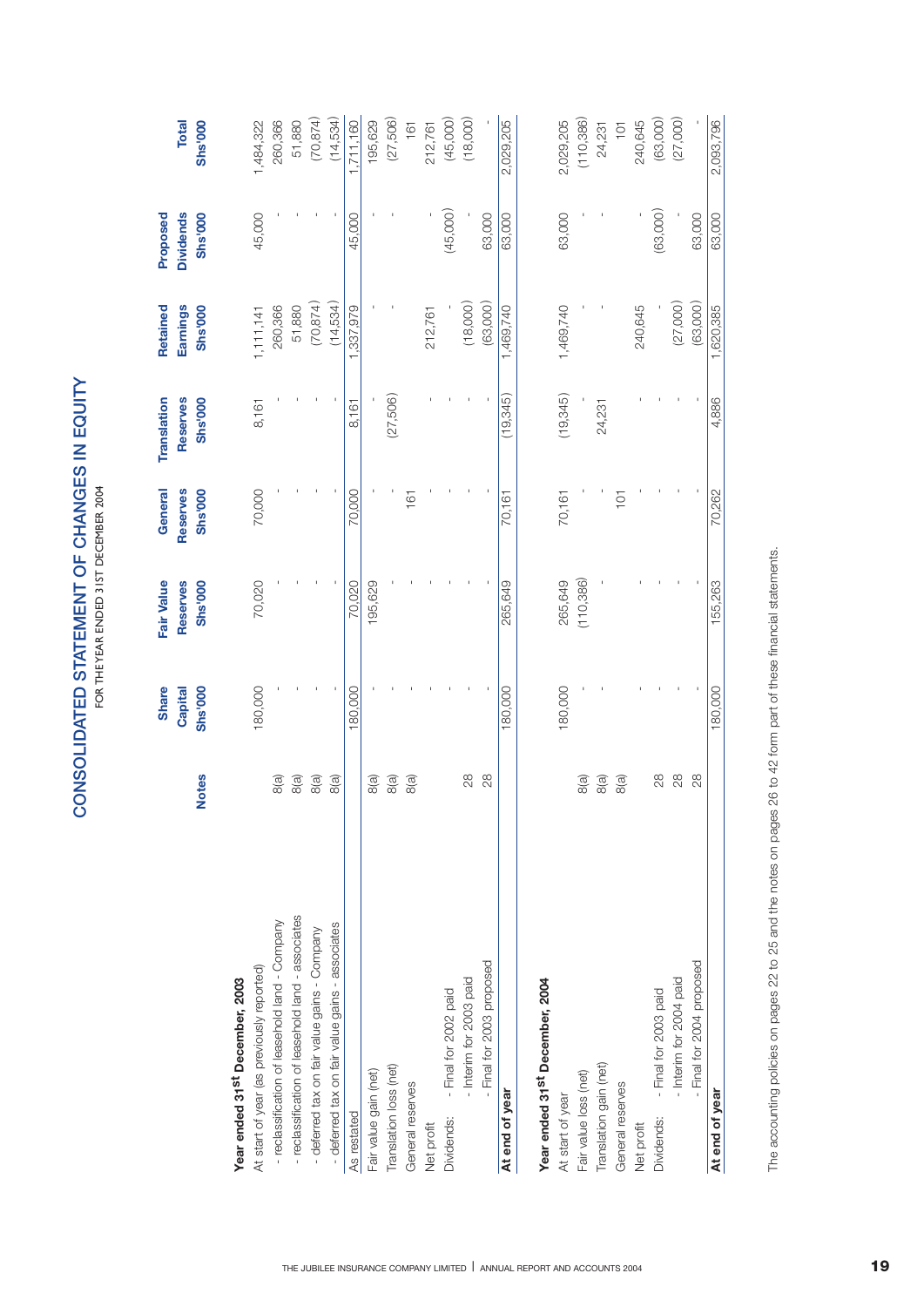# CONSOLIDATED STATEMENT OF CHANGES IN EQUITY

FOR THE YEAR ENDED 31ST DECEMBER 2004

| | Notes | Share Capital Shs'000 | Fair Value Reserves Shs'000 | General Reserves Shs'000 | Translation Reserves Shs'000 | Retained Earnings Shs'000 | Proposed Dividends Shs'000 | Total Shs'000 |
|---|---|---|---|---|---|---|---|---|
| **Year ended 31st December, 2003** | | | | | | | | |
| At start of year (as previously reported) | | 180,000 | 70,020 | 70,000 | 8,161 | 1,111,141 | 45,000 | 1,484,322 |
| - reclassification of leasehold land - Company | 8(a) | - | - | - | - | 260,366 | - | 260,366 |
| - reclassification of leasehold land - associates | 8(a) | - | - | - | - | 51,880 | - | 51,880 |
| - deferred tax on fair value gains - Company | 8(a) | - | - | - | - | (70,874) | - | (70,874) |
| - deferred tax on fair value gains - associates | 8(a) | - | - | - | - | (14,534) | | (14,534) |
| As restated | | 180,000 | 70,020 | 70,000 | 8,161 | 1,337,979 | 45,000 | 1,711,160 |
| Fair value gain (net) | 8(a) | - | 195,629 | - | - | - | - | 195,629 |
| Translation loss (net) | 8(a) | - | - | - | (27,506) | - | - | (27,506) |
| General reserves | 8(a) | - | - | 161 | | | | 161 |
| Net profit | | - | - | - | - | 212,761 | - | 212,761 |
| Dividends: - Final for 2002 paid | | - | - | - | - | - | (45,000) | (45,000) |
| - Interim for 2003 paid | 28 | - | - | - | - | (18,000) | - | (18,000) |
| - Final for 2003 proposed | 28 | - | - | - | - | (63,000) | 63,000 | - |
| **At end of year** | | 180,000 | 265,649 | 70,161 | (19,345) | 1,469,740 | 63,000 | 2,029,205 |
| **Year ended 31st December, 2004** | | | | | | | | |
| At start of year | | 180,000 | 265,649 | 70,161 | (19,345) | 1,469,740 | 63,000 | 2,029,205 |
| Fair value loss (net) | 8(a) | - | (110,386) | - | - | - | - | (110,386) |
| Translation gain (net) | 8(a) | - | - | - | 24,231 | - | - | 24,231 |
| General reserves | 8(a) | | | 101 | | | | 101 |
| Net profit | | - | - | - | - | 240,645 | - | 240,645 |
| Dividends: - Final for 2003 paid | 28 | - | - | - | - | - | (63,000) | (63,000) |
| - Interim for 2004 paid | 28 | - | - | - | - | (27,000) | - | (27,000) |
| - Final for 2004 proposed | 28 | - | - | - | - | (63,000) | 63,000 | - |
| **At end of year** | | 180,000 | 155,263 | 70,262 | 4,886 | 1,620,385 | 63,000 | 2,093,796 |

The accounting policies on pages 22 to 25 and the notes on pages 26 to 42 form part of these financial statements.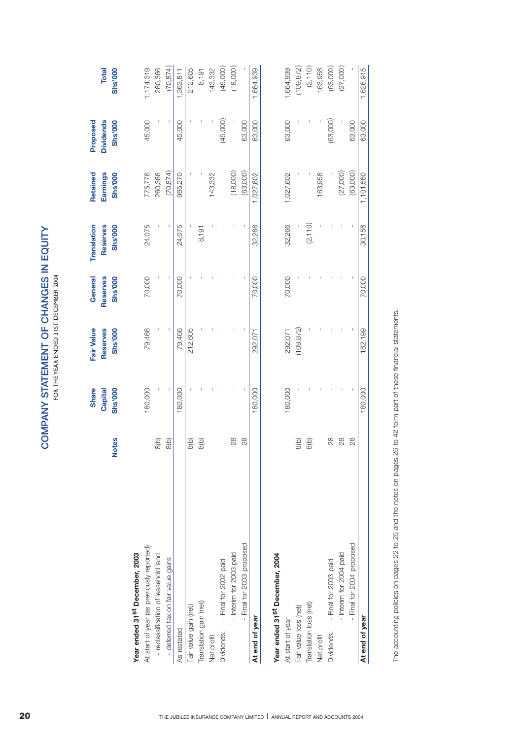# COMPANY STATEMENT OF CHANGES IN EQUITY

FOR THE YEAR ENDED 31ST DECEMBER 2004

| | Notes | Share Capital Shs'000 | Fair Value Reserves Shs'000 | General Reserves Shs'000 | Translation Reserves Shs'000 | Retained Earnings Shs'000 | Proposed Dividends Shs'000 | Total Shs'000 |
|---|---|---|---|---|---|---|---|---|
| **Year ended 31st December, 2003** | | | | | | | | |
| At start of year (as previously reported) | | 180,000 | 79,466 | 70,000 | 24,075 | 775,778 | 45,000 | 1,174,319 |
| - reclassification of leasehold land | 8(b) | - | - | - | - | 260,366 | - | 260,366 |
| - deferred tax on fair value gains | 8(b) | - | - | - | - | (70,874) | - | (70,874) |
| As restated | | 180,000 | 79,466 | 70,000 | 24,075 | 965,270 | 45,000 | 1,363,811 |
| Fair value gain (net) | 8(b) | - | 212,605 | - | - | - | - | 212,605 |
| Translation gain (net) | 8(b) | - | - | - | 8,191 | - | - | 8,191 |
| Net profit | | - | - | - | - | 143,332 | - | 143,332 |
| Dividends: - Final for 2002 paid | | - | - | - | - | - | (45,000) | (45,000) |
| - Interim for 2003 paid | 28 | - | - | - | - | (18,000) | - | (18,000) |
| - Final for 2003 proposed | 28 | - | - | - | - | (63,000) | 63,000 | - |
| **At end of year** | | 180,000 | 292,071 | 70,000 | 32,266 | 1,027,602 | 63,000 | 1,664,939 |
| **Year ended 31st December, 2004** | | | | | | | | |
| At start of year | | 180,000 | 292,071 | 70,000 | 32,266 | 1,027,602 | 63,000 | 1,664,939 |
| Fair value loss (net) | 8(b) | - | (109,872) | - | - | - | - | (109,872) |
| Translation loss (net) | 8(b) | - | - | - | (2,110) | - | - | (2,110) |
| Net profit | | - | - | - | - | 163,958 | - | 163,958 |
| Dividends: - Final for 2003 paid | 28 | - | - | - | - | - | (63,000) | (63,000) |
| - Interim for 2004 paid | 28 | - | - | - | - | (27,000) | - | (27,000) |
| - Final for 2004 proposed | 28 | - | - | - | - | (63,000) | 63,000 | - |
| **At end of year** | | 180,000 | 182,199 | 70,000 | 30,156 | 1,101,560 | 63,000 | 1,626,915 |

The accounting policies on pages 22 to 25 and the notes on pages 26 to 42 form part of these financial statements.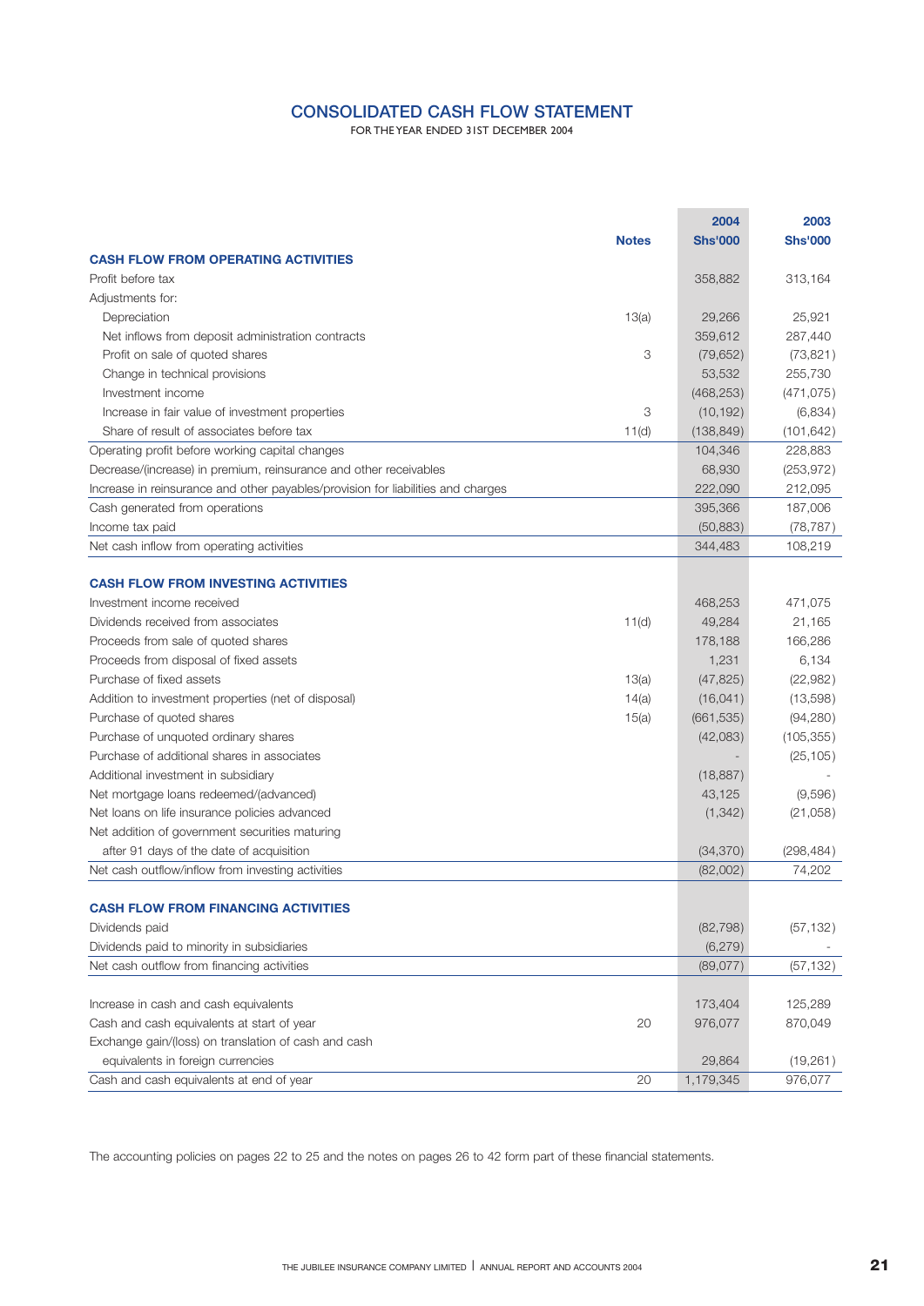# CONSOLIDATED CASH FLOW STATEMENT

FOR THE YEAR ENDED 31ST DECEMBER 2004

| | Notes | 2004 Shs'000 | 2003 Shs'000 |
|---|---|---|---|
| **CASH FLOW FROM OPERATING ACTIVITIES** | | | |
| Profit before tax | | 358,882 | 313,164 |
| Adjustments for: | | | |
| Depreciation | 13(a) | 29,266 | 25,921 |
| Net inflows from deposit administration contracts | | 359,612 | 287,440 |
| Profit on sale of quoted shares | 3 | (79,652) | (73,821) |
| Change in technical provisions | | 53,532 | 255,730 |
| Investment income | | (468,253) | (471,075) |
| Increase in fair value of investment properties | 3 | (10,192) | (6,834) |
| Share of result of associates before tax | 11(d) | (138,849) | (101,642) |
| Operating profit before working capital changes | | 104,346 | 228,883 |
| Decrease/(increase) in premium, reinsurance and other receivables | | 68,930 | (253,972) |
| Increase in reinsurance and other payables/provision for liabilities and charges | | 222,090 | 212,095 |
| Cash generated from operations | | 395,366 | 187,006 |
| Income tax paid | | (50,883) | (78,787) |
| Net cash inflow from operating activities | | 344,483 | 108,219 |
| **CASH FLOW FROM INVESTING ACTIVITIES** | | | |
| Investment income received | | 468,253 | 471,075 |
| Dividends received from associates | 11(d) | 49,284 | 21,165 |
| Proceeds from sale of quoted shares | | 178,188 | 166,286 |
| Proceeds from disposal of fixed assets | | 1,231 | 6,134 |
| Purchase of fixed assets | 13(a) | (47,825) | (22,982) |
| Addition to investment properties (net of disposal) | 14(a) | (16,041) | (13,598) |
| Purchase of quoted shares | 15(a) | (661,535) | (94,280) |
| Purchase of unquoted ordinary shares | | (42,083) | (105,355) |
| Purchase of additional shares in associates | | - | (25,105) |
| Additional investment in subsidiary | | (18,887) | - |
| Net mortgage loans redeemed/(advanced) | | 43,125 | (9,596) |
| Net loans on life insurance policies advanced | | (1,342) | (21,058) |
| Net addition of government securities maturing after 91 days of the date of acquisition | | (34,370) | (298,484) |
| Net cash outflow/inflow from investing activities | | (82,002) | 74,202 |
| **CASH FLOW FROM FINANCING ACTIVITIES** | | | |
| Dividends paid | | (82,798) | (57,132) |
| Dividends paid to minority in subsidiaries | | (6,279) | - |
| Net cash outflow from financing activities | | (89,077) | (57,132) |
| Increase in cash and cash equivalents | | 173,404 | 125,289 |
| Cash and cash equivalents at start of year | 20 | 976,077 | 870,049 |
| Exchange gain/(loss) on translation of cash and cash equivalents in foreign currencies | | 29,864 | (19,261) |
| Cash and cash equivalents at end of year | 20 | 1,179,345 | 976,077 |

The accounting policies on pages 22 to 25 and the notes on pages 26 to 42 form part of these financial statements.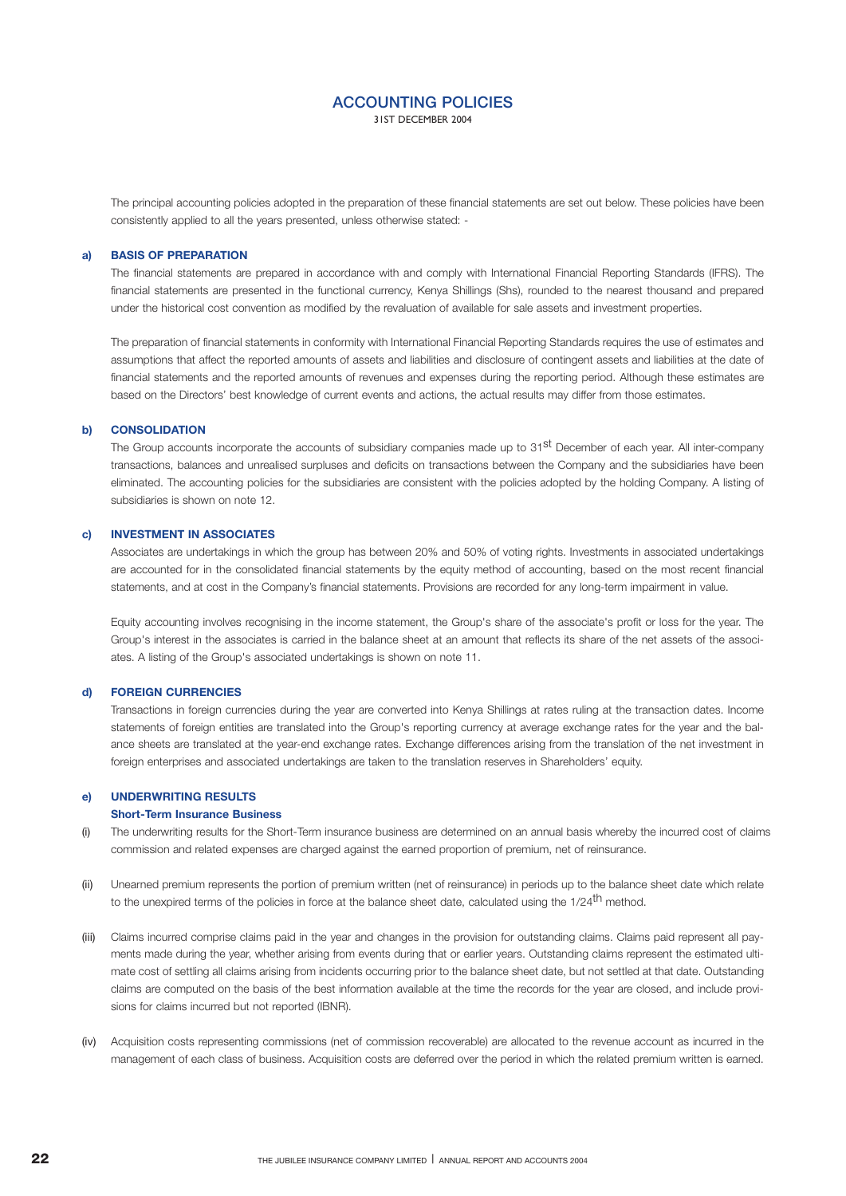# ACCOUNTING POLICIES

31ST DECEMBER 2004

The principal accounting policies adopted in the preparation of these financial statements are set out below. These policies have been consistently applied to all the years presented, unless otherwise stated: -

**a) BASIS OF PREPARATION**

The financial statements are prepared in accordance with and comply with International Financial Reporting Standards (IFRS). The financial statements are presented in the functional currency, Kenya Shillings (Shs), rounded to the nearest thousand and prepared under the historical cost convention as modified by the revaluation of available for sale assets and investment properties.

The preparation of financial statements in conformity with International Financial Reporting Standards requires the use of estimates and assumptions that affect the reported amounts of assets and liabilities and disclosure of contingent assets and liabilities at the date of financial statements and the reported amounts of revenues and expenses during the reporting period. Although these estimates are based on the Directors' best knowledge of current events and actions, the actual results may differ from those estimates.

**b) CONSOLIDATION**

The Group accounts incorporate the accounts of subsidiary companies made up to 31st December of each year. All inter-company transactions, balances and unrealised surpluses and deficits on transactions between the Company and the subsidiaries have been eliminated. The accounting policies for the subsidiaries are consistent with the policies adopted by the holding Company. A listing of subsidiaries is shown on note 12.

**c) INVESTMENT IN ASSOCIATES**

Associates are undertakings in which the group has between 20% and 50% of voting rights. Investments in associated undertakings are accounted for in the consolidated financial statements by the equity method of accounting, based on the most recent financial statements, and at cost in the Company's financial statements. Provisions are recorded for any long-term impairment in value.

Equity accounting involves recognising in the income statement, the Group's share of the associate's profit or loss for the year. The Group's interest in the associates is carried in the balance sheet at an amount that reflects its share of the net assets of the associates. A listing of the Group's associated undertakings is shown on note 11.

**d) FOREIGN CURRENCIES**

Transactions in foreign currencies during the year are converted into Kenya Shillings at rates ruling at the transaction dates. Income statements of foreign entities are translated into the Group's reporting currency at average exchange rates for the year and the balance sheets are translated at the year-end exchange rates. Exchange differences arising from the translation of the net investment in foreign enterprises and associated undertakings are taken to the translation reserves in Shareholders' equity.

**e) UNDERWRITING RESULTS**

**Short-Term Insurance Business**

(i) The underwriting results for the Short-Term insurance business are determined on an annual basis whereby the incurred cost of claims commission and related expenses are charged against the earned proportion of premium, net of reinsurance.

(ii) Unearned premium represents the portion of premium written (net of reinsurance) in periods up to the balance sheet date which relate to the unexpired terms of the policies in force at the balance sheet date, calculated using the 1/24th method.

(iii) Claims incurred comprise claims paid in the year and changes in the provision for outstanding claims. Claims paid represent all payments made during the year, whether arising from events during that or earlier years. Outstanding claims represent the estimated ultimate cost of settling all claims arising from incidents occurring prior to the balance sheet date, but not settled at that date. Outstanding claims are computed on the basis of the best information available at the time the records for the year are closed, and include provisions for claims incurred but not reported (IBNR).

(iv) Acquisition costs representing commissions (net of commission recoverable) are allocated to the revenue account as incurred in the management of each class of business. Acquisition costs are deferred over the period in which the related premium written is earned.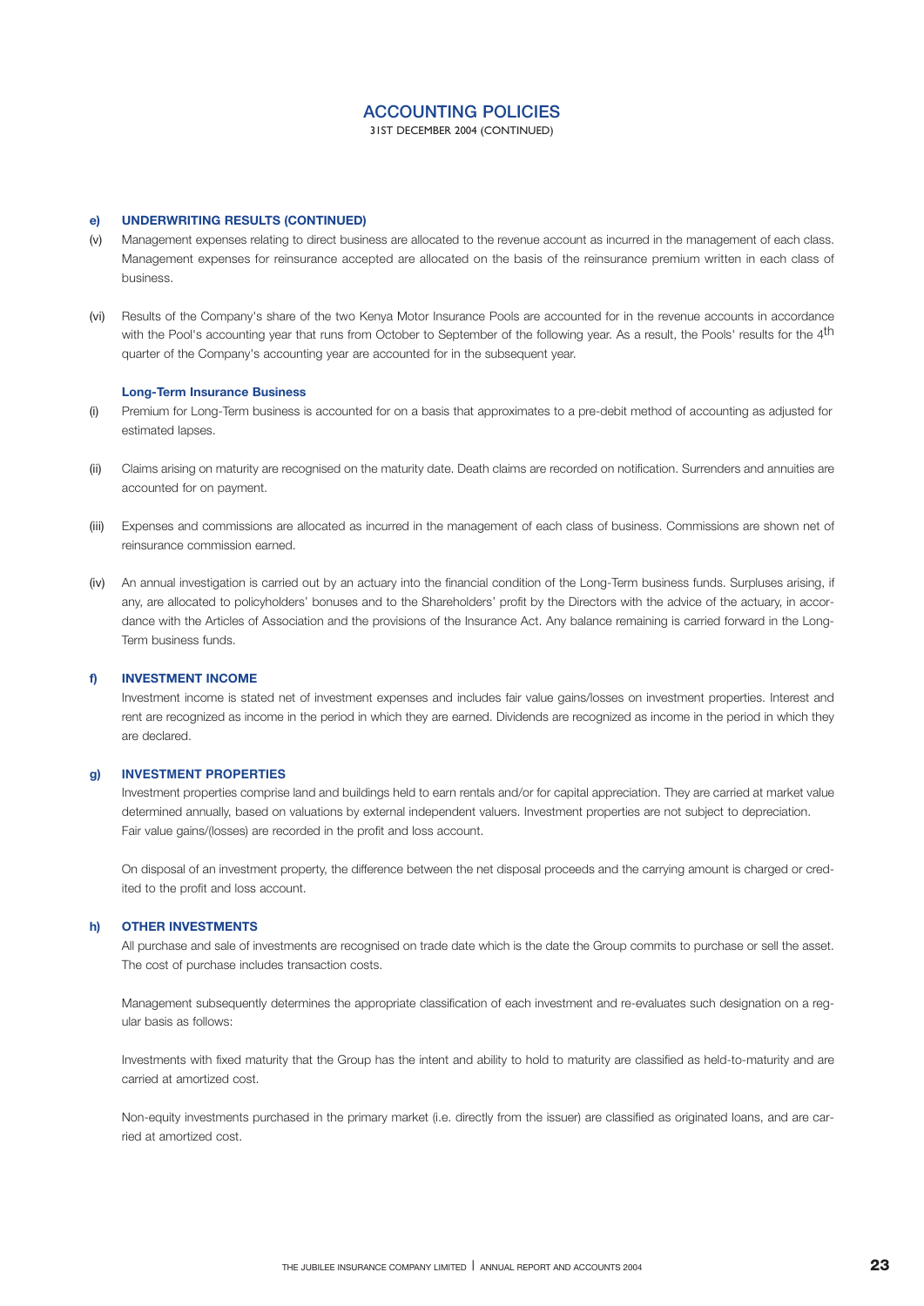# ACCOUNTING POLICIES

31ST DECEMBER 2004 (CONTINUED)

### e) UNDERWRITING RESULTS (CONTINUED)

(v) Management expenses relating to direct business are allocated to the revenue account as incurred in the management of each class. Management expenses for reinsurance accepted are allocated on the basis of the reinsurance premium written in each class of business.

(vi) Results of the Company's share of the two Kenya Motor Insurance Pools are accounted for in the revenue accounts in accordance with the Pool's accounting year that runs from October to September of the following year. As a result, the Pools' results for the 4th quarter of the Company's accounting year are accounted for in the subsequent year.

**Long-Term Insurance Business**

(i) Premium for Long-Term business is accounted for on a basis that approximates to a pre-debit method of accounting as adjusted for estimated lapses.

(ii) Claims arising on maturity are recognised on the maturity date. Death claims are recorded on notification. Surrenders and annuities are accounted for on payment.

(iii) Expenses and commissions are allocated as incurred in the management of each class of business. Commissions are shown net of reinsurance commission earned.

(iv) An annual investigation is carried out by an actuary into the financial condition of the Long-Term business funds. Surpluses arising, if any, are allocated to policyholders' bonuses and to the Shareholders' profit by the Directors with the advice of the actuary, in accordance with the Articles of Association and the provisions of the Insurance Act. Any balance remaining is carried forward in the Long-Term business funds.

### f) INVESTMENT INCOME

Investment income is stated net of investment expenses and includes fair value gains/losses on investment properties. Interest and rent are recognized as income in the period in which they are earned. Dividends are recognized as income in the period in which they are declared.

### g) INVESTMENT PROPERTIES

Investment properties comprise land and buildings held to earn rentals and/or for capital appreciation. They are carried at market value determined annually, based on valuations by external independent valuers. Investment properties are not subject to depreciation. Fair value gains/(losses) are recorded in the profit and loss account.

On disposal of an investment property, the difference between the net disposal proceeds and the carrying amount is charged or credited to the profit and loss account.

### h) OTHER INVESTMENTS

All purchase and sale of investments are recognised on trade date which is the date the Group commits to purchase or sell the asset. The cost of purchase includes transaction costs.

Management subsequently determines the appropriate classification of each investment and re-evaluates such designation on a regular basis as follows:

Investments with fixed maturity that the Group has the intent and ability to hold to maturity are classified as held-to-maturity and are carried at amortized cost.

Non-equity investments purchased in the primary market (i.e. directly from the issuer) are classified as originated loans, and are carried at amortized cost.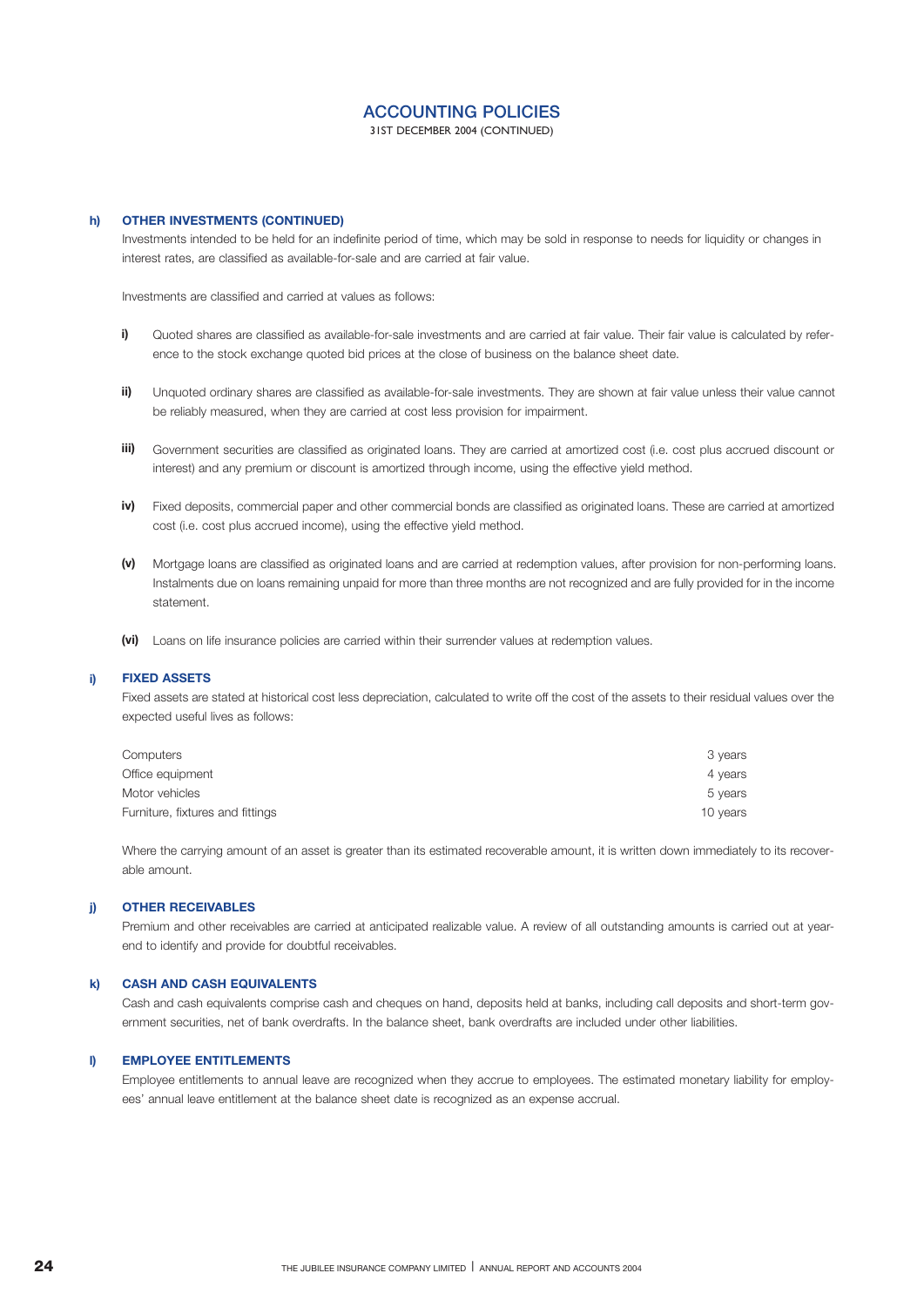# ACCOUNTING POLICIES

31ST DECEMBER 2004 (CONTINUED)

**h) OTHER INVESTMENTS (CONTINUED)**

Investments intended to be held for an indefinite period of time, which may be sold in response to needs for liquidity or changes in interest rates, are classified as available-for-sale and are carried at fair value.

Investments are classified and carried at values as follows:

**i)** Quoted shares are classified as available-for-sale investments and are carried at fair value. Their fair value is calculated by reference to the stock exchange quoted bid prices at the close of business on the balance sheet date.

**ii)** Unquoted ordinary shares are classified as available-for-sale investments. They are shown at fair value unless their value cannot be reliably measured, when they are carried at cost less provision for impairment.

**iii)** Government securities are classified as originated loans. They are carried at amortized cost (i.e. cost plus accrued discount or interest) and any premium or discount is amortized through income, using the effective yield method.

**iv)** Fixed deposits, commercial paper and other commercial bonds are classified as originated loans. These are carried at amortized cost (i.e. cost plus accrued income), using the effective yield method.

**(v)** Mortgage loans are classified as originated loans and are carried at redemption values, after provision for non-performing loans. Instalments due on loans remaining unpaid for more than three months are not recognized and are fully provided for in the income statement.

**(vi)** Loans on life insurance policies are carried within their surrender values at redemption values.

**i) FIXED ASSETS**

Fixed assets are stated at historical cost less depreciation, calculated to write off the cost of the assets to their residual values over the expected useful lives as follows:

| | |
|---|---|
| Computers | 3 years |
| Office equipment | 4 years |
| Motor vehicles | 5 years |
| Furniture, fixtures and fittings | 10 years |

Where the carrying amount of an asset is greater than its estimated recoverable amount, it is written down immediately to its recoverable amount.

**j) OTHER RECEIVABLES**

Premium and other receivables are carried at anticipated realizable value. A review of all outstanding amounts is carried out at year-end to identify and provide for doubtful receivables.

**k) CASH AND CASH EQUIVALENTS**

Cash and cash equivalents comprise cash and cheques on hand, deposits held at banks, including call deposits and short-term government securities, net of bank overdrafts. In the balance sheet, bank overdrafts are included under other liabilities.

**l) EMPLOYEE ENTITLEMENTS**

Employee entitlements to annual leave are recognized when they accrue to employees. The estimated monetary liability for employees' annual leave entitlement at the balance sheet date is recognized as an expense accrual.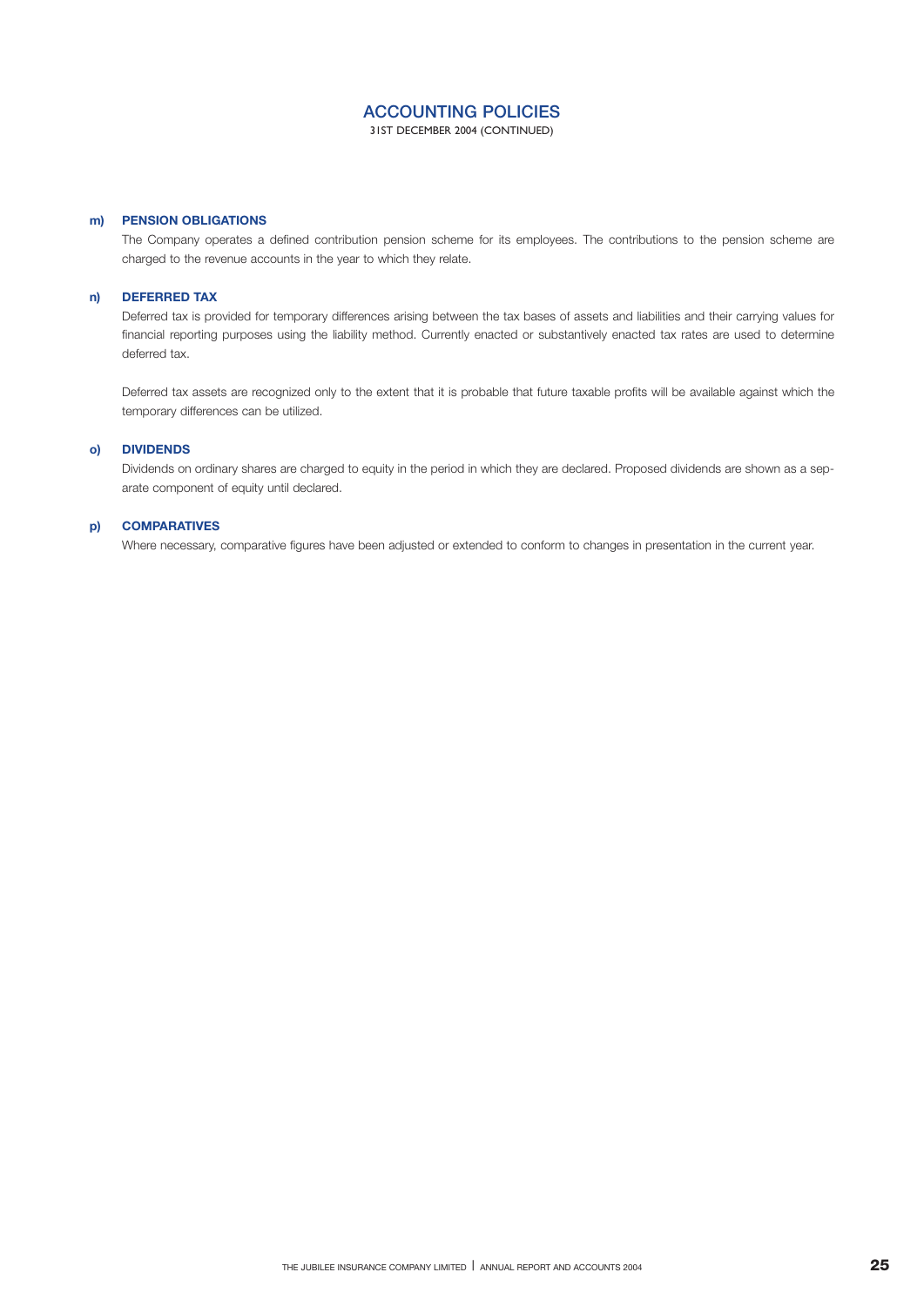# ACCOUNTING POLICIES

31ST DECEMBER 2004 (CONTINUED)

**m) PENSION OBLIGATIONS**

The Company operates a defined contribution pension scheme for its employees. The contributions to the pension scheme are charged to the revenue accounts in the year to which they relate.

**n) DEFERRED TAX**

Deferred tax is provided for temporary differences arising between the tax bases of assets and liabilities and their carrying values for financial reporting purposes using the liability method. Currently enacted or substantively enacted tax rates are used to determine deferred tax.

Deferred tax assets are recognized only to the extent that it is probable that future taxable profits will be available against which the temporary differences can be utilized.

**o) DIVIDENDS**

Dividends on ordinary shares are charged to equity in the period in which they are declared. Proposed dividends are shown as a separate component of equity until declared.

**p) COMPARATIVES**

Where necessary, comparative figures have been adjusted or extended to conform to changes in presentation in the current year.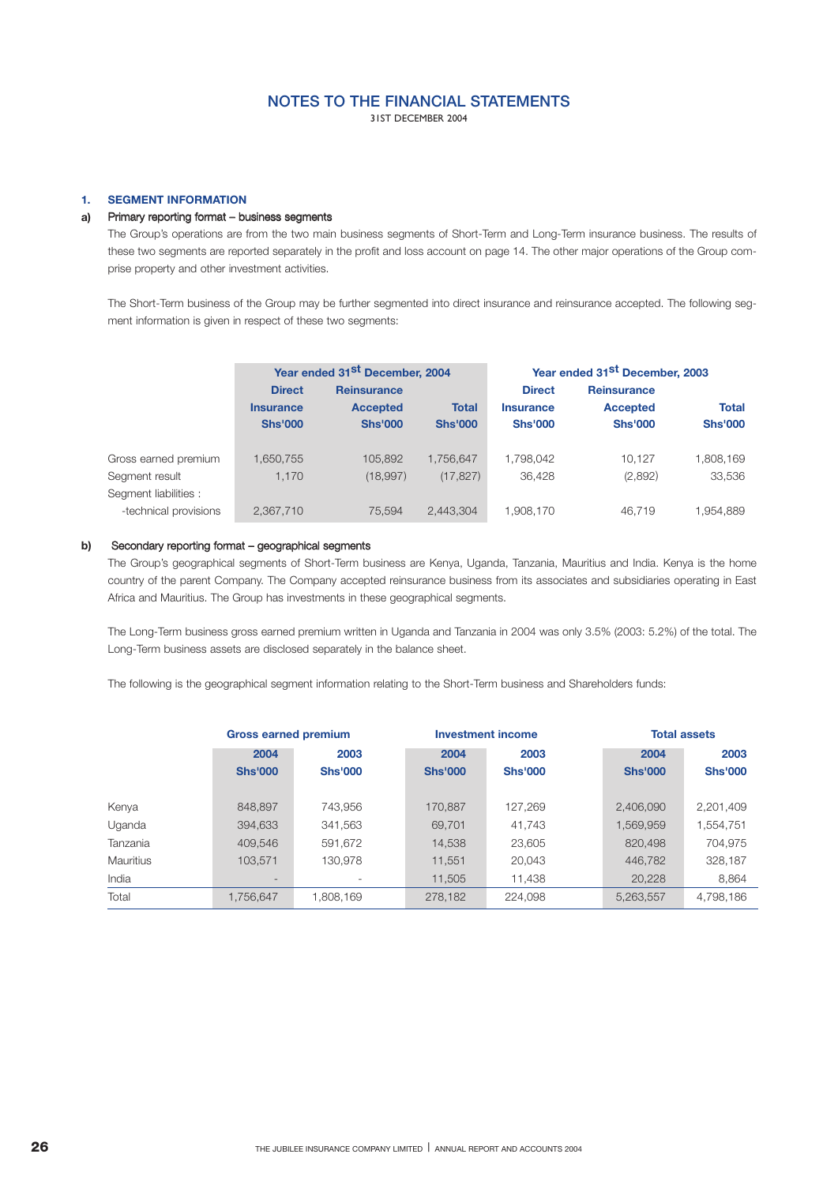# NOTES TO THE FINANCIAL STATEMENTS

31ST DECEMBER 2004

## 1. SEGMENT INFORMATION

### a) Primary reporting format – business segments

The Group's operations are from the two main business segments of Short-Term and Long-Term insurance business. The results of these two segments are reported separately in the profit and loss account on page 14. The other major operations of the Group comprise property and other investment activities.

The Short-Term business of the Group may be further segmented into direct insurance and reinsurance accepted. The following segment information is given in respect of these two segments:

| | Year ended 31st December, 2004 | | | Year ended 31st December, 2003 | | |
|---|---|---|---|---|---|---|
| | Direct Insurance Shs'000 | Reinsurance Accepted Shs'000 | Total Shs'000 | Direct Insurance Shs'000 | Reinsurance Accepted Shs'000 | Total Shs'000 |
| Gross earned premium | 1,650,755 | 105,892 | 1,756,647 | 1,798,042 | 10,127 | 1,808,169 |
| Segment result | 1,170 | (18,997) | (17,827) | 36,428 | (2,892) | 33,536 |
| Segment liabilities : | | | | | | |
| -technical provisions | 2,367,710 | 75,594 | 2,443,304 | 1,908,170 | 46,719 | 1,954,889 |

### b) Secondary reporting format – geographical segments

The Group's geographical segments of Short-Term business are Kenya, Uganda, Tanzania, Mauritius and India. Kenya is the home country of the parent Company. The Company accepted reinsurance business from its associates and subsidiaries operating in East Africa and Mauritius. The Group has investments in these geographical segments.

The Long-Term business gross earned premium written in Uganda and Tanzania in 2004 was only 3.5% (2003: 5.2%) of the total. The Long-Term business assets are disclosed separately in the balance sheet.

The following is the geographical segment information relating to the Short-Term business and Shareholders funds:

| | Gross earned premium | | Investment income | | Total assets | |
|---|---|---|---|---|---|---|
| | 2004 Shs'000 | 2003 Shs'000 | 2004 Shs'000 | 2003 Shs'000 | 2004 Shs'000 | 2003 Shs'000 |
| Kenya | 848,897 | 743,956 | 170,887 | 127,269 | 2,406,090 | 2,201,409 |
| Uganda | 394,633 | 341,563 | 69,701 | 41,743 | 1,569,959 | 1,554,751 |
| Tanzania | 409,546 | 591,672 | 14,538 | 23,605 | 820,498 | 704,975 |
| Mauritius | 103,571 | 130,978 | 11,551 | 20,043 | 446,782 | 328,187 |
| India | - | - | 11,505 | 11,438 | 20,228 | 8,864 |
| Total | 1,756,647 | 1,808,169 | 278,182 | 224,098 | 5,263,557 | 4,798,186 |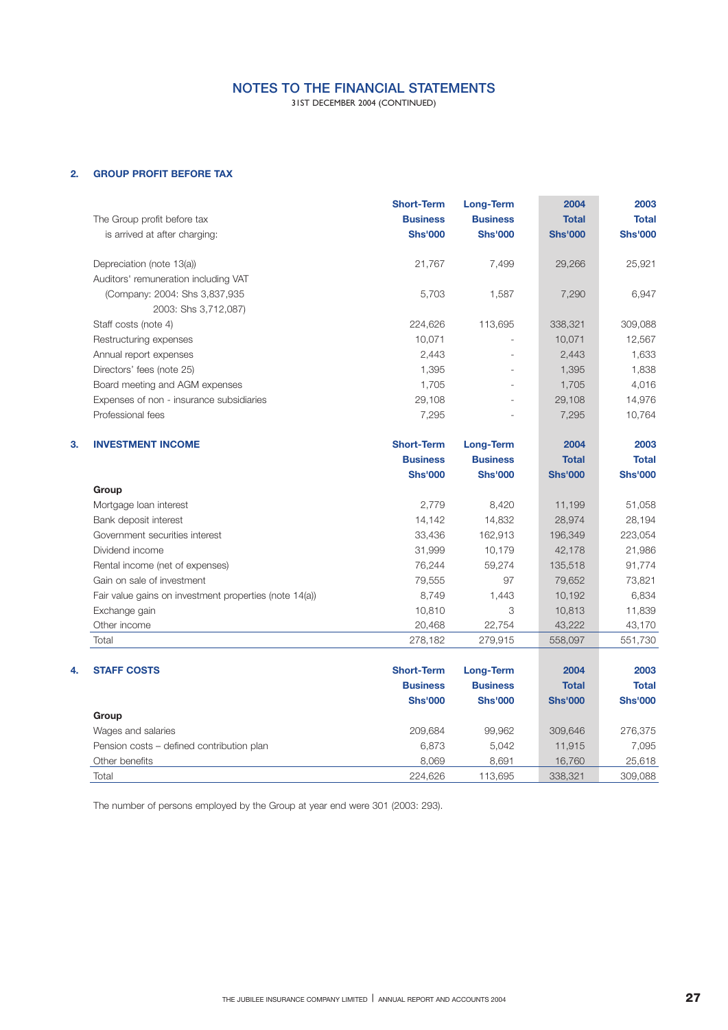# NOTES TO THE FINANCIAL STATEMENTS

31ST DECEMBER 2004 (CONTINUED)

## 2. GROUP PROFIT BEFORE TAX

| The Group profit before tax is arrived at after charging: | Short-Term Business Shs'000 | Long-Term Business Shs'000 | 2004 Total Shs'000 | 2003 Total Shs'000 |
|---|---|---|---|---|
| Depreciation (note 13(a)) | 21,767 | 7,499 | 29,266 | 25,921 |
| Auditors' remuneration including VAT (Company: 2004: Shs 3,837,935 2003: Shs 3,712,087) | 5,703 | 1,587 | 7,290 | 6,947 |
| Staff costs (note 4) | 224,626 | 113,695 | 338,321 | 309,088 |
| Restructuring expenses | 10,071 | - | 10,071 | 12,567 |
| Annual report expenses | 2,443 | - | 2,443 | 1,633 |
| Directors' fees (note 25) | 1,395 | - | 1,395 | 1,838 |
| Board meeting and AGM expenses | 1,705 | - | 1,705 | 4,016 |
| Expenses of non - insurance subsidiaries | 29,108 | - | 29,108 | 14,976 |
| Professional fees | 7,295 | - | 7,295 | 10,764 |

## 3. INVESTMENT INCOME

| | Short-Term Business Shs'000 | Long-Term Business Shs'000 | 2004 Total Shs'000 | 2003 Total Shs'000 |
|---|---|---|---|---|
| **Group** | | | | |
| Mortgage loan interest | 2,779 | 8,420 | 11,199 | 51,058 |
| Bank deposit interest | 14,142 | 14,832 | 28,974 | 28,194 |
| Government securities interest | 33,436 | 162,913 | 196,349 | 223,054 |
| Dividend income | 31,999 | 10,179 | 42,178 | 21,986 |
| Rental income (net of expenses) | 76,244 | 59,274 | 135,518 | 91,774 |
| Gain on sale of investment | 79,555 | 97 | 79,652 | 73,821 |
| Fair value gains on investment properties (note 14(a)) | 8,749 | 1,443 | 10,192 | 6,834 |
| Exchange gain | 10,810 | 3 | 10,813 | 11,839 |
| Other income | 20,468 | 22,754 | 43,222 | 43,170 |
| Total | 278,182 | 279,915 | 558,097 | 551,730 |

## 4. STAFF COSTS

| | Short-Term Business Shs'000 | Long-Term Business Shs'000 | 2004 Total Shs'000 | 2003 Total Shs'000 |
|---|---|---|---|---|
| **Group** | | | | |
| Wages and salaries | 209,684 | 99,962 | 309,646 | 276,375 |
| Pension costs – defined contribution plan | 6,873 | 5,042 | 11,915 | 7,095 |
| Other benefits | 8,069 | 8,691 | 16,760 | 25,618 |
| Total | 224,626 | 113,695 | 338,321 | 309,088 |

The number of persons employed by the Group at year end were 301 (2003: 293).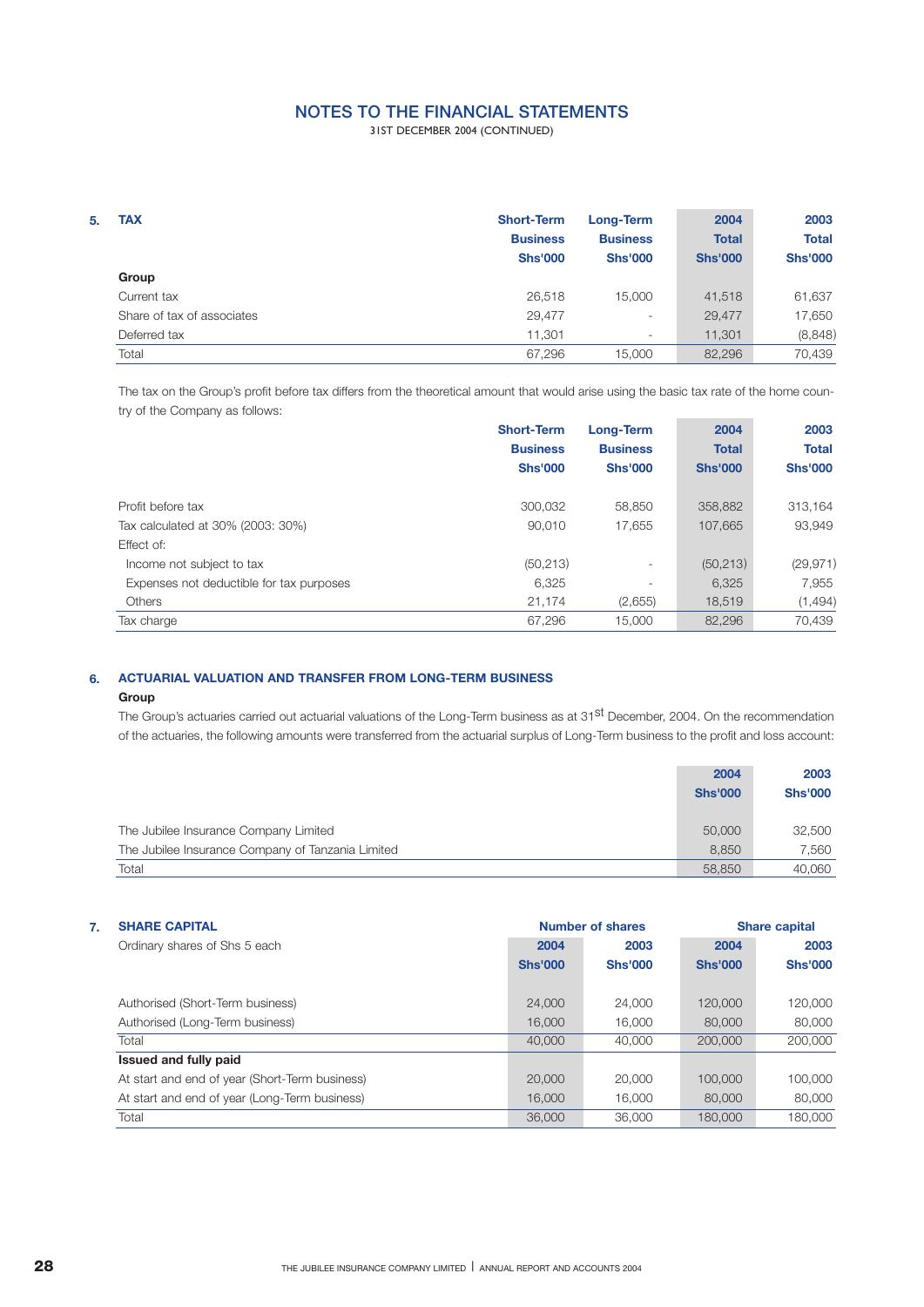# NOTES TO THE FINANCIAL STATEMENTS

31ST DECEMBER 2004 (CONTINUED)

## 5. TAX

| | Short-Term Business Shs'000 | Long-Term Business Shs'000 | 2004 Total Shs'000 | 2003 Total Shs'000 |
|---|---|---|---|---|
| **Group** | | | | |
| Current tax | 26,518 | 15,000 | 41,518 | 61,637 |
| Share of tax of associates | 29,477 | - | 29,477 | 17,650 |
| Deferred tax | 11,301 | - | 11,301 | (8,848) |
| Total | 67,296 | 15,000 | 82,296 | 70,439 |

The tax on the Group's profit before tax differs from the theoretical amount that would arise using the basic tax rate of the home country of the Company as follows:

| | Short-Term Business Shs'000 | Long-Term Business Shs'000 | 2004 Total Shs'000 | 2003 Total Shs'000 |
|---|---|---|---|---|
| Profit before tax | 300,032 | 58,850 | 358,882 | 313,164 |
| Tax calculated at 30% (2003: 30%) | 90,010 | 17,655 | 107,665 | 93,949 |
| Effect of: | | | | |
| Income not subject to tax | (50,213) | - | (50,213) | (29,971) |
| Expenses not deductible for tax purposes | 6,325 | - | 6,325 | 7,955 |
| Others | 21,174 | (2,655) | 18,519 | (1,494) |
| Tax charge | 67,296 | 15,000 | 82,296 | 70,439 |

## 6. ACTUARIAL VALUATION AND TRANSFER FROM LONG-TERM BUSINESS

**Group**

The Group's actuaries carried out actuarial valuations of the Long-Term business as at 31st December, 2004. On the recommendation of the actuaries, the following amounts were transferred from the actuarial surplus of Long-Term business to the profit and loss account:

| | 2004 Shs'000 | 2003 Shs'000 |
|---|---|---|
| The Jubilee Insurance Company Limited | 50,000 | 32,500 |
| The Jubilee Insurance Company of Tanzania Limited | 8,850 | 7,560 |
| Total | 58,850 | 40,060 |

## 7. SHARE CAPITAL

| | Number of shares | | Share capital | |
|---|---|---|---|---|
| Ordinary shares of Shs 5 each | 2004 Shs'000 | 2003 Shs'000 | 2004 Shs'000 | 2003 Shs'000 |
| Authorised (Short-Term business) | 24,000 | 24,000 | 120,000 | 120,000 |
| Authorised (Long-Term business) | 16,000 | 16,000 | 80,000 | 80,000 |
| Total | 40,000 | 40,000 | 200,000 | 200,000 |
| **Issued and fully paid** | | | | |
| At start and end of year (Short-Term business) | 20,000 | 20,000 | 100,000 | 100,000 |
| At start and end of year (Long-Term business) | 16,000 | 16,000 | 80,000 | 80,000 |
| Total | 36,000 | 36,000 | 180,000 | 180,000 |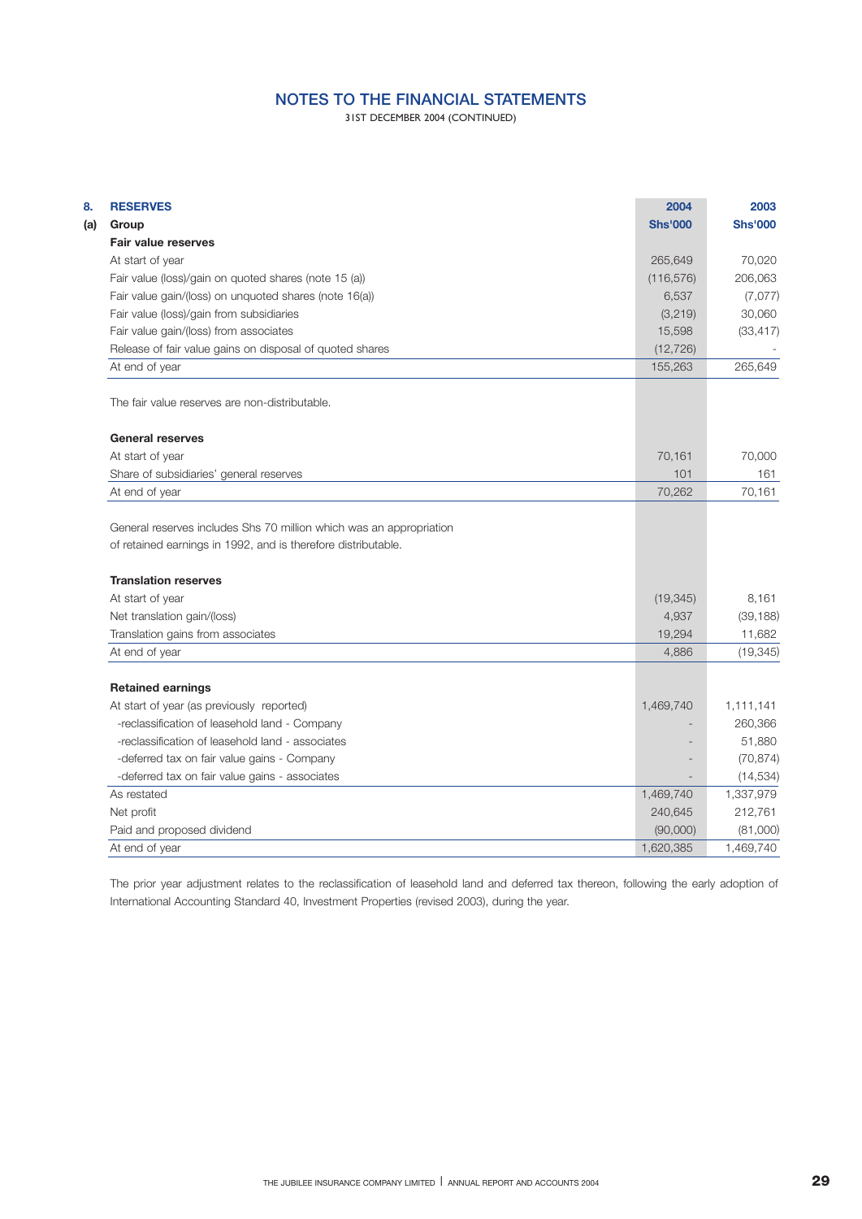# NOTES TO THE FINANCIAL STATEMENTS

31ST DECEMBER 2004 (CONTINUED)

## 8. RESERVES

### (a) Group

| | 2004 Shs'000 | 2003 Shs'000 |
|---|---|---|
| **Fair value reserves** | | |
| At start of year | 265,649 | 70,020 |
| Fair value (loss)/gain on quoted shares (note 15 (a)) | (116,576) | 206,063 |
| Fair value gain/(loss) on unquoted shares (note 16(a)) | 6,537 | (7,077) |
| Fair value (loss)/gain from subsidiaries | (3,219) | 30,060 |
| Fair value gain/(loss) from associates | 15,598 | (33,417) |
| Release of fair value gains on disposal of quoted shares | (12,726) | - |
| At end of year | 155,263 | 265,649 |

The fair value reserves are non-distributable.

| | 2004 Shs'000 | 2003 Shs'000 |
|---|---|---|
| **General reserves** | | |
| At start of year | 70,161 | 70,000 |
| Share of subsidiaries' general reserves | 101 | 161 |
| At end of year | 70,262 | 70,161 |

General reserves includes Shs 70 million which was an appropriation of retained earnings in 1992, and is therefore distributable.

| | 2004 Shs'000 | 2003 Shs'000 |
|---|---|---|
| **Translation reserves** | | |
| At start of year | (19,345) | 8,161 |
| Net translation gain/(loss) | 4,937 | (39,188) |
| Translation gains from associates | 19,294 | 11,682 |
| At end of year | 4,886 | (19,345) |

| | 2004 Shs'000 | 2003 Shs'000 |
|---|---|---|
| **Retained earnings** | | |
| At start of year (as previously reported) | 1,469,740 | 1,111,141 |
| -reclassification of leasehold land - Company | - | 260,366 |
| -reclassification of leasehold land - associates | - | 51,880 |
| -deferred tax on fair value gains - Company | - | (70,874) |
| -deferred tax on fair value gains - associates | - | (14,534) |
| As restated | 1,469,740 | 1,337,979 |
| Net profit | 240,645 | 212,761 |
| Paid and proposed dividend | (90,000) | (81,000) |
| At end of year | 1,620,385 | 1,469,740 |

The prior year adjustment relates to the reclassification of leasehold land and deferred tax thereon, following the early adoption of International Accounting Standard 40, Investment Properties (revised 2003), during the year.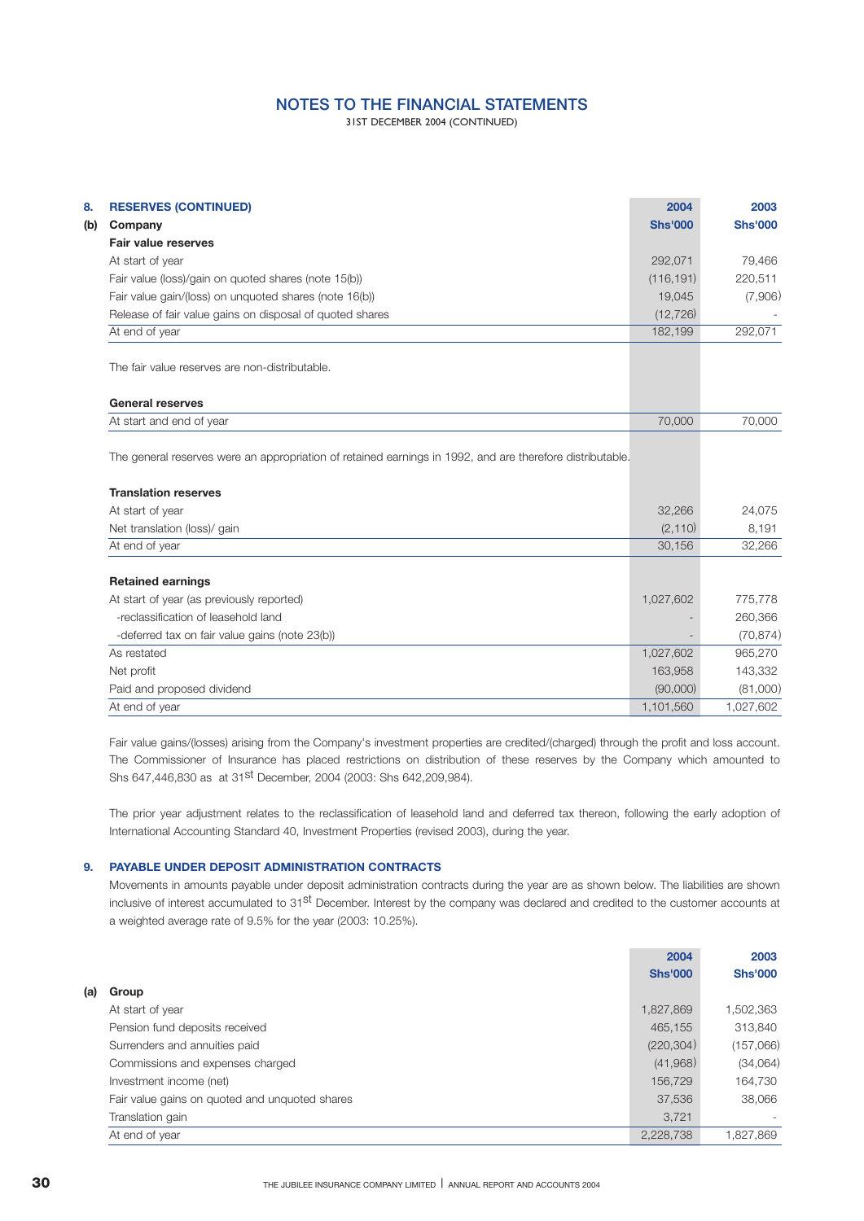# NOTES TO THE FINANCIAL STATEMENTS

31ST DECEMBER 2004 (CONTINUED)

## 8. RESERVES (CONTINUED)

### (b) Company

| | 2004 Shs'000 | 2003 Shs'000 |
|---|---|---|
| **Fair value reserves** | | |
| At start of year | 292,071 | 79,466 |
| Fair value (loss)/gain on quoted shares (note 15(b)) | (116,191) | 220,511 |
| Fair value gain/(loss) on unquoted shares (note 16(b)) | 19,045 | (7,906) |
| Release of fair value gains on disposal of quoted shares | (12,726) | - |
| At end of year | 182,199 | 292,071 |

The fair value reserves are non-distributable.

| | 2004 Shs'000 | 2003 Shs'000 |
|---|---|---|
| **General reserves** | | |
| At start and end of year | 70,000 | 70,000 |

The general reserves were an appropriation of retained earnings in 1992, and are therefore distributable.

| | 2004 Shs'000 | 2003 Shs'000 |
|---|---|---|
| **Translation reserves** | | |
| At start of year | 32,266 | 24,075 |
| Net translation (loss)/ gain | (2,110) | 8,191 |
| At end of year | 30,156 | 32,266 |
| **Retained earnings** | | |
| At start of year (as previously reported) | 1,027,602 | 775,778 |
| -reclassification of leasehold land | - | 260,366 |
| -deferred tax on fair value gains (note 23(b)) | - | (70,874) |
| As restated | 1,027,602 | 965,270 |
| Net profit | 163,958 | 143,332 |
| Paid and proposed dividend | (90,000) | (81,000) |
| At end of year | 1,101,560 | 1,027,602 |

Fair value gains/(losses) arising from the Company's investment properties are credited/(charged) through the profit and loss account. The Commissioner of Insurance has placed restrictions on distribution of these reserves by the Company which amounted to Shs 647,446,830 as at 31st December, 2004 (2003: Shs 642,209,984).

The prior year adjustment relates to the reclassification of leasehold land and deferred tax thereon, following the early adoption of International Accounting Standard 40, Investment Properties (revised 2003), during the year.

## 9. PAYABLE UNDER DEPOSIT ADMINISTRATION CONTRACTS

Movements in amounts payable under deposit administration contracts during the year are as shown below. The liabilities are shown inclusive of interest accumulated to 31st December. Interest by the company was declared and credited to the customer accounts at a weighted average rate of 9.5% for the year (2003: 10.25%).

### (a) Group

| | 2004 Shs'000 | 2003 Shs'000 |
|---|---|---|
| At start of year | 1,827,869 | 1,502,363 |
| Pension fund deposits received | 465,155 | 313,840 |
| Surrenders and annuities paid | (220,304) | (157,066) |
| Commissions and expenses charged | (41,968) | (34,064) |
| Investment income (net) | 156,729 | 164,730 |
| Fair value gains on quoted and unquoted shares | 37,536 | 38,066 |
| Translation gain | 3,721 | - |
| At end of year | 2,228,738 | 1,827,869 |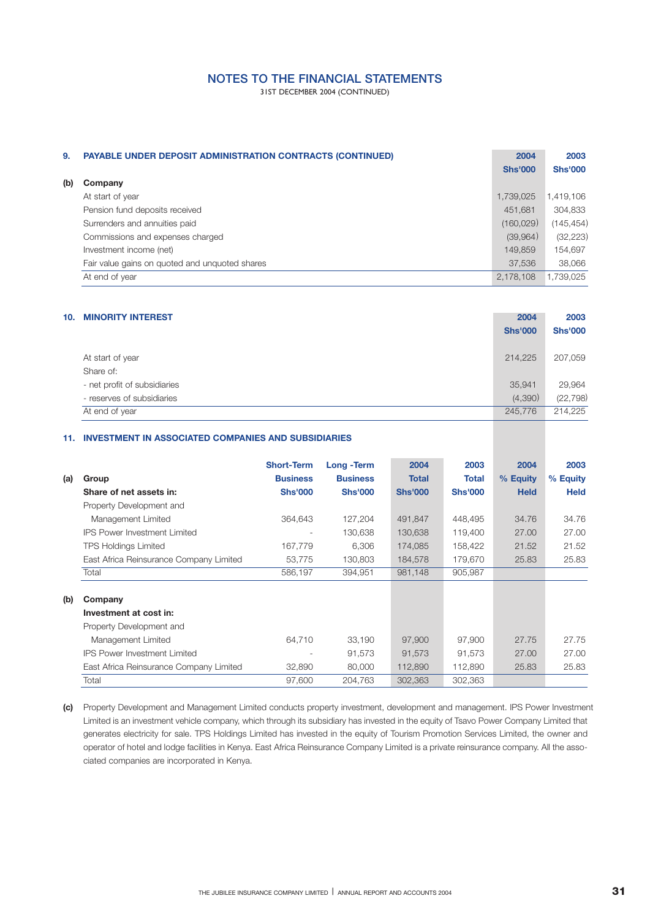# NOTES TO THE FINANCIAL STATEMENTS

31ST DECEMBER 2004 (CONTINUED)

## 9. PAYABLE UNDER DEPOSIT ADMINISTRATION CONTRACTS (CONTINUED)

| | 2004 Shs'000 | 2003 Shs'000 |
|---|---|---|
| **(b) Company** | | |
| At start of year | 1,739,025 | 1,419,106 |
| Pension fund deposits received | 451,681 | 304,833 |
| Surrenders and annuities paid | (160,029) | (145,454) |
| Commissions and expenses charged | (39,964) | (32,223) |
| Investment income (net) | 149,859 | 154,697 |
| Fair value gains on quoted and unquoted shares | 37,536 | 38,066 |
| At end of year | 2,178,108 | 1,739,025 |

## 10. MINORITY INTEREST

| | 2004 Shs'000 | 2003 Shs'000 |
|---|---|---|
| At start of year | 214,225 | 207,059 |
| Share of: | | |
| - net profit of subsidiaries | 35,941 | 29,964 |
| - reserves of subsidiaries | (4,390) | (22,798) |
| At end of year | 245,776 | 214,225 |

## 11. INVESTMENT IN ASSOCIATED COMPANIES AND SUBSIDIARIES

**(a) Group**

| **Share of net assets in:** | Short-Term Business Shs'000 | Long-Term Business Shs'000 | 2004 Total Shs'000 | 2003 Total Shs'000 | 2004 % Equity Held | 2003 % Equity Held |
|---|---|---|---|---|---|---|
| Property Development and Management Limited | 364,643 | 127,204 | 491,847 | 448,495 | 34.76 | 34.76 |
| IPS Power Investment Limited | - | 130,638 | 130,638 | 119,400 | 27.00 | 27.00 |
| TPS Holdings Limited | 167,779 | 6,306 | 174,085 | 158,422 | 21.52 | 21.52 |
| East Africa Reinsurance Company Limited | 53,775 | 130,803 | 184,578 | 179,670 | 25.83 | 25.83 |
| Total | 586,197 | 394,951 | 981,148 | 905,987 | | |

**(b) Company**

| **Investment at cost in:** | Short-Term Business Shs'000 | Long-Term Business Shs'000 | 2004 Total Shs'000 | 2003 Total Shs'000 | 2004 % Equity Held | 2003 % Equity Held |
|---|---|---|---|---|---|---|
| Property Development and Management Limited | 64,710 | 33,190 | 97,900 | 97,900 | 27.75 | 27.75 |
| IPS Power Investment Limited | - | 91,573 | 91,573 | 91,573 | 27.00 | 27.00 |
| East Africa Reinsurance Company Limited | 32,890 | 80,000 | 112,890 | 112,890 | 25.83 | 25.83 |
| Total | 97,600 | 204,763 | 302,363 | 302,363 | | |

**(c)** Property Development and Management Limited conducts property investment, development and management. IPS Power Investment Limited is an investment vehicle company, which through its subsidiary has invested in the equity of Tsavo Power Company Limited that generates electricity for sale. TPS Holdings Limited has invested in the equity of Tourism Promotion Services Limited, the owner and operator of hotel and lodge facilities in Kenya. East Africa Reinsurance Company Limited is a private reinsurance company. All the associated companies are incorporated in Kenya.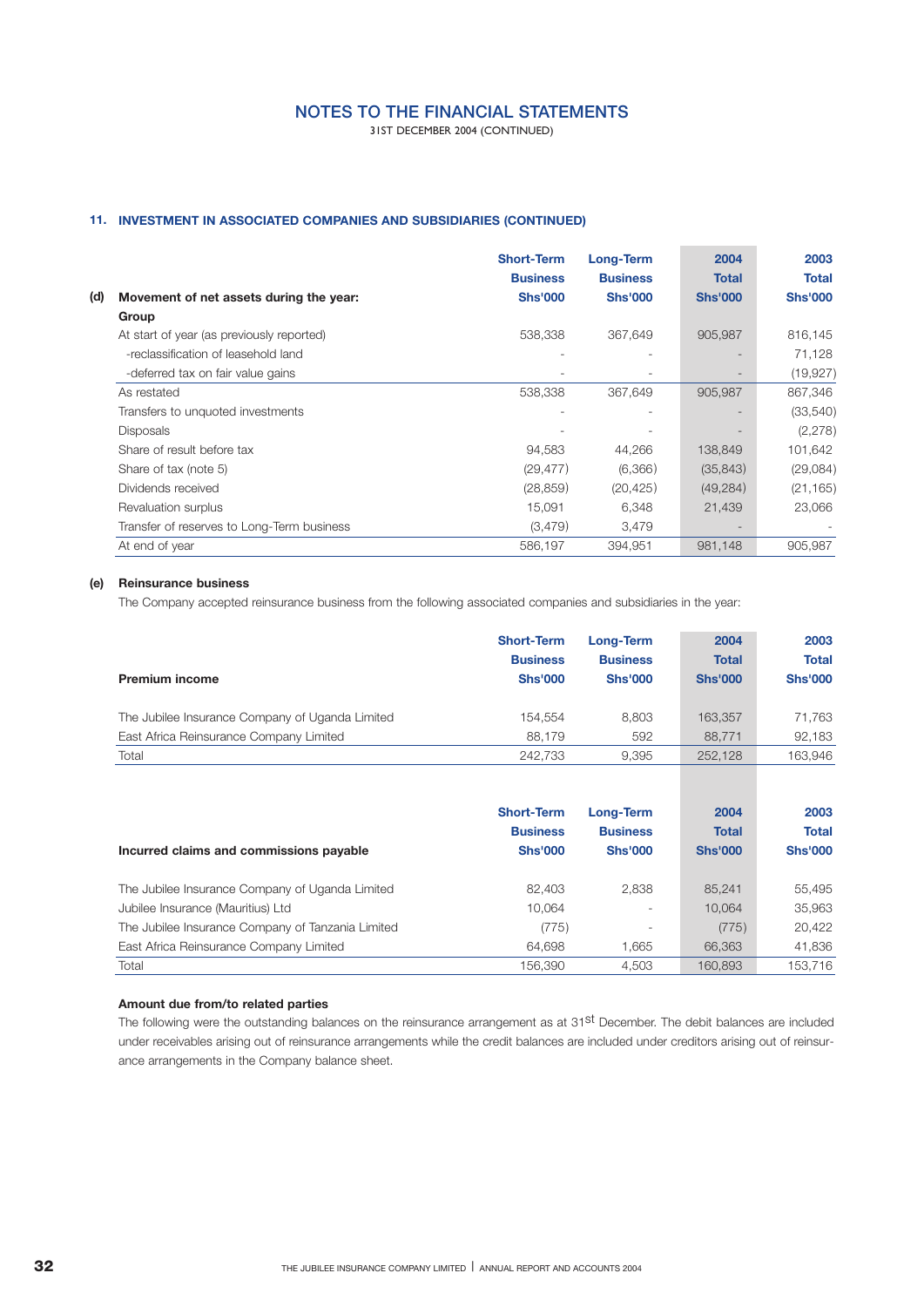# NOTES TO THE FINANCIAL STATEMENTS

31ST DECEMBER 2004 (CONTINUED)

## 11. INVESTMENT IN ASSOCIATED COMPANIES AND SUBSIDIARIES (CONTINUED)

**(d) Movement of net assets during the year:**

| | Short-Term Business Shs'000 | Long-Term Business Shs'000 | 2004 Total Shs'000 | 2003 Total Shs'000 |
|---|---|---|---|---|
| **Group** | | | | |
| At start of year (as previously reported) | 538,338 | 367,649 | 905,987 | 816,145 |
| -reclassification of leasehold land | - | - | - | 71,128 |
| -deferred tax on fair value gains | - | - | - | (19,927) |
| As restated | 538,338 | 367,649 | 905,987 | 867,346 |
| Transfers to unquoted investments | - | - | - | (33,540) |
| Disposals | - | - | - | (2,278) |
| Share of result before tax | 94,583 | 44,266 | 138,849 | 101,642 |
| Share of tax (note 5) | (29,477) | (6,366) | (35,843) | (29,084) |
| Dividends received | (28,859) | (20,425) | (49,284) | (21,165) |
| Revaluation surplus | 15,091 | 6,348 | 21,439 | 23,066 |
| Transfer of reserves to Long-Term business | (3,479) | 3,479 | - | - |
| At end of year | 586,197 | 394,951 | 981,148 | 905,987 |

**(e) Reinsurance business**

The Company accepted reinsurance business from the following associated companies and subsidiaries in the year:

| Premium income | Short-Term Business Shs'000 | Long-Term Business Shs'000 | 2004 Total Shs'000 | 2003 Total Shs'000 |
|---|---|---|---|---|
| The Jubilee Insurance Company of Uganda Limited | 154,554 | 8,803 | 163,357 | 71,763 |
| East Africa Reinsurance Company Limited | 88,179 | 592 | 88,771 | 92,183 |
| Total | 242,733 | 9,395 | 252,128 | 163,946 |

| Incurred claims and commissions payable | Short-Term Business Shs'000 | Long-Term Business Shs'000 | 2004 Total Shs'000 | 2003 Total Shs'000 |
|---|---|---|---|---|
| The Jubilee Insurance Company of Uganda Limited | 82,403 | 2,838 | 85,241 | 55,495 |
| Jubilee Insurance (Mauritius) Ltd | 10,064 | - | 10,064 | 35,963 |
| The Jubilee Insurance Company of Tanzania Limited | (775) | - | (775) | 20,422 |
| East Africa Reinsurance Company Limited | 64,698 | 1,665 | 66,363 | 41,836 |
| Total | 156,390 | 4,503 | 160,893 | 153,716 |

**Amount due from/to related parties**

The following were the outstanding balances on the reinsurance arrangement as at 31st December. The debit balances are included under receivables arising out of reinsurance arrangements while the credit balances are included under creditors arising out of reinsurance arrangements in the Company balance sheet.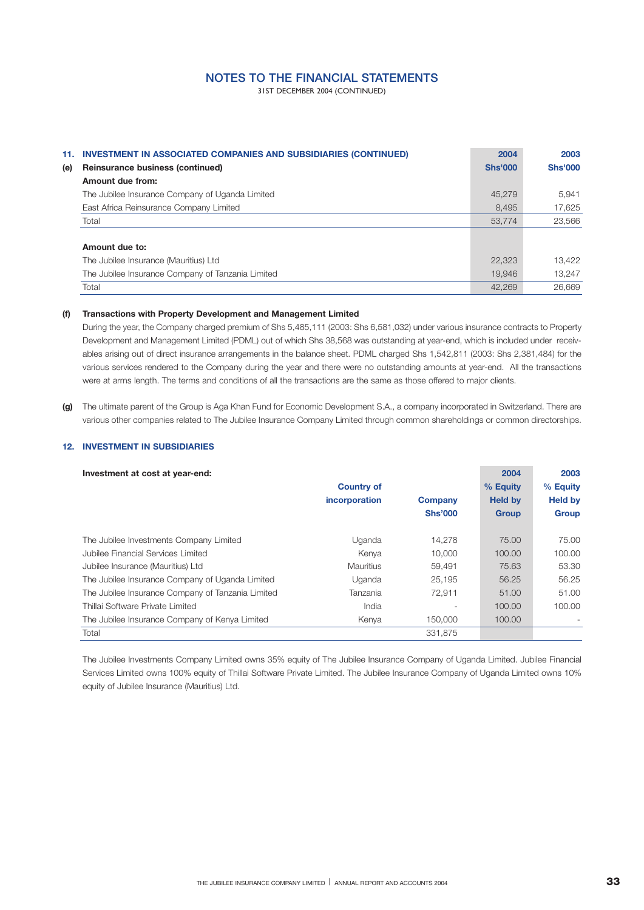# NOTES TO THE FINANCIAL STATEMENTS

31ST DECEMBER 2004 (CONTINUED)

## 11. INVESTMENT IN ASSOCIATED COMPANIES AND SUBSIDIARIES (CONTINUED)

**(e) Reinsurance business (continued)**

| | 2004 Shs'000 | 2003 Shs'000 |
|---|---|---|
| **Amount due from:** | | |
| The Jubilee Insurance Company of Uganda Limited | 45,279 | 5,941 |
| East Africa Reinsurance Company Limited | 8,495 | 17,625 |
| Total | 53,774 | 23,566 |
| | | |
| **Amount due to:** | | |
| The Jubilee Insurance (Mauritius) Ltd | 22,323 | 13,422 |
| The Jubilee Insurance Company of Tanzania Limited | 19,946 | 13,247 |
| Total | 42,269 | 26,669 |

**(f) Transactions with Property Development and Management Limited**

During the year, the Company charged premium of Shs 5,485,111 (2003: Shs 6,581,032) under various insurance contracts to Property Development and Management Limited (PDML) out of which Shs 38,568 was outstanding at year-end, which is included under receivables arising out of direct insurance arrangements in the balance sheet. PDML charged Shs 1,542,811 (2003: Shs 2,381,484) for the various services rendered to the Company during the year and there were no outstanding amounts at year-end. All the transactions were at arms length. The terms and conditions of all the transactions are the same as those offered to major clients.

**(g)** The ultimate parent of the Group is Aga Khan Fund for Economic Development S.A., a company incorporated in Switzerland. There are various other companies related to The Jubilee Insurance Company Limited through common shareholdings or common directorships.

## 12. INVESTMENT IN SUBSIDIARIES

**Investment at cost at year-end:**

| | Country of incorporation | Company Shs'000 | 2004 % Equity Held by Group | 2003 % Equity Held by Group |
|---|---|---|---|---|
| The Jubilee Investments Company Limited | Uganda | 14,278 | 75.00 | 75.00 |
| Jubilee Financial Services Limited | Kenya | 10,000 | 100.00 | 100.00 |
| Jubilee Insurance (Mauritius) Ltd | Mauritius | 59,491 | 75.63 | 53.30 |
| The Jubilee Insurance Company of Uganda Limited | Uganda | 25,195 | 56.25 | 56.25 |
| The Jubilee Insurance Company of Tanzania Limited | Tanzania | 72,911 | 51.00 | 51.00 |
| Thillai Software Private Limited | India | - | 100.00 | 100.00 |
| The Jubilee Insurance Company of Kenya Limited | Kenya | 150,000 | 100.00 | - |
| Total | | 331,875 | | |

The Jubilee Investments Company Limited owns 35% equity of The Jubilee Insurance Company of Uganda Limited. Jubilee Financial Services Limited owns 100% equity of Thillai Software Private Limited. The Jubilee Insurance Company of Uganda Limited owns 10% equity of Jubilee Insurance (Mauritius) Ltd.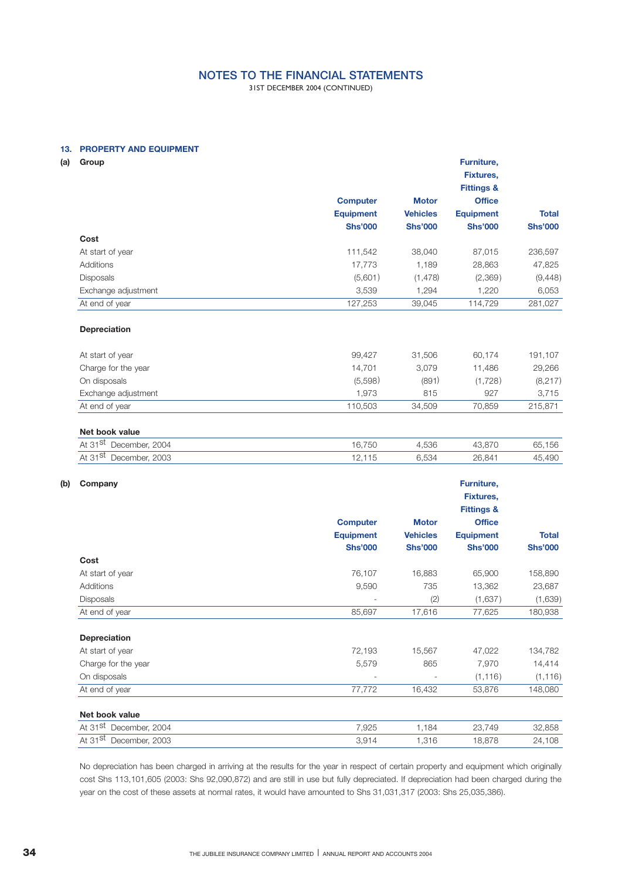# NOTES TO THE FINANCIAL STATEMENTS

31ST DECEMBER 2004 (CONTINUED)

## 13. PROPERTY AND EQUIPMENT

### (a) Group

| | Computer Equipment Shs'000 | Motor Vehicles Shs'000 | Furniture, Fixtures, Fittings & Office Equipment Shs'000 | Total Shs'000 |
|---|---|---|---|---|
| **Cost** | | | | |
| At start of year | 111,542 | 38,040 | 87,015 | 236,597 |
| Additions | 17,773 | 1,189 | 28,863 | 47,825 |
| Disposals | (5,601) | (1,478) | (2,369) | (9,448) |
| Exchange adjustment | 3,539 | 1,294 | 1,220 | 6,053 |
| At end of year | 127,253 | 39,045 | 114,729 | 281,027 |
| **Depreciation** | | | | |
| At start of year | 99,427 | 31,506 | 60,174 | 191,107 |
| Charge for the year | 14,701 | 3,079 | 11,486 | 29,266 |
| On disposals | (5,598) | (891) | (1,728) | (8,217) |
| Exchange adjustment | 1,973 | 815 | 927 | 3,715 |
| At end of year | 110,503 | 34,509 | 70,859 | 215,871 |
| **Net book value** | | | | |
| At 31st December, 2004 | 16,750 | 4,536 | 43,870 | 65,156 |
| At 31st December, 2003 | 12,115 | 6,534 | 26,841 | 45,490 |

### (b) Company

| | Computer Equipment Shs'000 | Motor Vehicles Shs'000 | Furniture, Fixtures, Fittings & Office Equipment Shs'000 | Total Shs'000 |
|---|---|---|---|---|
| **Cost** | | | | |
| At start of year | 76,107 | 16,883 | 65,900 | 158,890 |
| Additions | 9,590 | 735 | 13,362 | 23,687 |
| Disposals | - | (2) | (1,637) | (1,639) |
| At end of year | 85,697 | 17,616 | 77,625 | 180,938 |
| **Depreciation** | | | | |
| At start of year | 72,193 | 15,567 | 47,022 | 134,782 |
| Charge for the year | 5,579 | 865 | 7,970 | 14,414 |
| On disposals | - | - | (1,116) | (1,116) |
| At end of year | 77,772 | 16,432 | 53,876 | 148,080 |
| **Net book value** | | | | |
| At 31st December, 2004 | 7,925 | 1,184 | 23,749 | 32,858 |
| At 31st December, 2003 | 3,914 | 1,316 | 18,878 | 24,108 |

No depreciation has been charged in arriving at the results for the year in respect of certain property and equipment which originally cost Shs 113,101,605 (2003: Shs 92,090,872) and are still in use but fully depreciated. If depreciation had been charged during the year on the cost of these assets at normal rates, it would have amounted to Shs 31,031,317 (2003: Shs 25,035,386).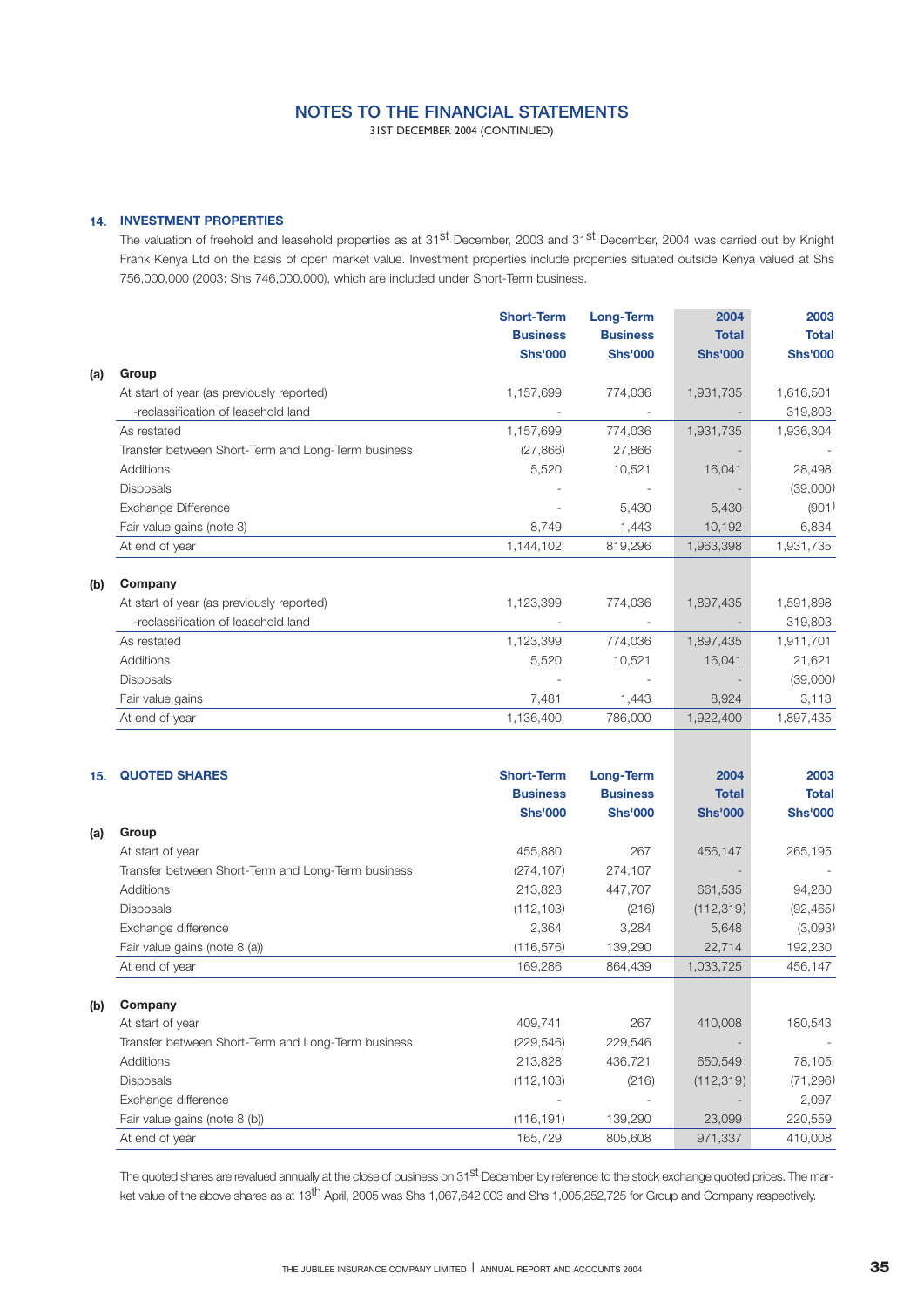# NOTES TO THE FINANCIAL STATEMENTS

31ST DECEMBER 2004 (CONTINUED)

## 14. INVESTMENT PROPERTIES

The valuation of freehold and leasehold properties as at 31st December, 2003 and 31st December, 2004 was carried out by Knight Frank Kenya Ltd on the basis of open market value. Investment properties include properties situated outside Kenya valued at Shs 756,000,000 (2003: Shs 746,000,000), which are included under Short-Term business.

| | | Short-Term Business Shs'000 | Long-Term Business Shs'000 | 2004 Total Shs'000 | 2003 Total Shs'000 |
|---|---|---|---|---|---|
| **(a)** | **Group** | | | | |
| | At start of year (as previously reported) | 1,157,699 | 774,036 | 1,931,735 | 1,616,501 |
| | -reclassification of leasehold land | - | - | - | 319,803 |
| | As restated | 1,157,699 | 774,036 | 1,931,735 | 1,936,304 |
| | Transfer between Short-Term and Long-Term business | (27,866) | 27,866 | - | - |
| | Additions | 5,520 | 10,521 | 16,041 | 28,498 |
| | Disposals | - | - | - | (39,000) |
| | Exchange Difference | - | 5,430 | 5,430 | (901) |
| | Fair value gains (note 3) | 8,749 | 1,443 | 10,192 | 6,834 |
| | At end of year | 1,144,102 | 819,296 | 1,963,398 | 1,931,735 |
| **(b)** | **Company** | | | | |
| | At start of year (as previously reported) | 1,123,399 | 774,036 | 1,897,435 | 1,591,898 |
| | -reclassification of leasehold land | - | - | - | 319,803 |
| | As restated | 1,123,399 | 774,036 | 1,897,435 | 1,911,701 |
| | Additions | 5,520 | 10,521 | 16,041 | 21,621 |
| | Disposals | - | - | - | (39,000) |
| | Fair value gains | 7,481 | 1,443 | 8,924 | 3,113 |
| | At end of year | 1,136,400 | 786,000 | 1,922,400 | 1,897,435 |

## 15. QUOTED SHARES

| | | Short-Term Business Shs'000 | Long-Term Business Shs'000 | 2004 Total Shs'000 | 2003 Total Shs'000 |
|---|---|---|---|---|---|
| **(a)** | **Group** | | | | |
| | At start of year | 455,880 | 267 | 456,147 | 265,195 |
| | Transfer between Short-Term and Long-Term business | (274,107) | 274,107 | - | - |
| | Additions | 213,828 | 447,707 | 661,535 | 94,280 |
| | Disposals | (112,103) | (216) | (112,319) | (92,465) |
| | Exchange difference | 2,364 | 3,284 | 5,648 | (3,093) |
| | Fair value gains (note 8 (a)) | (116,576) | 139,290 | 22,714 | 192,230 |
| | At end of year | 169,286 | 864,439 | 1,033,725 | 456,147 |
| **(b)** | **Company** | | | | |
| | At start of year | 409,741 | 267 | 410,008 | 180,543 |
| | Transfer between Short-Term and Long-Term business | (229,546) | 229,546 | - | - |
| | Additions | 213,828 | 436,721 | 650,549 | 78,105 |
| | Disposals | (112,103) | (216) | (112,319) | (71,296) |
| | Exchange difference | - | - | - | 2,097 |
| | Fair value gains (note 8 (b)) | (116,191) | 139,290 | 23,099 | 220,559 |
| | At end of year | 165,729 | 805,608 | 971,337 | 410,008 |

The quoted shares are revalued annually at the close of business on 31st December by reference to the stock exchange quoted prices. The market value of the above shares as at 13th April, 2005 was Shs 1,067,642,003 and Shs 1,005,252,725 for Group and Company respectively.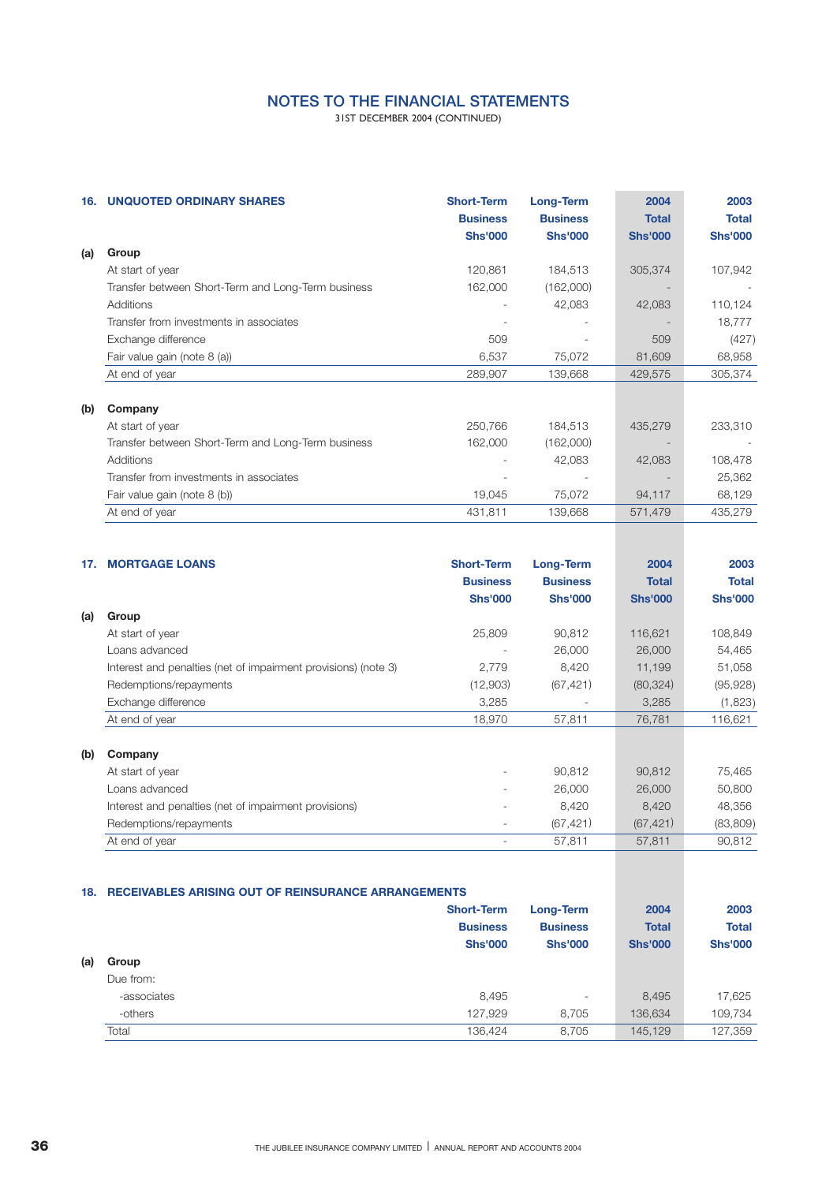# NOTES TO THE FINANCIAL STATEMENTS

31ST DECEMBER 2004 (CONTINUED)

## 16. UNQUOTED ORDINARY SHARES

| | | Short-Term Business Shs'000 | Long-Term Business Shs'000 | 2004 Total Shs'000 | 2003 Total Shs'000 |
|---|---|---|---|---|---|
| **(a)** | **Group** | | | | |
| | At start of year | 120,861 | 184,513 | 305,374 | 107,942 |
| | Transfer between Short-Term and Long-Term business | 162,000 | (162,000) | - | - |
| | Additions | - | 42,083 | 42,083 | 110,124 |
| | Transfer from investments in associates | - | - | - | 18,777 |
| | Exchange difference | 509 | - | 509 | (427) |
| | Fair value gain (note 8 (a)) | 6,537 | 75,072 | 81,609 | 68,958 |
| | At end of year | 289,907 | 139,668 | 429,575 | 305,374 |
| **(b)** | **Company** | | | | |
| | At start of year | 250,766 | 184,513 | 435,279 | 233,310 |
| | Transfer between Short-Term and Long-Term business | 162,000 | (162,000) | - | - |
| | Additions | - | 42,083 | 42,083 | 108,478 |
| | Transfer from investments in associates | - | - | - | 25,362 |
| | Fair value gain (note 8 (b)) | 19,045 | 75,072 | 94,117 | 68,129 |
| | At end of year | 431,811 | 139,668 | 571,479 | 435,279 |

## 17. MORTGAGE LOANS

| | | Short-Term Business Shs'000 | Long-Term Business Shs'000 | 2004 Total Shs'000 | 2003 Total Shs'000 |
|---|---|---|---|---|---|
| **(a)** | **Group** | | | | |
| | At start of year | 25,809 | 90,812 | 116,621 | 108,849 |
| | Loans advanced | - | 26,000 | 26,000 | 54,465 |
| | Interest and penalties (net of impairment provisions) (note 3) | 2,779 | 8,420 | 11,199 | 51,058 |
| | Redemptions/repayments | (12,903) | (67,421) | (80,324) | (95,928) |
| | Exchange difference | 3,285 | - | 3,285 | (1,823) |
| | At end of year | 18,970 | 57,811 | 76,781 | 116,621 |
| **(b)** | **Company** | | | | |
| | At start of year | - | 90,812 | 90,812 | 75,465 |
| | Loans advanced | - | 26,000 | 26,000 | 50,800 |
| | Interest and penalties (net of impairment provisions) | - | 8,420 | 8,420 | 48,356 |
| | Redemptions/repayments | - | (67,421) | (67,421) | (83,809) |
| | At end of year | - | 57,811 | 57,811 | 90,812 |

## 18. RECEIVABLES ARISING OUT OF REINSURANCE ARRANGEMENTS

| | | Short-Term Business Shs'000 | Long-Term Business Shs'000 | 2004 Total Shs'000 | 2003 Total Shs'000 |
|---|---|---|---|---|---|
| **(a)** | **Group** | | | | |
| | Due from: | | | | |
| | -associates | 8,495 | - | 8,495 | 17,625 |
| | -others | 127,929 | 8,705 | 136,634 | 109,734 |
| | Total | 136,424 | 8,705 | 145,129 | 127,359 |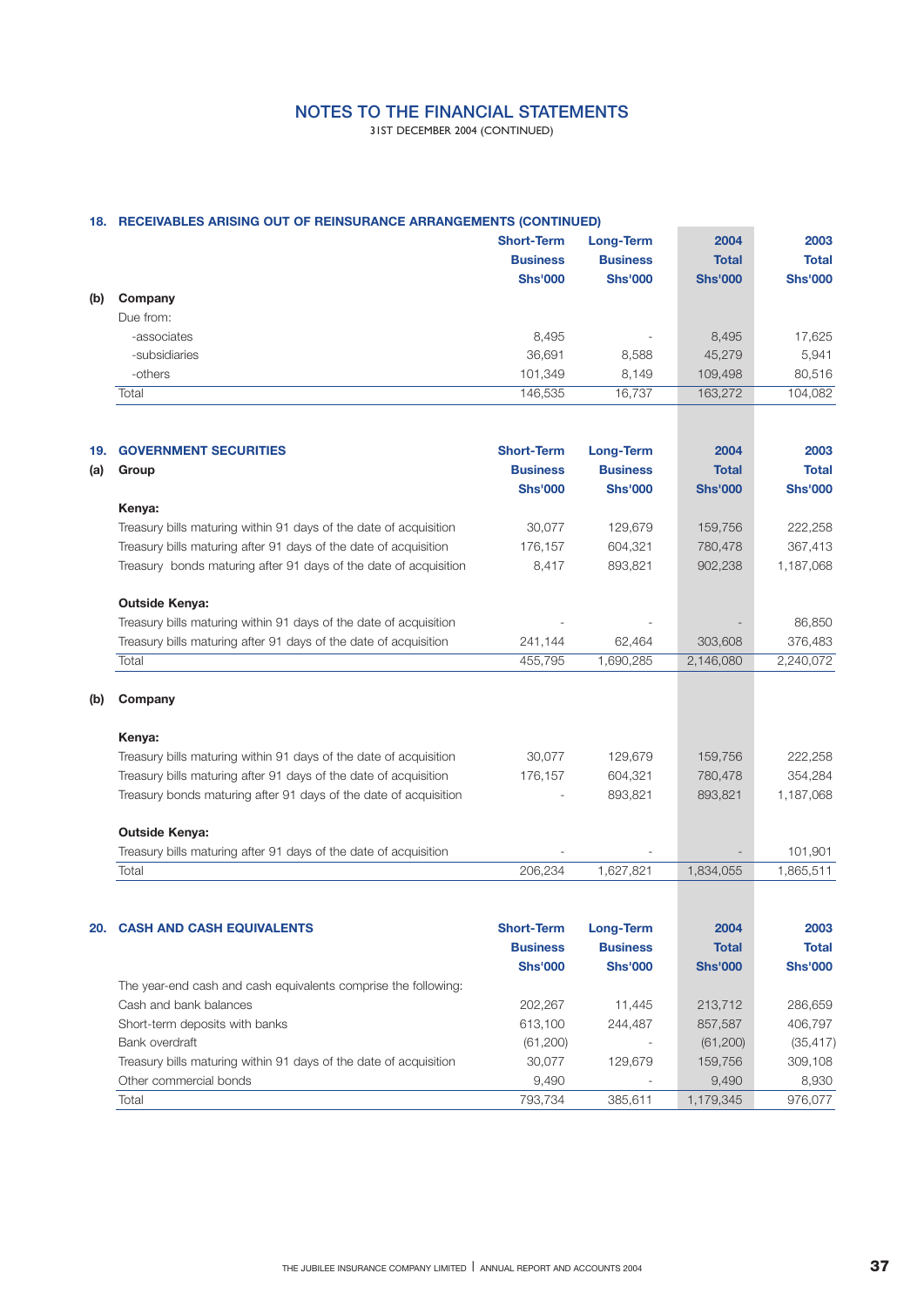# NOTES TO THE FINANCIAL STATEMENTS

31ST DECEMBER 2004 (CONTINUED)

## 18. RECEIVABLES ARISING OUT OF REINSURANCE ARRANGEMENTS (CONTINUED)

| | Short-Term Business Shs'000 | Long-Term Business Shs'000 | 2004 Total Shs'000 | 2003 Total Shs'000 |
|---|---|---|---|---|
| **(b) Company** | | | | |
| Due from: | | | | |
| -associates | 8,495 | - | 8,495 | 17,625 |
| -subsidiaries | 36,691 | 8,588 | 45,279 | 5,941 |
| -others | 101,349 | 8,149 | 109,498 | 80,516 |
| Total | 146,535 | 16,737 | 163,272 | 104,082 |

## 19. GOVERNMENT SECURITIES

| | Short-Term Business Shs'000 | Long-Term Business Shs'000 | 2004 Total Shs'000 | 2003 Total Shs'000 |
|---|---|---|---|---|
| **(a) Group** | | | | |
| **Kenya:** | | | | |
| Treasury bills maturing within 91 days of the date of acquisition | 30,077 | 129,679 | 159,756 | 222,258 |
| Treasury bills maturing after 91 days of the date of acquisition | 176,157 | 604,321 | 780,478 | 367,413 |
| Treasury bonds maturing after 91 days of the date of acquisition | 8,417 | 893,821 | 902,238 | 1,187,068 |
| **Outside Kenya:** | | | | |
| Treasury bills maturing within 91 days of the date of acquisition | - | - | - | 86,850 |
| Treasury bills maturing after 91 days of the date of acquisition | 241,144 | 62,464 | 303,608 | 376,483 |
| Total | 455,795 | 1,690,285 | 2,146,080 | 2,240,072 |
| **(b) Company** | | | | |
| **Kenya:** | | | | |
| Treasury bills maturing within 91 days of the date of acquisition | 30,077 | 129,679 | 159,756 | 222,258 |
| Treasury bills maturing after 91 days of the date of acquisition | 176,157 | 604,321 | 780,478 | 354,284 |
| Treasury bonds maturing after 91 days of the date of acquisition | - | 893,821 | 893,821 | 1,187,068 |
| **Outside Kenya:** | | | | |
| Treasury bills maturing after 91 days of the date of acquisition | - | - | - | 101,901 |
| Total | 206,234 | 1,627,821 | 1,834,055 | 1,865,511 |

## 20. CASH AND CASH EQUIVALENTS

| | Short-Term Business Shs'000 | Long-Term Business Shs'000 | 2004 Total Shs'000 | 2003 Total Shs'000 |
|---|---|---|---|---|
| The year-end cash and cash equivalents comprise the following: | | | | |
| Cash and bank balances | 202,267 | 11,445 | 213,712 | 286,659 |
| Short-term deposits with banks | 613,100 | 244,487 | 857,587 | 406,797 |
| Bank overdraft | (61,200) | - | (61,200) | (35,417) |
| Treasury bills maturing within 91 days of the date of acquisition | 30,077 | 129,679 | 159,756 | 309,108 |
| Other commercial bonds | 9,490 | - | 9,490 | 8,930 |
| Total | 793,734 | 385,611 | 1,179,345 | 976,077 |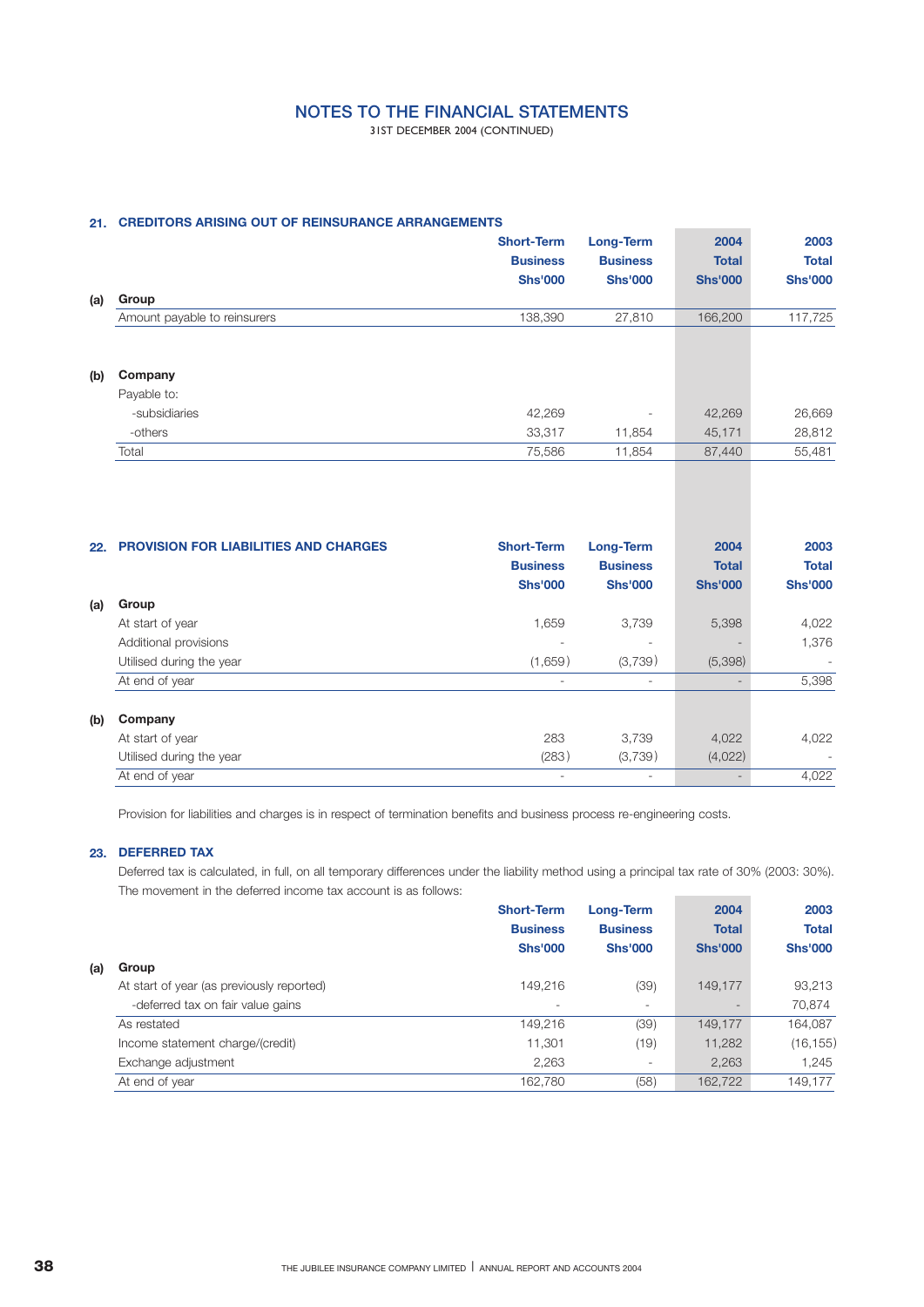# NOTES TO THE FINANCIAL STATEMENTS

31ST DECEMBER 2004 (CONTINUED)

## 21. CREDITORS ARISING OUT OF REINSURANCE ARRANGEMENTS

| | | Short-Term Business Shs'000 | Long-Term Business Shs'000 | 2004 Total Shs'000 | 2003 Total Shs'000 |
|---|---|---|---|---|---|
| **(a)** | **Group** | | | | |
| | Amount payable to reinsurers | 138,390 | 27,810 | 166,200 | 117,725 |
| **(b)** | **Company** | | | | |
| | Payable to: | | | | |
| | -subsidiaries | 42,269 | - | 42,269 | 26,669 |
| | -others | 33,317 | 11,854 | 45,171 | 28,812 |
| | Total | 75,586 | 11,854 | 87,440 | 55,481 |

## 22. PROVISION FOR LIABILITIES AND CHARGES

| | | Short-Term Business Shs'000 | Long-Term Business Shs'000 | 2004 Total Shs'000 | 2003 Total Shs'000 |
|---|---|---|---|---|---|
| **(a)** | **Group** | | | | |
| | At start of year | 1,659 | 3,739 | 5,398 | 4,022 |
| | Additional provisions | - | - | - | 1,376 |
| | Utilised during the year | (1,659) | (3,739) | (5,398) | - |
| | At end of year | - | - | - | 5,398 |
| **(b)** | **Company** | | | | |
| | At start of year | 283 | 3,739 | 4,022 | 4,022 |
| | Utilised during the year | (283) | (3,739) | (4,022) | - |
| | At end of year | - | - | - | 4,022 |

Provision for liabilities and charges is in respect of termination benefits and business process re-engineering costs.

## 23. DEFERRED TAX

Deferred tax is calculated, in full, on all temporary differences under the liability method using a principal tax rate of 30% (2003: 30%). The movement in the deferred income tax account is as follows:

| | | Short-Term Business Shs'000 | Long-Term Business Shs'000 | 2004 Total Shs'000 | 2003 Total Shs'000 |
|---|---|---|---|---|---|
| **(a)** | **Group** | | | | |
| | At start of year (as previously reported) | 149,216 | (39) | 149,177 | 93,213 |
| | -deferred tax on fair value gains | - | - | - | 70,874 |
| | As restated | 149,216 | (39) | 149,177 | 164,087 |
| | Income statement charge/(credit) | 11,301 | (19) | 11,282 | (16,155) |
| | Exchange adjustment | 2,263 | - | 2,263 | 1,245 |
| | At end of year | 162,780 | (58) | 162,722 | 149,177 |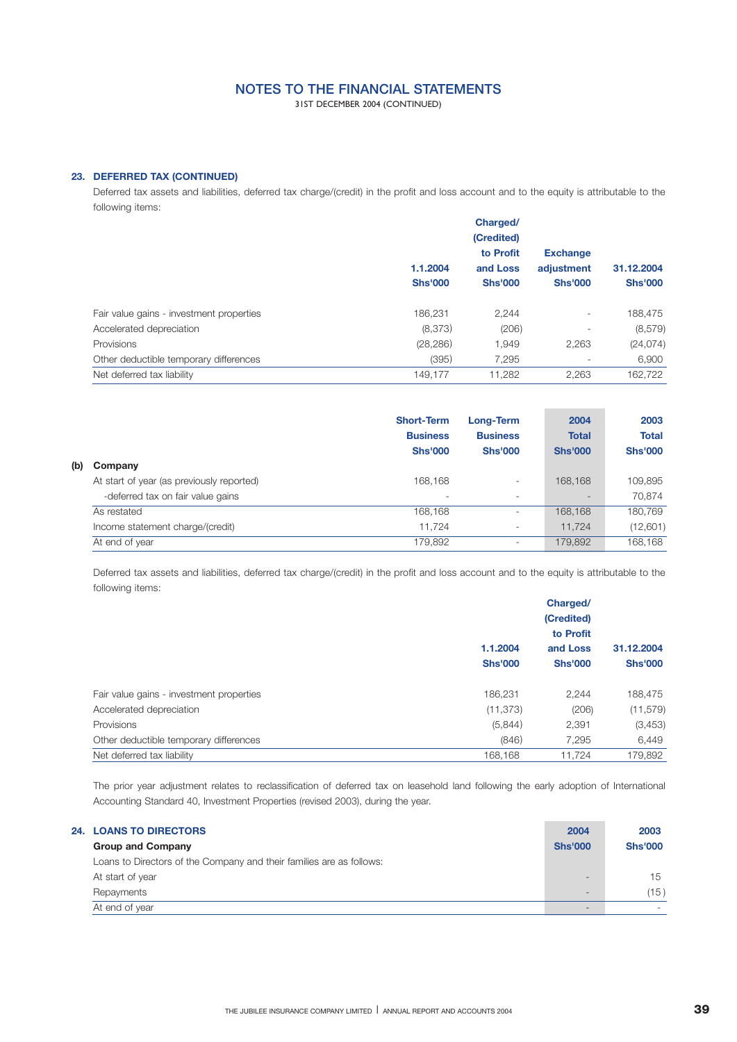# NOTES TO THE FINANCIAL STATEMENTS

31ST DECEMBER 2004 (CONTINUED)

## 23. DEFERRED TAX (CONTINUED)

Deferred tax assets and liabilities, deferred tax charge/(credit) in the profit and loss account and to the equity is attributable to the following items:

| | 1.1.2004 Shs'000 | Charged/ (Credited) to Profit and Loss Shs'000 | Exchange adjustment Shs'000 | 31.12.2004 Shs'000 |
|---|---|---|---|---|
| Fair value gains - investment properties | 186,231 | 2,244 | - | 188,475 |
| Accelerated depreciation | (8,373) | (206) | - | (8,579) |
| Provisions | (28,286) | 1,949 | 2,263 | (24,074) |
| Other deductible temporary differences | (395) | 7,295 | - | 6,900 |
| Net deferred tax liability | 149,177 | 11,282 | 2,263 | 162,722 |

### (b) Company

| | Short-Term Business Shs'000 | Long-Term Business Shs'000 | 2004 Total Shs'000 | 2003 Total Shs'000 |
|---|---|---|---|---|
| At start of year (as previously reported) | 168,168 | - | 168,168 | 109,895 |
| -deferred tax on fair value gains | - | - | - | 70,874 |
| As restated | 168,168 | - | 168,168 | 180,769 |
| Income statement charge/(credit) | 11,724 | - | 11,724 | (12,601) |
| At end of year | 179,892 | - | 179,892 | 168,168 |

Deferred tax assets and liabilities, deferred tax charge/(credit) in the profit and loss account and to the equity is attributable to the following items:

| | 1.1.2004 Shs'000 | Charged/ (Credited) to Profit and Loss Shs'000 | 31.12.2004 Shs'000 |
|---|---|---|---|
| Fair value gains - investment properties | 186,231 | 2,244 | 188,475 |
| Accelerated depreciation | (11,373) | (206) | (11,579) |
| Provisions | (5,844) | 2,391 | (3,453) |
| Other deductible temporary differences | (846) | 7,295 | 6,449 |
| Net deferred tax liability | 168,168 | 11,724 | 179,892 |

The prior year adjustment relates to reclassification of deferred tax on leasehold land following the early adoption of International Accounting Standard 40, Investment Properties (revised 2003), during the year.

## 24. LOANS TO DIRECTORS

| Group and Company | 2004 Shs'000 | 2003 Shs'000 |
|---|---|---|
| Loans to Directors of the Company and their families are as follows: | | |
| At start of year | - | 15 |
| Repayments | - | (15) |
| At end of year | - | - |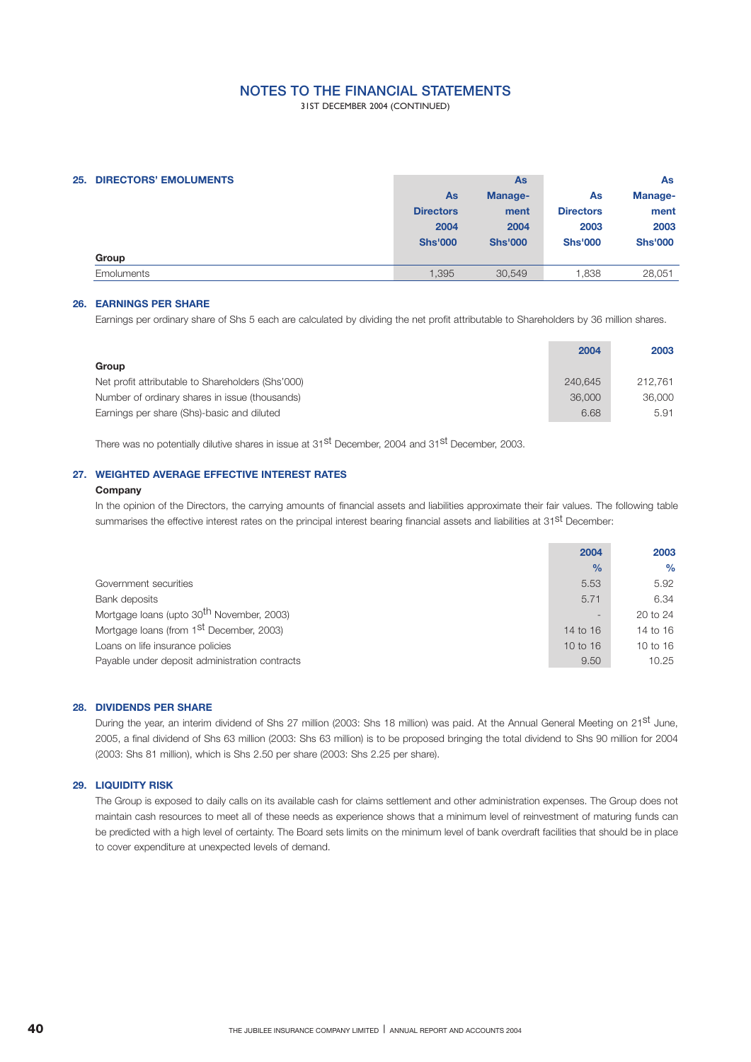# NOTES TO THE FINANCIAL STATEMENTS

31ST DECEMBER 2004 (CONTINUED)

## 25. DIRECTORS' EMOLUMENTS

| | As Directors 2004 Shs'000 | As Manage-ment 2004 Shs'000 | As Directors 2003 Shs'000 | As Manage-ment 2003 Shs'000 |
|---|---|---|---|---|
| **Group** | | | | |
| Emoluments | 1,395 | 30,549 | 1,838 | 28,051 |

## 26. EARNINGS PER SHARE

Earnings per ordinary share of Shs 5 each are calculated by dividing the net profit attributable to Shareholders by 36 million shares.

| | 2004 | 2003 |
|---|---|---|
| **Group** | | |
| Net profit attributable to Shareholders (Shs'000) | 240,645 | 212,761 |
| Number of ordinary shares in issue (thousands) | 36,000 | 36,000 |
| Earnings per share (Shs)-basic and diluted | 6.68 | 5.91 |

There was no potentially dilutive shares in issue at 31st December, 2004 and 31st December, 2003.

## 27. WEIGHTED AVERAGE EFFECTIVE INTEREST RATES

**Company**

In the opinion of the Directors, the carrying amounts of financial assets and liabilities approximate their fair values. The following table summarises the effective interest rates on the principal interest bearing financial assets and liabilities at 31st December:

| | 2004 % | 2003 % |
|---|---|---|
| Government securities | 5.53 | 5.92 |
| Bank deposits | 5.71 | 6.34 |
| Mortgage loans (upto 30th November, 2003) | - | 20 to 24 |
| Mortgage loans (from 1st December, 2003) | 14 to 16 | 14 to 16 |
| Loans on life insurance policies | 10 to 16 | 10 to 16 |
| Payable under deposit administration contracts | 9.50 | 10.25 |

## 28. DIVIDENDS PER SHARE

During the year, an interim dividend of Shs 27 million (2003: Shs 18 million) was paid. At the Annual General Meeting on 21st June, 2005, a final dividend of Shs 63 million (2003: Shs 63 million) is to be proposed bringing the total dividend to Shs 90 million for 2004 (2003: Shs 81 million), which is Shs 2.50 per share (2003: Shs 2.25 per share).

## 29. LIQUIDITY RISK

The Group is exposed to daily calls on its available cash for claims settlement and other administration expenses. The Group does not maintain cash resources to meet all of these needs as experience shows that a minimum level of reinvestment of maturing funds can be predicted with a high level of certainty. The Board sets limits on the minimum level of bank overdraft facilities that should be in place to cover expenditure at unexpected levels of demand.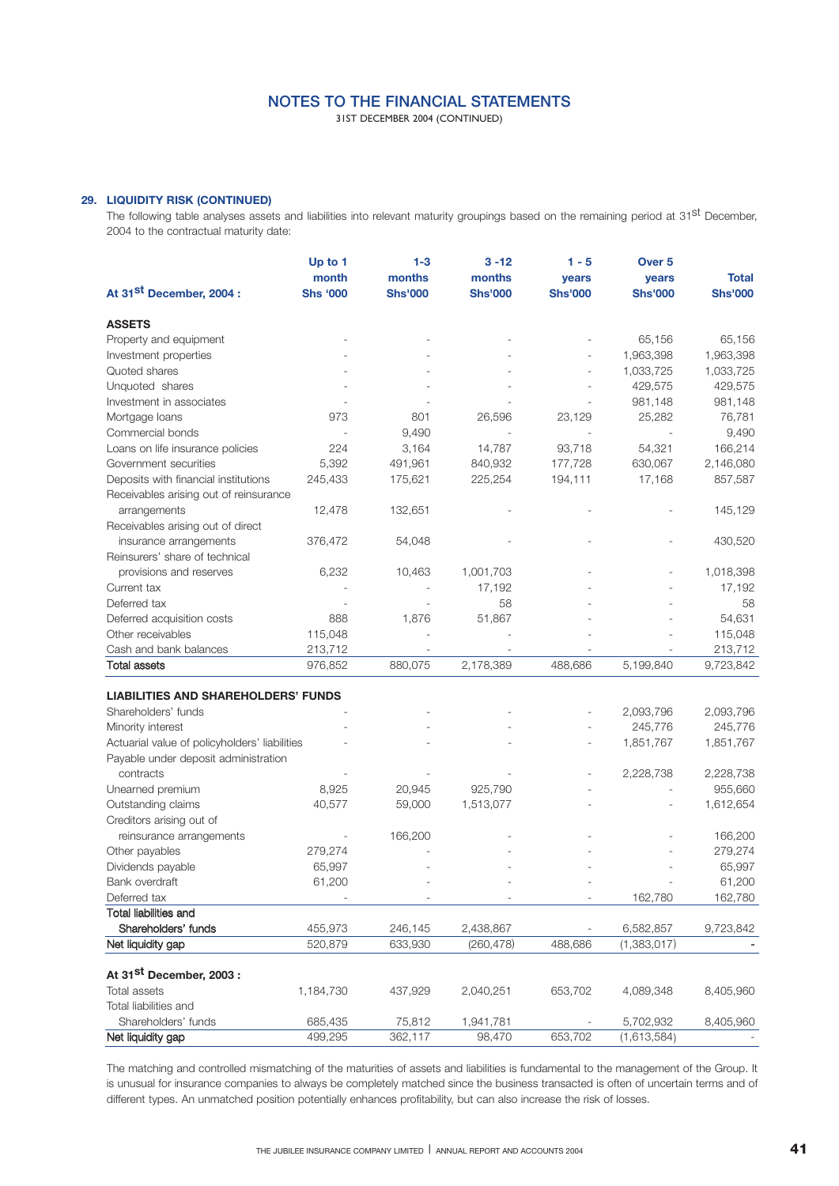# NOTES TO THE FINANCIAL STATEMENTS

31ST DECEMBER 2004 (CONTINUED)

## 29. LIQUIDITY RISK (CONTINUED)

The following table analyses assets and liabilities into relevant maturity groupings based on the remaining period at 31st December, 2004 to the contractual maturity date:

| At 31st December, 2004 : | Up to 1 month Shs '000 | 1-3 months Shs'000 | 3 -12 months Shs'000 | 1 - 5 years Shs'000 | Over 5 years Shs'000 | Total Shs'000 |
|---|---|---|---|---|---|---|
| **ASSETS** | | | | | | |
| Property and equipment | - | - | - | - | 65,156 | 65,156 |
| Investment properties | - | - | - | - | 1,963,398 | 1,963,398 |
| Quoted shares | - | - | - | - | 1,033,725 | 1,033,725 |
| Unquoted shares | - | - | - | - | 429,575 | 429,575 |
| Investment in associates | - | - | - | - | 981,148 | 981,148 |
| Mortgage loans | 973 | 801 | 26,596 | 23,129 | 25,282 | 76,781 |
| Commercial bonds | - | 9,490 | - | - | - | 9,490 |
| Loans on life insurance policies | 224 | 3,164 | 14,787 | 93,718 | 54,321 | 166,214 |
| Government securities | 5,392 | 491,961 | 840,932 | 177,728 | 630,067 | 2,146,080 |
| Deposits with financial institutions | 245,433 | 175,621 | 225,254 | 194,111 | 17,168 | 857,587 |
| Receivables arising out of reinsurance arrangements | 12,478 | 132,651 | - | - | - | 145,129 |
| Receivables arising out of direct insurance arrangements | 376,472 | 54,048 | - | - | - | 430,520 |
| Reinsurers' share of technical provisions and reserves | 6,232 | 10,463 | 1,001,703 | - | - | 1,018,398 |
| Current tax | - | - | 17,192 | - | - | 17,192 |
| Deferred tax | - | - | 58 | - | - | 58 |
| Deferred acquisition costs | 888 | 1,876 | 51,867 | - | - | 54,631 |
| Other receivables | 115,048 | - | - | - | - | 115,048 |
| Cash and bank balances | 213,712 | - | - | - | - | 213,712 |
| **Total assets** | 976,852 | 880,075 | 2,178,389 | 488,686 | 5,199,840 | 9,723,842 |
| **LIABILITIES AND SHAREHOLDERS' FUNDS** | | | | | | |
| Shareholders' funds | - | - | - | - | 2,093,796 | 2,093,796 |
| Minority interest | - | - | - | - | 245,776 | 245,776 |
| Actuarial value of policyholders' liabilities | - | - | - | - | 1,851,767 | 1,851,767 |
| Payable under deposit administration contracts | - | - | - | - | 2,228,738 | 2,228,738 |
| Unearned premium | 8,925 | 20,945 | 925,790 | - | - | 955,660 |
| Outstanding claims | 40,577 | 59,000 | 1,513,077 | - | - | 1,612,654 |
| Creditors arising out of reinsurance arrangements | - | 166,200 | - | - | - | 166,200 |
| Other payables | 279,274 | - | - | - | - | 279,274 |
| Dividends payable | 65,997 | - | - | - | - | 65,997 |
| Bank overdraft | 61,200 | - | - | - | - | 61,200 |
| Deferred tax | - | - | - | - | 162,780 | 162,780 |
| **Total liabilities and Shareholders' funds** | 455,973 | 246,145 | 2,438,867 | - | 6,582,857 | 9,723,842 |
| **Net liquidity gap** | 520,879 | 633,930 | (260,478) | 488,686 | (1,383,017) | - |
| **At 31st December, 2003 :** | | | | | | |
| Total assets | 1,184,730 | 437,929 | 2,040,251 | 653,702 | 4,089,348 | 8,405,960 |
| Total liabilities and Shareholders' funds | 685,435 | 75,812 | 1,941,781 | - | 5,702,932 | 8,405,960 |
| **Net liquidity gap** | 499,295 | 362,117 | 98,470 | 653,702 | (1,613,584) | - |

The matching and controlled mismatching of the maturities of assets and liabilities is fundamental to the management of the Group. It is unusual for insurance companies to always be completely matched since the business transacted is often of uncertain terms and of different types. An unmatched position potentially enhances profitability, but can also increase the risk of losses.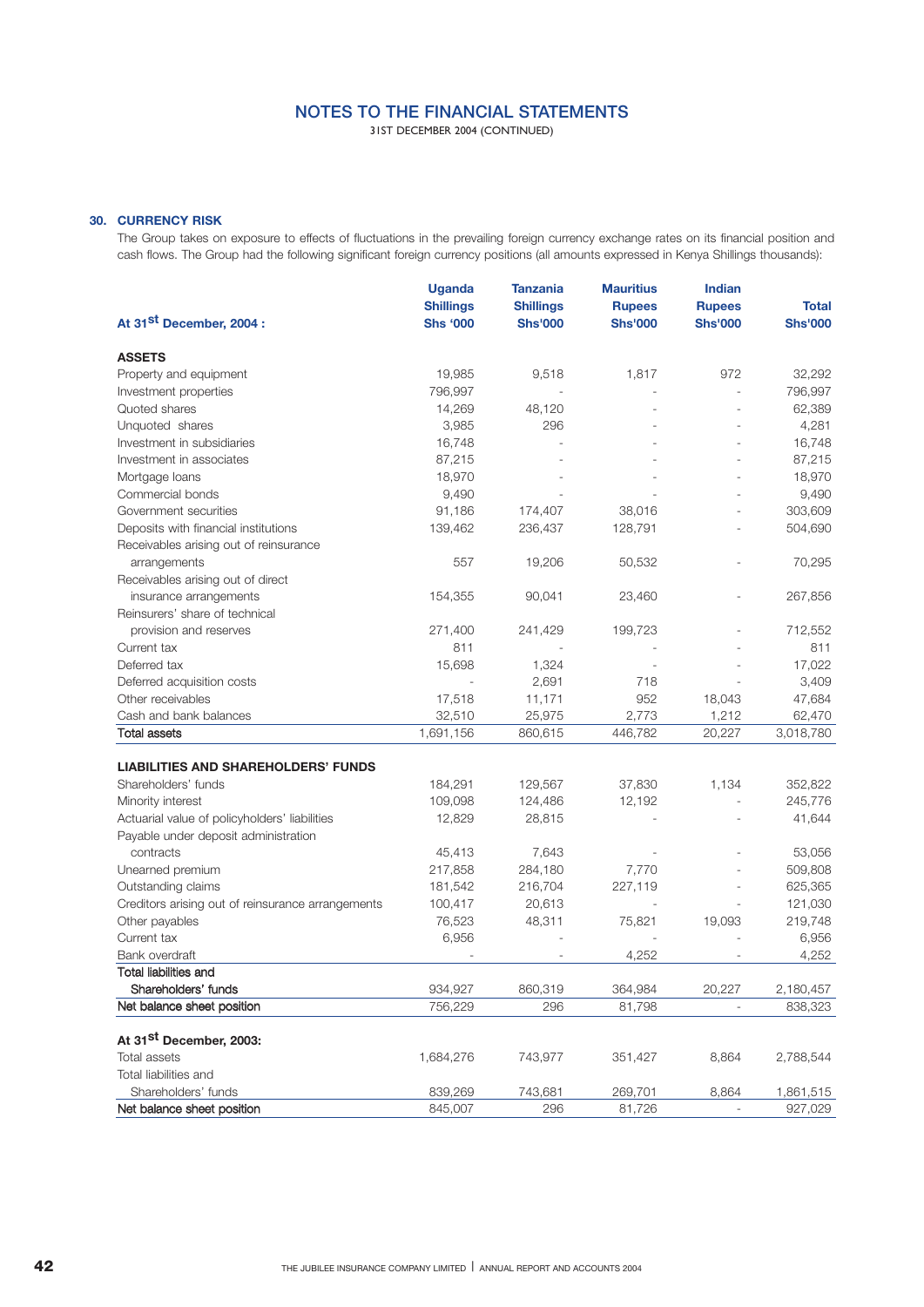# NOTES TO THE FINANCIAL STATEMENTS

31ST DECEMBER 2004 (CONTINUED)

## 30. CURRENCY RISK

The Group takes on exposure to effects of fluctuations in the prevailing foreign currency exchange rates on its financial position and cash flows. The Group had the following significant foreign currency positions (all amounts expressed in Kenya Shillings thousands):

| At 31st December, 2004 : | Uganda Shillings Shs '000 | Tanzania Shillings Shs'000 | Mauritius Rupees Shs'000 | Indian Rupees Shs'000 | Total Shs'000 |
|---|---|---|---|---|---|
| **ASSETS** | | | | | |
| Property and equipment | 19,985 | 9,518 | 1,817 | 972 | 32,292 |
| Investment properties | 796,997 | - | - | - | 796,997 |
| Quoted shares | 14,269 | 48,120 | - | - | 62,389 |
| Unquoted shares | 3,985 | 296 | - | - | 4,281 |
| Investment in subsidiaries | 16,748 | - | - | - | 16,748 |
| Investment in associates | 87,215 | - | - | - | 87,215 |
| Mortgage loans | 18,970 | - | - | - | 18,970 |
| Commercial bonds | 9,490 | - | - | - | 9,490 |
| Government securities | 91,186 | 174,407 | 38,016 | - | 303,609 |
| Deposits with financial institutions | 139,462 | 236,437 | 128,791 | - | 504,690 |
| Receivables arising out of reinsurance arrangements | 557 | 19,206 | 50,532 | - | 70,295 |
| Receivables arising out of direct insurance arrangements | 154,355 | 90,041 | 23,460 | - | 267,856 |
| Reinsurers' share of technical provision and reserves | 271,400 | 241,429 | 199,723 | - | 712,552 |
| Current tax | 811 | - | - | - | 811 |
| Deferred tax | 15,698 | 1,324 | - | - | 17,022 |
| Deferred acquisition costs | - | 2,691 | 718 | - | 3,409 |
| Other receivables | 17,518 | 11,171 | 952 | 18,043 | 47,684 |
| Cash and bank balances | 32,510 | 25,975 | 2,773 | 1,212 | 62,470 |
| Total assets | 1,691,156 | 860,615 | 446,782 | 20,227 | 3,018,780 |
| **LIABILITIES AND SHAREHOLDERS' FUNDS** | | | | | |
| Shareholders' funds | 184,291 | 129,567 | 37,830 | 1,134 | 352,822 |
| Minority interest | 109,098 | 124,486 | 12,192 | - | 245,776 |
| Actuarial value of policyholders' liabilities | 12,829 | 28,815 | - | - | 41,644 |
| Payable under deposit administration contracts | 45,413 | 7,643 | - | - | 53,056 |
| Unearned premium | 217,858 | 284,180 | 7,770 | - | 509,808 |
| Outstanding claims | 181,542 | 216,704 | 227,119 | - | 625,365 |
| Creditors arising out of reinsurance arrangements | 100,417 | 20,613 | - | - | 121,030 |
| Other payables | 76,523 | 48,311 | 75,821 | 19,093 | 219,748 |
| Current tax | 6,956 | - | - | - | 6,956 |
| Bank overdraft | - | - | 4,252 | - | 4,252 |
| Total liabilities and Shareholders' funds | 934,927 | 860,319 | 364,984 | 20,227 | 2,180,457 |
| Net balance sheet position | 756,229 | 296 | 81,798 | - | 838,323 |
| **At 31st December, 2003:** | | | | | |
| Total assets | 1,684,276 | 743,977 | 351,427 | 8,864 | 2,788,544 |
| Total liabilities and Shareholders' funds | 839,269 | 743,681 | 269,701 | 8,864 | 1,861,515 |
| Net balance sheet position | 845,007 | 296 | 81,726 | - | 927,029 |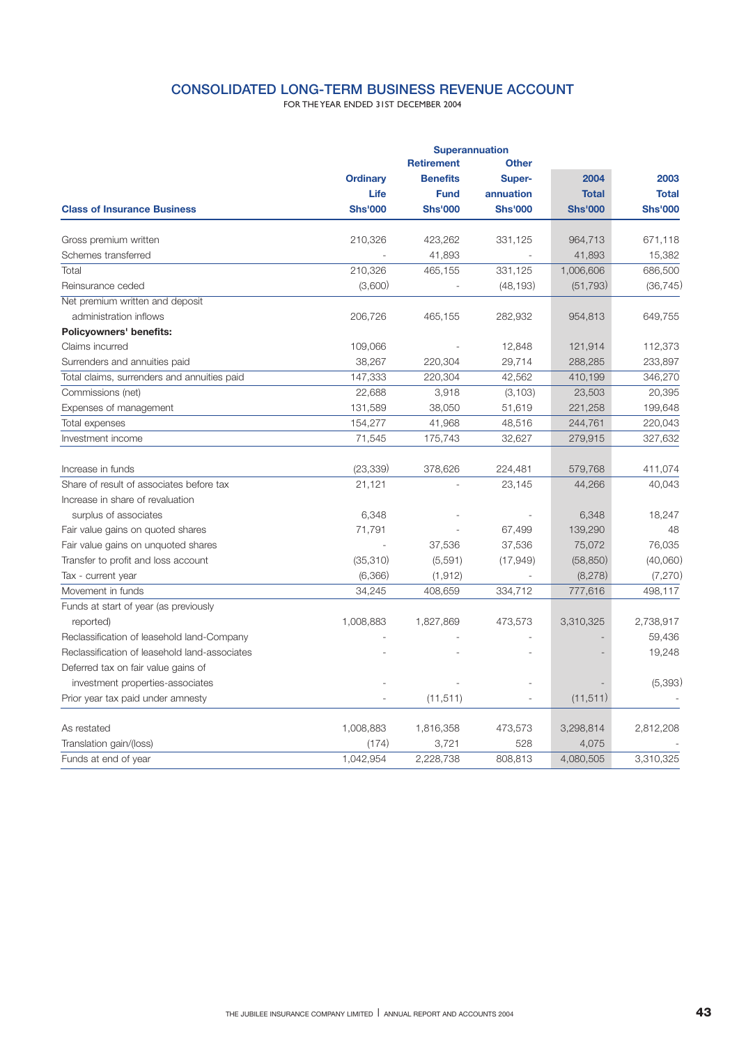# CONSOLIDATED LONG-TERM BUSINESS REVENUE ACCOUNT

FOR THE YEAR ENDED 31ST DECEMBER 2004

| Class of Insurance Business | Ordinary Life Shs'000 | Superannuation Retirement Benefits Fund Shs'000 | Superannuation Other Super-annuation Shs'000 | 2004 Total Shs'000 | 2003 Total Shs'000 |
|---|---|---|---|---|---|
| Gross premium written | 210,326 | 423,262 | 331,125 | 964,713 | 671,118 |
| Schemes transferred | - | 41,893 | - | 41,893 | 15,382 |
| Total | 210,326 | 465,155 | 331,125 | 1,006,606 | 686,500 |
| Reinsurance ceded | (3,600) | - | (48,193) | (51,793) | (36,745) |
| Net premium written and deposit administration inflows | 206,726 | 465,155 | 282,932 | 954,813 | 649,755 |
| **Policyowners' benefits:** | | | | | |
| Claims incurred | 109,066 | - | 12,848 | 121,914 | 112,373 |
| Surrenders and annuities paid | 38,267 | 220,304 | 29,714 | 288,285 | 233,897 |
| Total claims, surrenders and annuities paid | 147,333 | 220,304 | 42,562 | 410,199 | 346,270 |
| Commissions (net) | 22,688 | 3,918 | (3,103) | 23,503 | 20,395 |
| Expenses of management | 131,589 | 38,050 | 51,619 | 221,258 | 199,648 |
| Total expenses | 154,277 | 41,968 | 48,516 | 244,761 | 220,043 |
| Investment income | 71,545 | 175,743 | 32,627 | 279,915 | 327,632 |
| Increase in funds | (23,339) | 378,626 | 224,481 | 579,768 | 411,074 |
| Share of result of associates before tax | 21,121 | - | 23,145 | 44,266 | 40,043 |
| Increase in share of revaluation surplus of associates | 6,348 | - | - | 6,348 | 18,247 |
| Fair value gains on quoted shares | 71,791 | - | 67,499 | 139,290 | 48 |
| Fair value gains on unquoted shares | - | 37,536 | 37,536 | 75,072 | 76,035 |
| Transfer to profit and loss account | (35,310) | (5,591) | (17,949) | (58,850) | (40,060) |
| Tax - current year | (6,366) | (1,912) | - | (8,278) | (7,270) |
| Movement in funds | 34,245 | 408,659 | 334,712 | 777,616 | 498,117 |
| Funds at start of year (as previously reported) | 1,008,883 | 1,827,869 | 473,573 | 3,310,325 | 2,738,917 |
| Reclassification of leasehold land-Company | - | - | - | - | 59,436 |
| Reclassification of leasehold land-associates | - | - | - | - | 19,248 |
| Deferred tax on fair value gains of investment properties-associates | - | - | - | - | (5,393) |
| Prior year tax paid under amnesty | - | (11,511) | - | (11,511) | - |
| As restated | 1,008,883 | 1,816,358 | 473,573 | 3,298,814 | 2,812,208 |
| Translation gain/(loss) | (174) | 3,721 | 528 | 4,075 | - |
| Funds at end of year | 1,042,954 | 2,228,738 | 808,813 | 4,080,505 | 3,310,325 |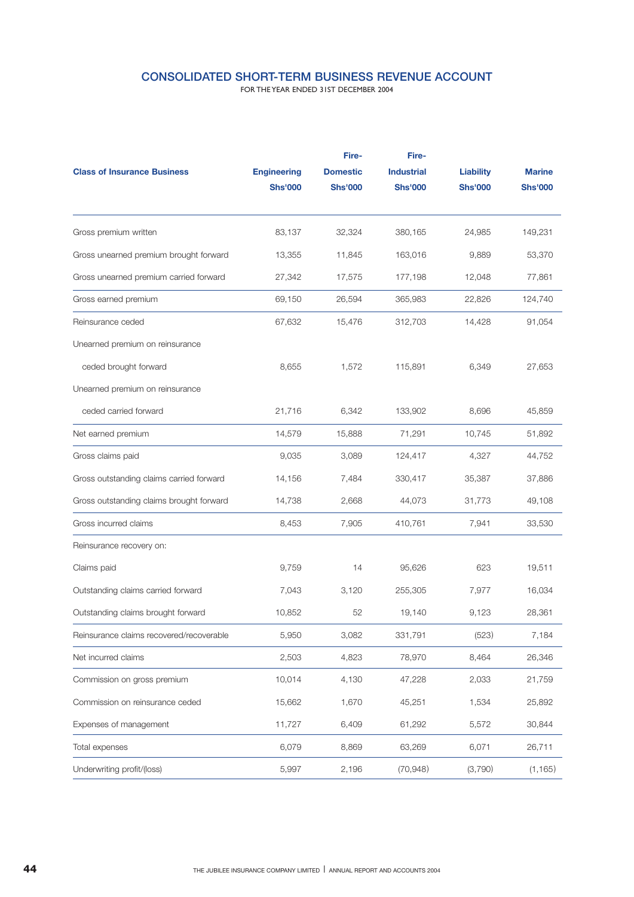## CONSOLIDATED SHORT-TERM BUSINESS REVENUE ACCOUNT

FOR THE YEAR ENDED 31ST DECEMBER 2004

| Class of Insurance Business | Engineering Shs'000 | Fire-Domestic Shs'000 | Fire-Industrial Shs'000 | Liability Shs'000 | Marine Shs'000 |
|---|---|---|---|---|---|
| Gross premium written | 83,137 | 32,324 | 380,165 | 24,985 | 149,231 |
| Gross unearned premium brought forward | 13,355 | 11,845 | 163,016 | 9,889 | 53,370 |
| Gross unearned premium carried forward | 27,342 | 17,575 | 177,198 | 12,048 | 77,861 |
| Gross earned premium | 69,150 | 26,594 | 365,983 | 22,826 | 124,740 |
| Reinsurance ceded | 67,632 | 15,476 | 312,703 | 14,428 | 91,054 |
| Unearned premium on reinsurance ceded brought forward | 8,655 | 1,572 | 115,891 | 6,349 | 27,653 |
| Unearned premium on reinsurance ceded carried forward | 21,716 | 6,342 | 133,902 | 8,696 | 45,859 |
| Net earned premium | 14,579 | 15,888 | 71,291 | 10,745 | 51,892 |
| Gross claims paid | 9,035 | 3,089 | 124,417 | 4,327 | 44,752 |
| Gross outstanding claims carried forward | 14,156 | 7,484 | 330,417 | 35,387 | 37,886 |
| Gross outstanding claims brought forward | 14,738 | 2,668 | 44,073 | 31,773 | 49,108 |
| Gross incurred claims | 8,453 | 7,905 | 410,761 | 7,941 | 33,530 |
| Reinsurance recovery on: | | | | | |
| Claims paid | 9,759 | 14 | 95,626 | 623 | 19,511 |
| Outstanding claims carried forward | 7,043 | 3,120 | 255,305 | 7,977 | 16,034 |
| Outstanding claims brought forward | 10,852 | 52 | 19,140 | 9,123 | 28,361 |
| Reinsurance claims recovered/recoverable | 5,950 | 3,082 | 331,791 | (523) | 7,184 |
| Net incurred claims | 2,503 | 4,823 | 78,970 | 8,464 | 26,346 |
| Commission on gross premium | 10,014 | 4,130 | 47,228 | 2,033 | 21,759 |
| Commission on reinsurance ceded | 15,662 | 1,670 | 45,251 | 1,534 | 25,892 |
| Expenses of management | 11,727 | 6,409 | 61,292 | 5,572 | 30,844 |
| Total expenses | 6,079 | 8,869 | 63,269 | 6,071 | 26,711 |
| Underwriting profit/(loss) | 5,997 | 2,196 | (70,948) | (3,790) | (1,165) |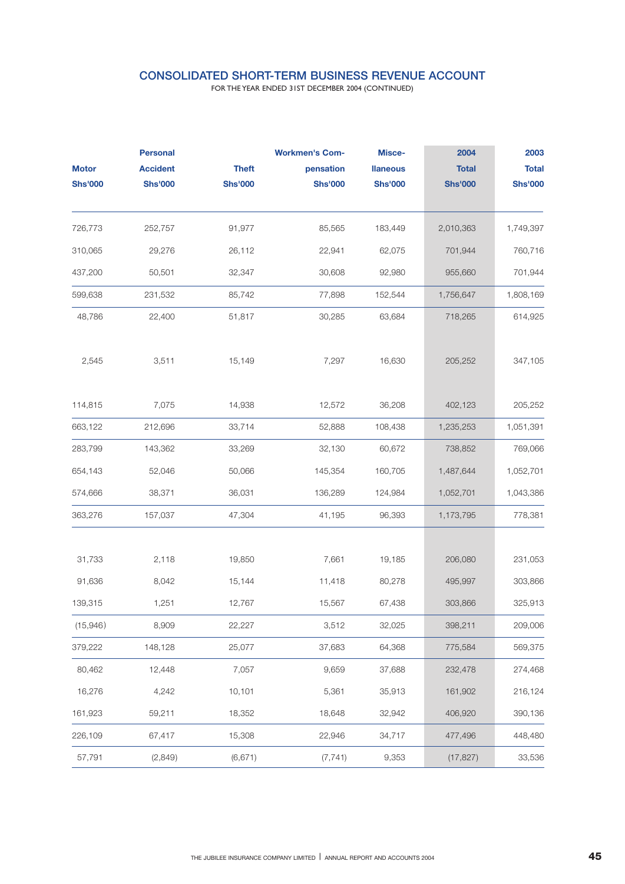## CONSOLIDATED SHORT-TERM BUSINESS REVENUE ACCOUNT

FOR THE YEAR ENDED 31ST DECEMBER 2004 (CONTINUED)

| Motor Shs'000 | Personal Accident Shs'000 | Theft Shs'000 | Workmen's Compensation Shs'000 | Miscellaneous Shs'000 | 2004 Total Shs'000 | 2003 Total Shs'000 |
|---|---|---|---|---|---|---|
| 726,773 | 252,757 | 91,977 | 85,565 | 183,449 | 2,010,363 | 1,749,397 |
| 310,065 | 29,276 | 26,112 | 22,941 | 62,075 | 701,944 | 760,716 |
| 437,200 | 50,501 | 32,347 | 30,608 | 92,980 | 955,660 | 701,944 |
| 599,638 | 231,532 | 85,742 | 77,898 | 152,544 | 1,756,647 | 1,808,169 |
| 48,786 | 22,400 | 51,817 | 30,285 | 63,684 | 718,265 | 614,925 |
| 2,545 | 3,511 | 15,149 | 7,297 | 16,630 | 205,252 | 347,105 |
| 114,815 | 7,075 | 14,938 | 12,572 | 36,208 | 402,123 | 205,252 |
| 663,122 | 212,696 | 33,714 | 52,888 | 108,438 | 1,235,253 | 1,051,391 |
| 283,799 | 143,362 | 33,269 | 32,130 | 60,672 | 738,852 | 769,066 |
| 654,143 | 52,046 | 50,066 | 145,354 | 160,705 | 1,487,644 | 1,052,701 |
| 574,666 | 38,371 | 36,031 | 136,289 | 124,984 | 1,052,701 | 1,043,386 |
| 363,276 | 157,037 | 47,304 | 41,195 | 96,393 | 1,173,795 | 778,381 |
| 31,733 | 2,118 | 19,850 | 7,661 | 19,185 | 206,080 | 231,053 |
| 91,636 | 8,042 | 15,144 | 11,418 | 80,278 | 495,997 | 303,866 |
| 139,315 | 1,251 | 12,767 | 15,567 | 67,438 | 303,866 | 325,913 |
| (15,946) | 8,909 | 22,227 | 3,512 | 32,025 | 398,211 | 209,006 |
| 379,222 | 148,128 | 25,077 | 37,683 | 64,368 | 775,584 | 569,375 |
| 80,462 | 12,448 | 7,057 | 9,659 | 37,688 | 232,478 | 274,468 |
| 16,276 | 4,242 | 10,101 | 5,361 | 35,913 | 161,902 | 216,124 |
| 161,923 | 59,211 | 18,352 | 18,648 | 32,942 | 406,920 | 390,136 |
| 226,109 | 67,417 | 15,308 | 22,946 | 34,717 | 477,496 | 448,480 |
| 57,791 | (2,849) | (6,671) | (7,741) | 9,353 | (17,827) | 33,536 |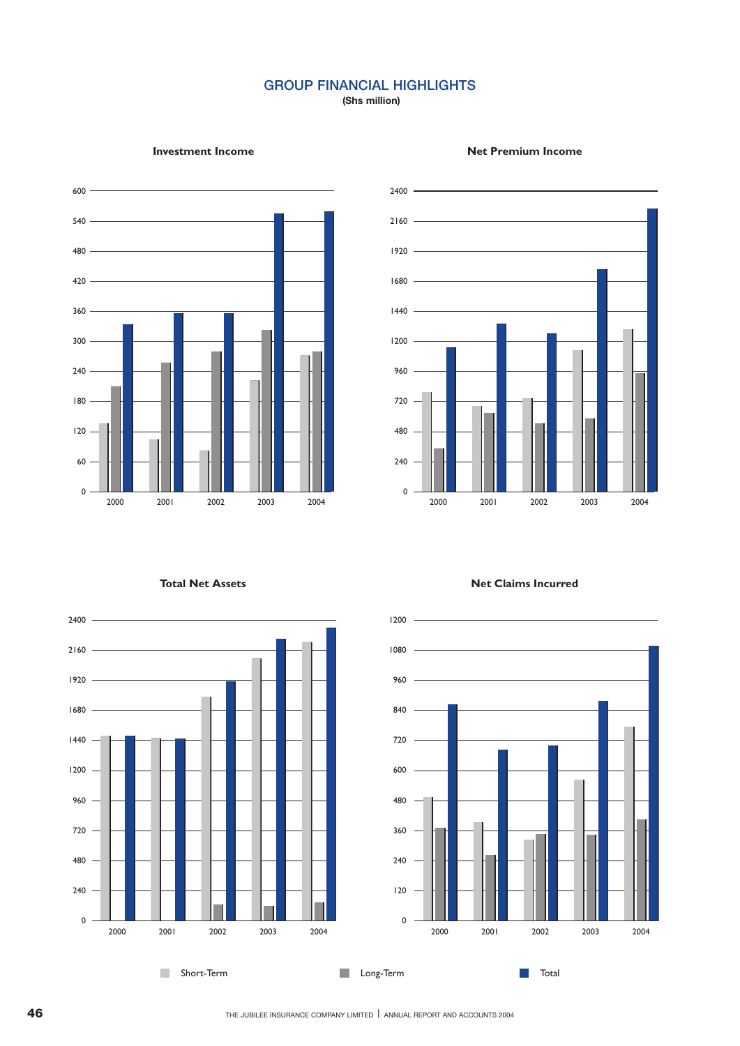# GROUP FINANCIAL HIGHLIGHTS

**(Shs million)**

### Investment Income

### Net Premium Income

### Total Net Assets

### Net Claims Incurred

Short-Term | Long-Term | Total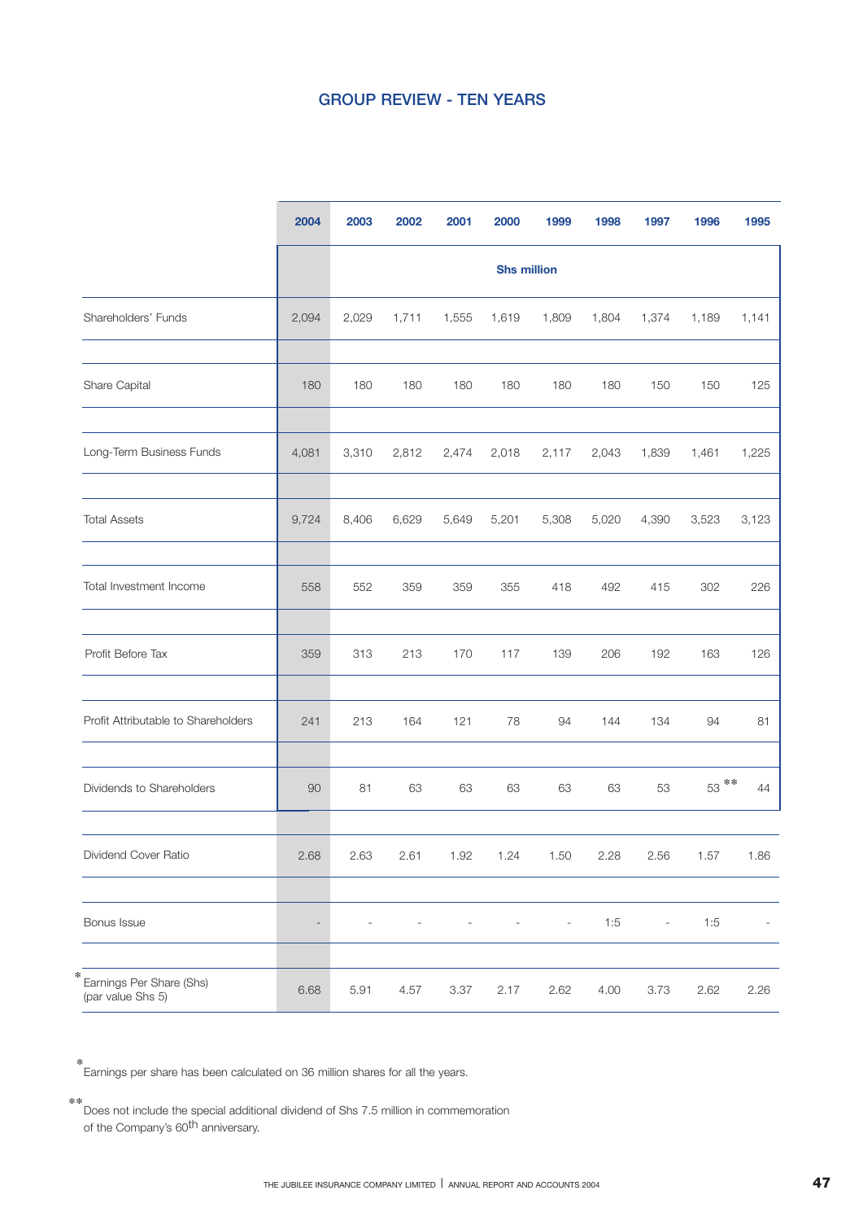# GROUP REVIEW - TEN YEARS

| | 2004 | 2003 | 2002 | 2001 | 2000 | 1999 | 1998 | 1997 | 1996 | 1995 |
|---|---|---|---|---|---|---|---|---|---|---|
| | | | | | Shs million | | | | | |
| Shareholders' Funds | 2,094 | 2,029 | 1,711 | 1,555 | 1,619 | 1,809 | 1,804 | 1,374 | 1,189 | 1,141 |
| Share Capital | 180 | 180 | 180 | 180 | 180 | 180 | 180 | 150 | 150 | 125 |
| Long-Term Business Funds | 4,081 | 3,310 | 2,812 | 2,474 | 2,018 | 2,117 | 2,043 | 1,839 | 1,461 | 1,225 |
| Total Assets | 9,724 | 8,406 | 6,629 | 5,649 | 5,201 | 5,308 | 5,020 | 4,390 | 3,523 | 3,123 |
| Total Investment Income | 558 | 552 | 359 | 359 | 355 | 418 | 492 | 415 | 302 | 226 |
| Profit Before Tax | 359 | 313 | 213 | 170 | 117 | 139 | 206 | 192 | 163 | 126 |
| Profit Attributable to Shareholders | 241 | 213 | 164 | 121 | 78 | 94 | 144 | 134 | 94 | 81 |
| Dividends to Shareholders | 90 | 81 | 63 | 63 | 63 | 63 | 63 | 53 | 53 ** | 44 |
| Dividend Cover Ratio | 2.68 | 2.63 | 2.61 | 1.92 | 1.24 | 1.50 | 2.28 | 2.56 | 1.57 | 1.86 |
| Bonus Issue | - | - | - | - | - | - | 1:5 | - | 1:5 | - |
| * Earnings Per Share (Shs) (par value Shs 5) | 6.68 | 5.91 | 4.57 | 3.37 | 2.17 | 2.62 | 4.00 | 3.73 | 2.62 | 2.26 |

\* Earnings per share has been calculated on 36 million shares for all the years.

** Does not include the special additional dividend of Shs 7.5 million in commemoration of the Company's 60th anniversary.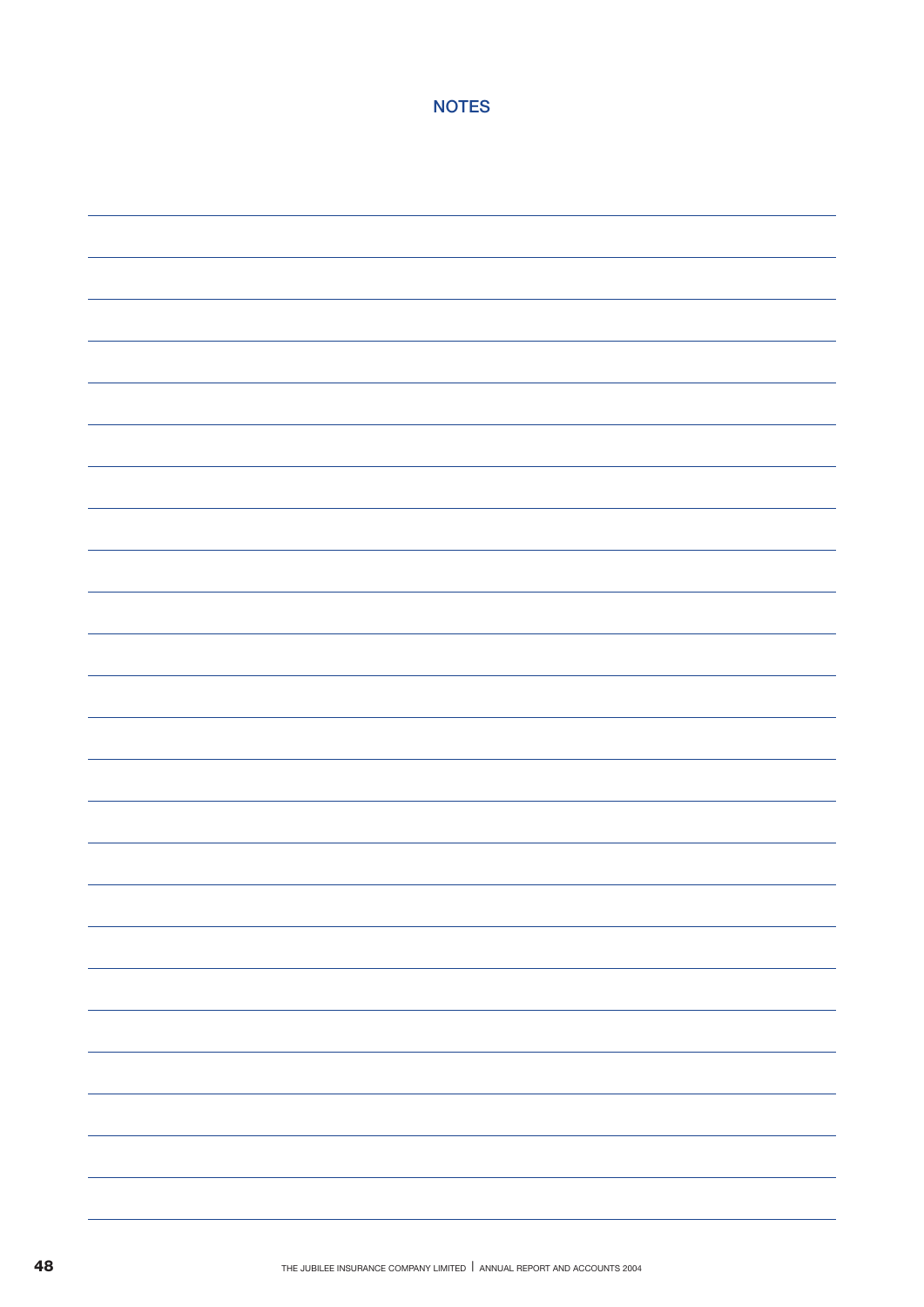# NOTES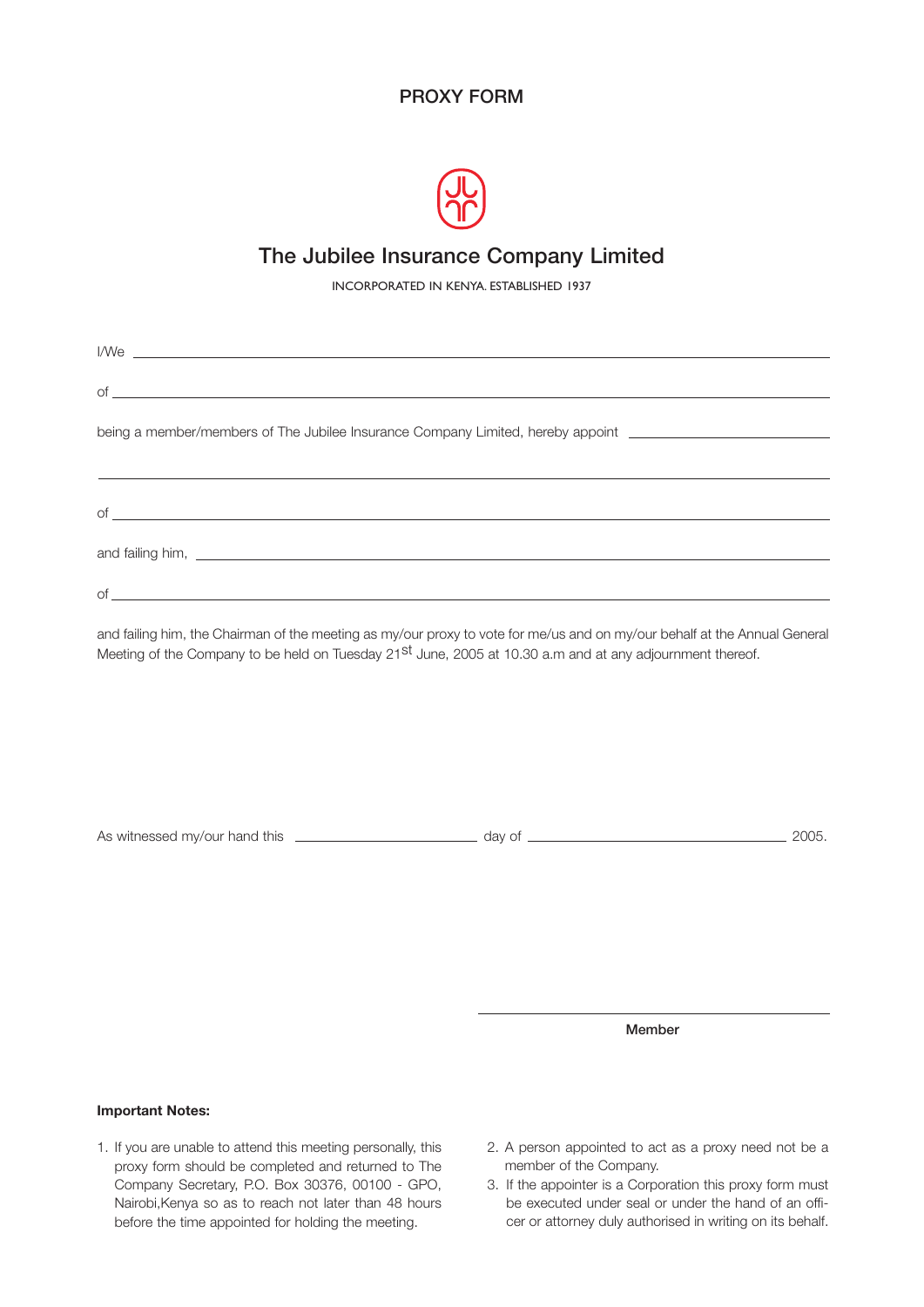# PROXY FORM

## The Jubilee Insurance Company Limited

INCORPORATED IN KENYA. ESTABLISHED 1937

I/We ______________________________________________

of ______________________________________________

being a member/members of The Jubilee Insurance Company Limited, hereby appoint ______________________________

______________________________________________

of ______________________________________________

and failing him, ______________________________________________

of ______________________________________________

and failing him, the Chairman of the meeting as my/our proxy to vote for me/us and on my/our behalf at the Annual General Meeting of the Company to be held on Tuesday 21st June, 2005 at 10.30 a.m and at any adjournment thereof.

As witnessed my/our hand this ______________ day of ______________________ 2005.

______________________________

**Member**

**Important Notes:**

1. If you are unable to attend this meeting personally, this proxy form should be completed and returned to The Company Secretary, P.O. Box 30376, 00100 - GPO, Nairobi,Kenya so as to reach not later than 48 hours before the time appointed for holding the meeting.
2. A person appointed to act as a proxy need not be a member of the Company.
3. If the appointer is a Corporation this proxy form must be executed under seal or under the hand of an officer or attorney duly authorised in writing on its behalf.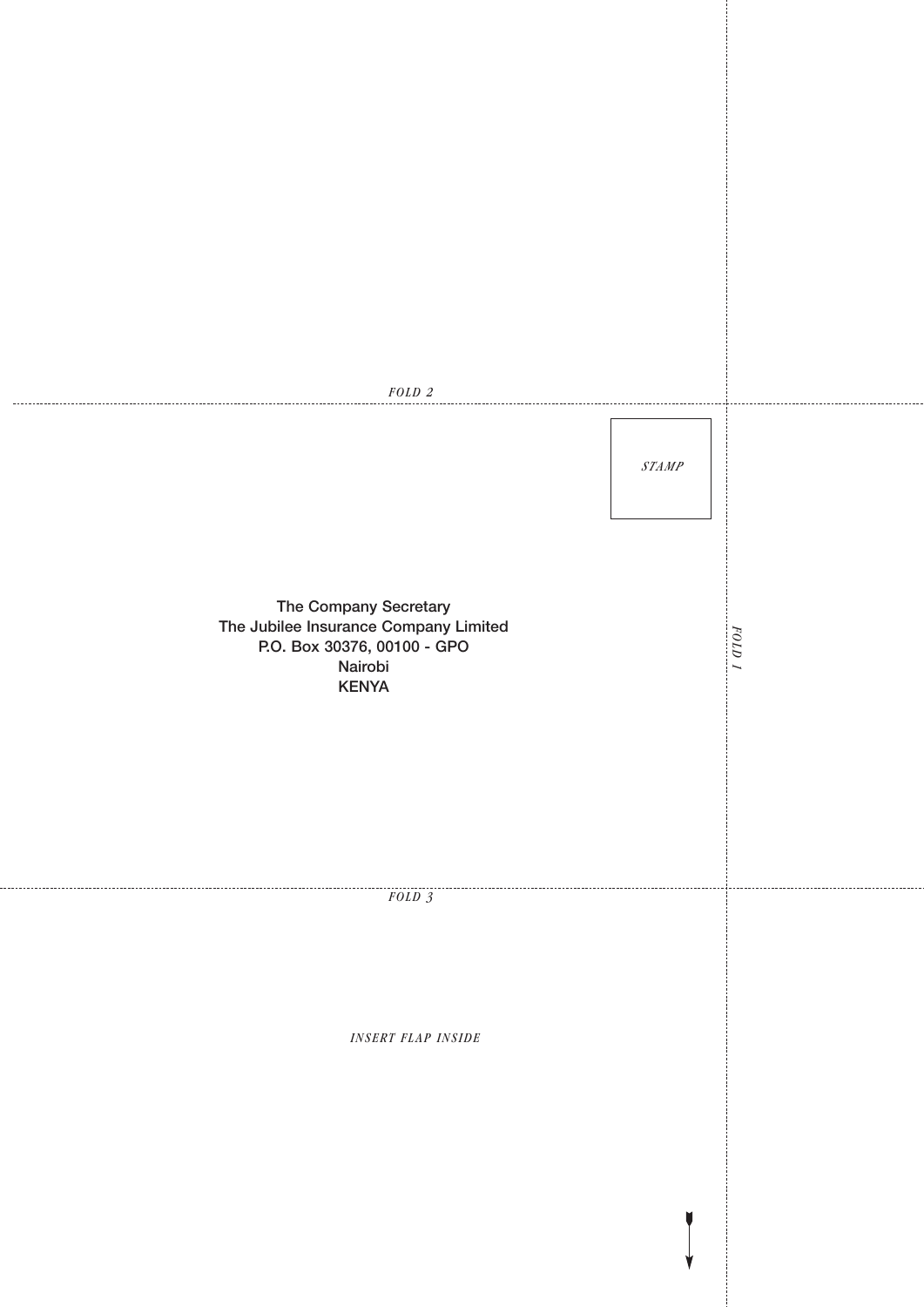*FOLD 2*

*STAMP*

**The Company Secretary**
**The Jubilee Insurance Company Limited**
**P.O. Box 30376, 00100 - GPO**
**Nairobi**
**KENYA**

*FOLD 1*

*FOLD 3*

*INSERT FLAP INSIDE*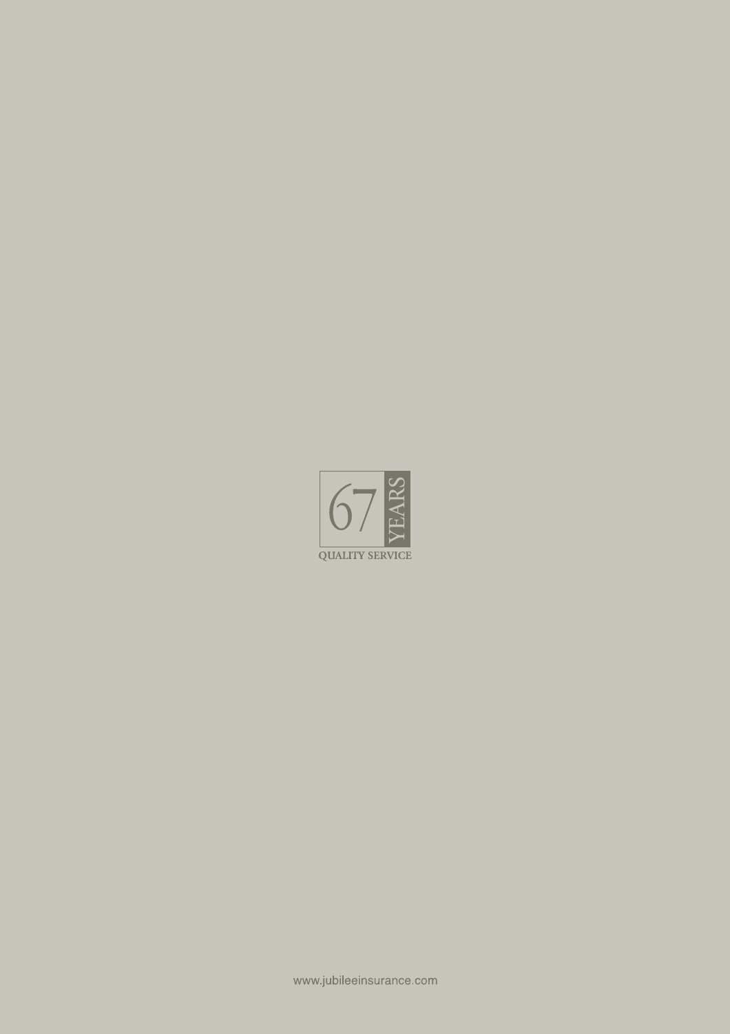67 YEARS

QUALITY SERVICE

www.jubileeinsurance.com